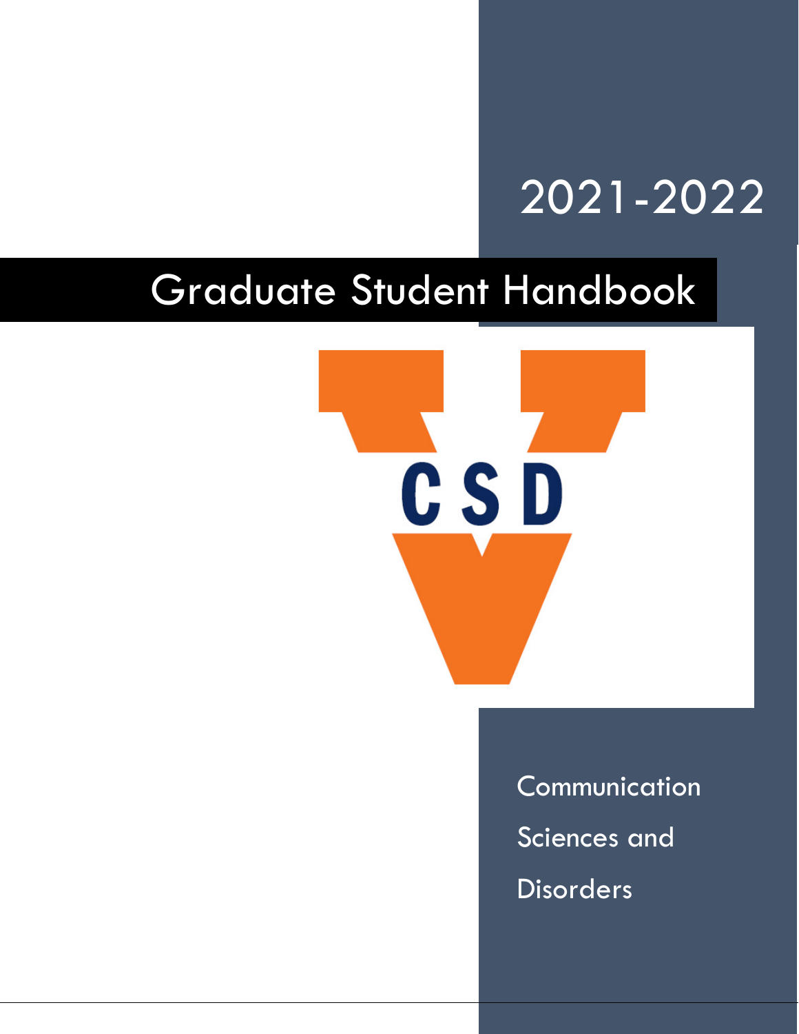2021-2022

# Graduate Student Handbook

CSD

Communication Sciences and Disorders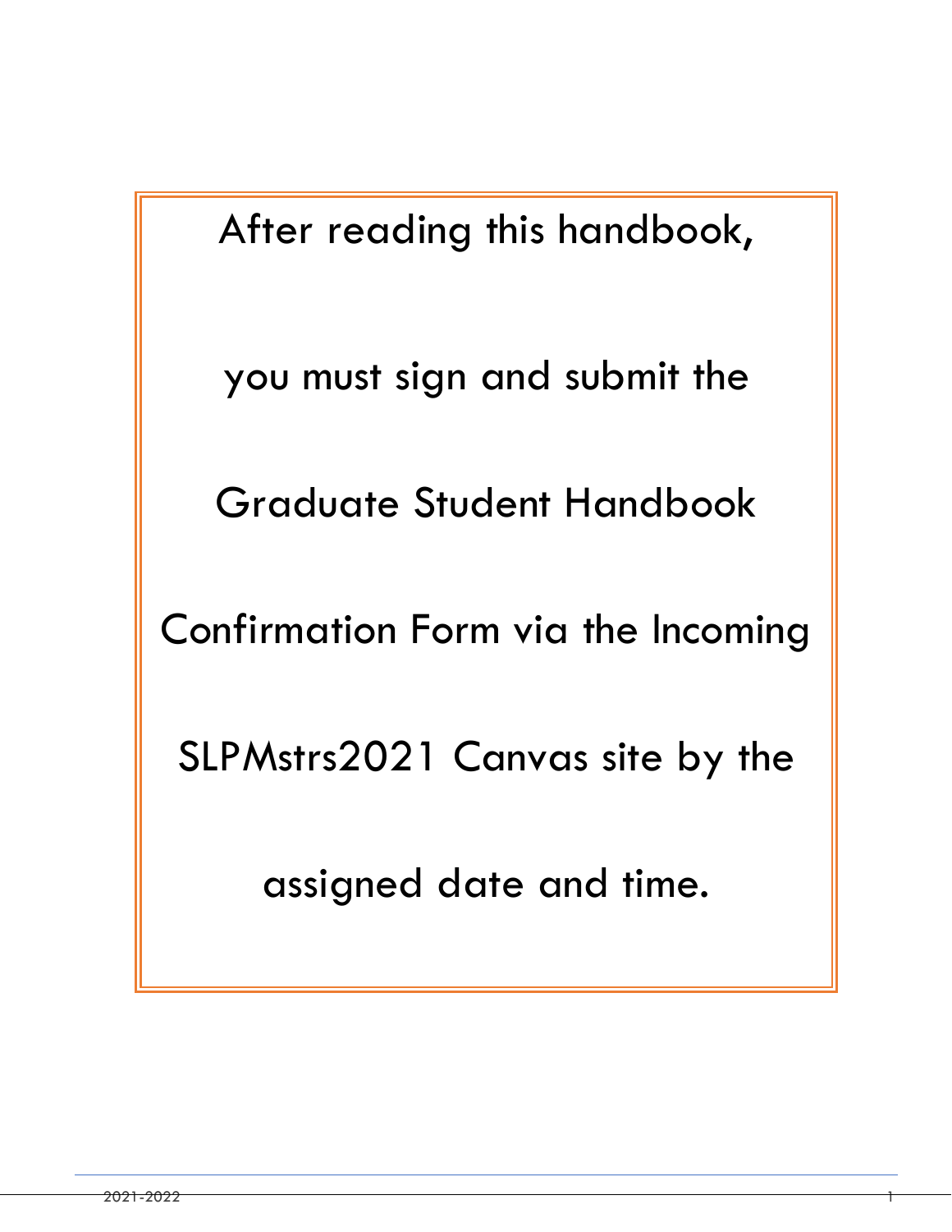After reading this handbook,

you must sign and submit the

Graduate Student Handbook

Confirmation Form via the Incoming

SLPMstrs2021 Canvas site by the

assigned date and time.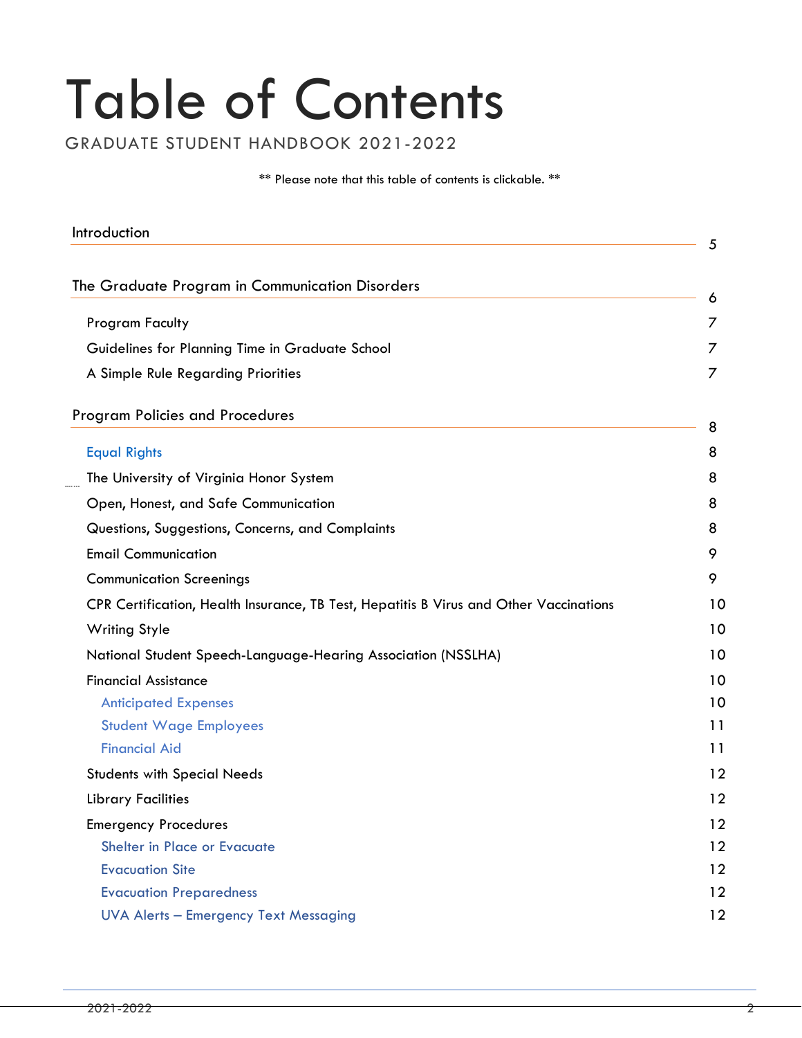# Table of Contents

GRADUATE STUDENT HANDBOOK 2021-2022

** Please note that this table of contents is clickable. **

| | |
|---|---|
| Introduction | 5 |
| The Graduate Program in Communication Disorders | 6 |
| Program Faculty | 7 |
| Guidelines for Planning Time in Graduate School | 7 |
| A Simple Rule Regarding Priorities | 7 |
| Program Policies and Procedures | 8 |
| Equal Rights | 8 |
| The University of Virginia Honor System | 8 |
| Open, Honest, and Safe Communication | 8 |
| Questions, Suggestions, Concerns, and Complaints | 8 |
| Email Communication | 9 |
| Communication Screenings | 9 |
| CPR Certification, Health Insurance, TB Test, Hepatitis B Virus and Other Vaccinations | 10 |
| Writing Style | 10 |
| National Student Speech-Language-Hearing Association (NSSLHA) | 10 |
| Financial Assistance | 10 |
| Anticipated Expenses | 10 |
| Student Wage Employees | 11 |
| Financial Aid | 11 |
| Students with Special Needs | 12 |
| Library Facilities | 12 |
| Emergency Procedures | 12 |
| Shelter in Place or Evacuate | 12 |
| Evacuation Site | 12 |
| Evacuation Preparedness | 12 |
| UVA Alerts – Emergency Text Messaging | 12 |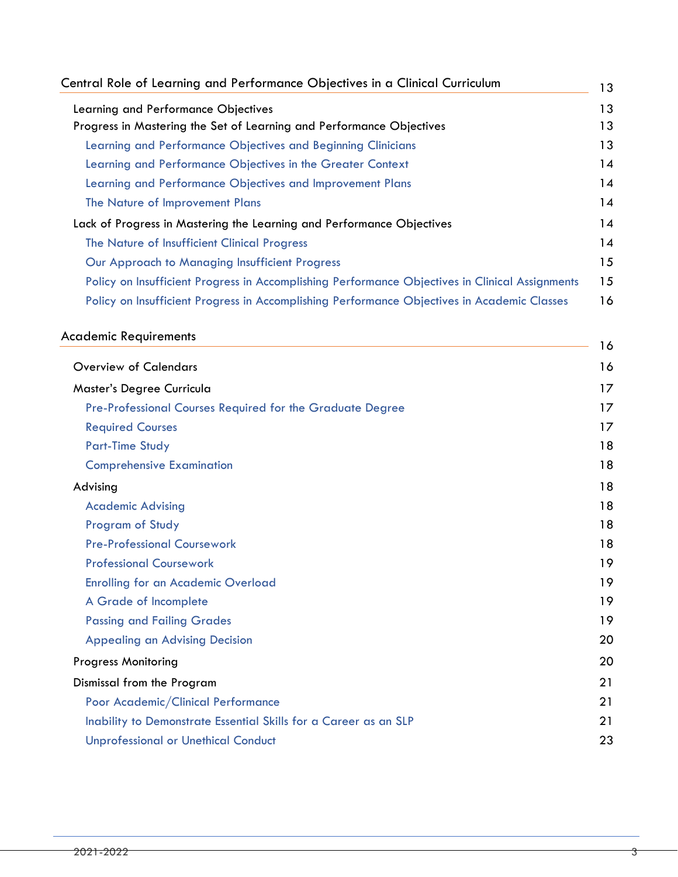Central Role of Learning and Performance Objectives in a Clinical Curriculum 13

- Learning and Performance Objectives 13
- Progress in Mastering the Set of Learning and Performance Objectives 13
  - Learning and Performance Objectives and Beginning Clinicians 13
  - Learning and Performance Objectives in the Greater Context 14
  - Learning and Performance Objectives and Improvement Plans 14
  - The Nature of Improvement Plans 14
- Lack of Progress in Mastering the Learning and Performance Objectives 14
  - The Nature of Insufficient Clinical Progress 14
  - Our Approach to Managing Insufficient Progress 15
  - Policy on Insufficient Progress in Accomplishing Performance Objectives in Clinical Assignments 15
  - Policy on Insufficient Progress in Accomplishing Performance Objectives in Academic Classes 16

Academic Requirements 16

- Overview of Calendars 16
- Master's Degree Curricula 17
  - Pre-Professional Courses Required for the Graduate Degree 17
  - Required Courses 17
  - Part-Time Study 18
  - Comprehensive Examination 18
- Advising 18
  - Academic Advising 18
  - Program of Study 18
  - Pre-Professional Coursework 18
  - Professional Coursework 19
  - Enrolling for an Academic Overload 19
  - A Grade of Incomplete 19
  - Passing and Failing Grades 19
  - Appealing an Advising Decision 20
- Progress Monitoring 20
- Dismissal from the Program 21
  - Poor Academic/Clinical Performance 21
  - Inability to Demonstrate Essential Skills for a Career as an SLP 21
  - Unprofessional or Unethical Conduct 23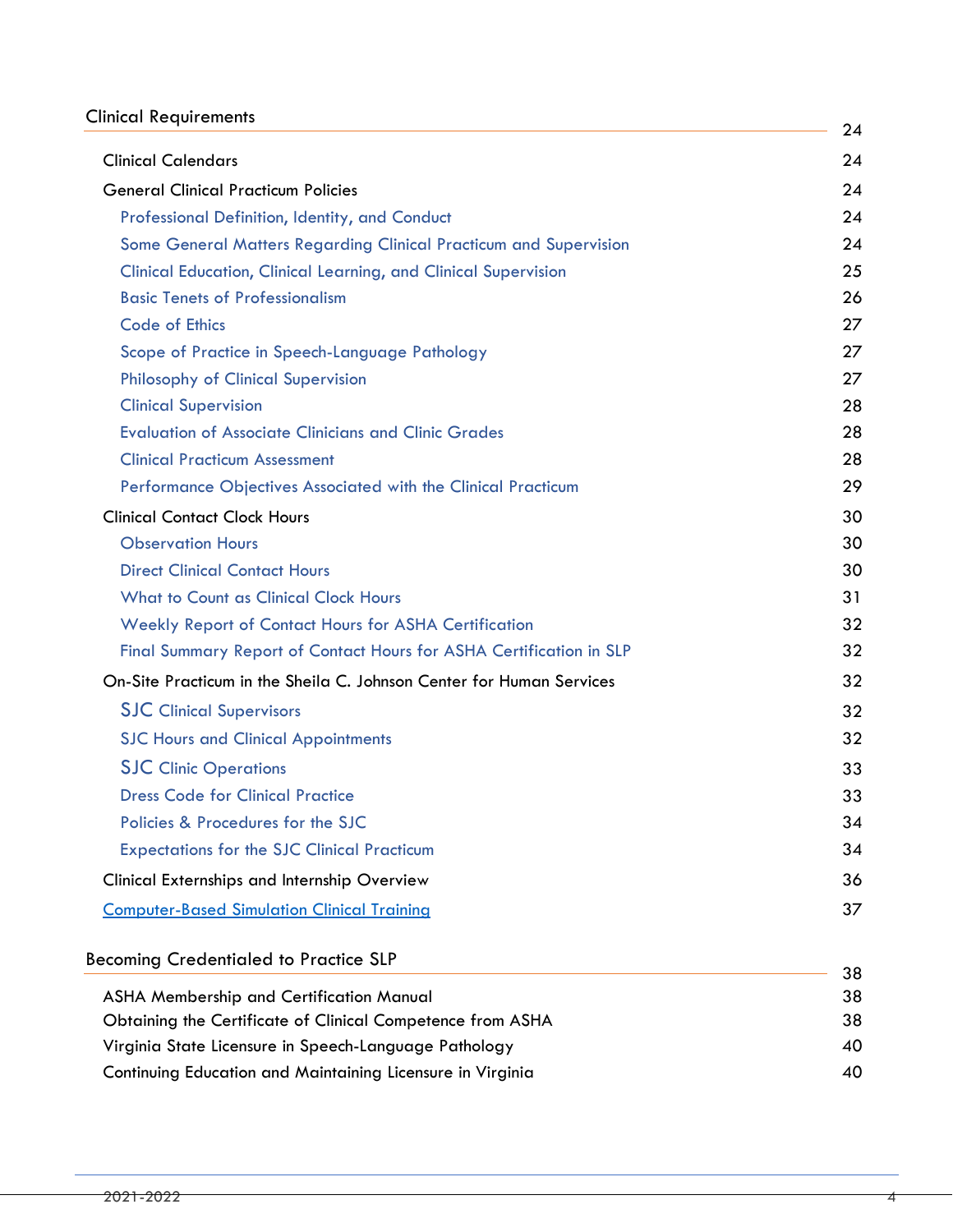| | |
|---|---|
| Clinical Requirements | 24 |
| Clinical Calendars | 24 |
| General Clinical Practicum Policies | 24 |
| Professional Definition, Identity, and Conduct | 24 |
| Some General Matters Regarding Clinical Practicum and Supervision | 24 |
| Clinical Education, Clinical Learning, and Clinical Supervision | 25 |
| Basic Tenets of Professionalism | 26 |
| Code of Ethics | 27 |
| Scope of Practice in Speech-Language Pathology | 27 |
| Philosophy of Clinical Supervision | 27 |
| Clinical Supervision | 28 |
| Evaluation of Associate Clinicians and Clinic Grades | 28 |
| Clinical Practicum Assessment | 28 |
| Performance Objectives Associated with the Clinical Practicum | 29 |
| Clinical Contact Clock Hours | 30 |
| Observation Hours | 30 |
| Direct Clinical Contact Hours | 30 |
| What to Count as Clinical Clock Hours | 31 |
| Weekly Report of Contact Hours for ASHA Certification | 32 |
| Final Summary Report of Contact Hours for ASHA Certification in SLP | 32 |
| On-Site Practicum in the Sheila C. Johnson Center for Human Services | 32 |
| SJC Clinical Supervisors | 32 |
| SJC Hours and Clinical Appointments | 32 |
| SJC Clinic Operations | 33 |
| Dress Code for Clinical Practice | 33 |
| Policies & Procedures for the SJC | 34 |
| Expectations for the SJC Clinical Practicum | 34 |
| Clinical Externships and Internship Overview | 36 |
| Computer-Based Simulation Clinical Training | 37 |
| Becoming Credentialed to Practice SLP | 38 |
| ASHA Membership and Certification Manual | 38 |
| Obtaining the Certificate of Clinical Competence from ASHA | 38 |
| Virginia State Licensure in Speech-Language Pathology | 40 |
| Continuing Education and Maintaining Licensure in Virginia | 40 |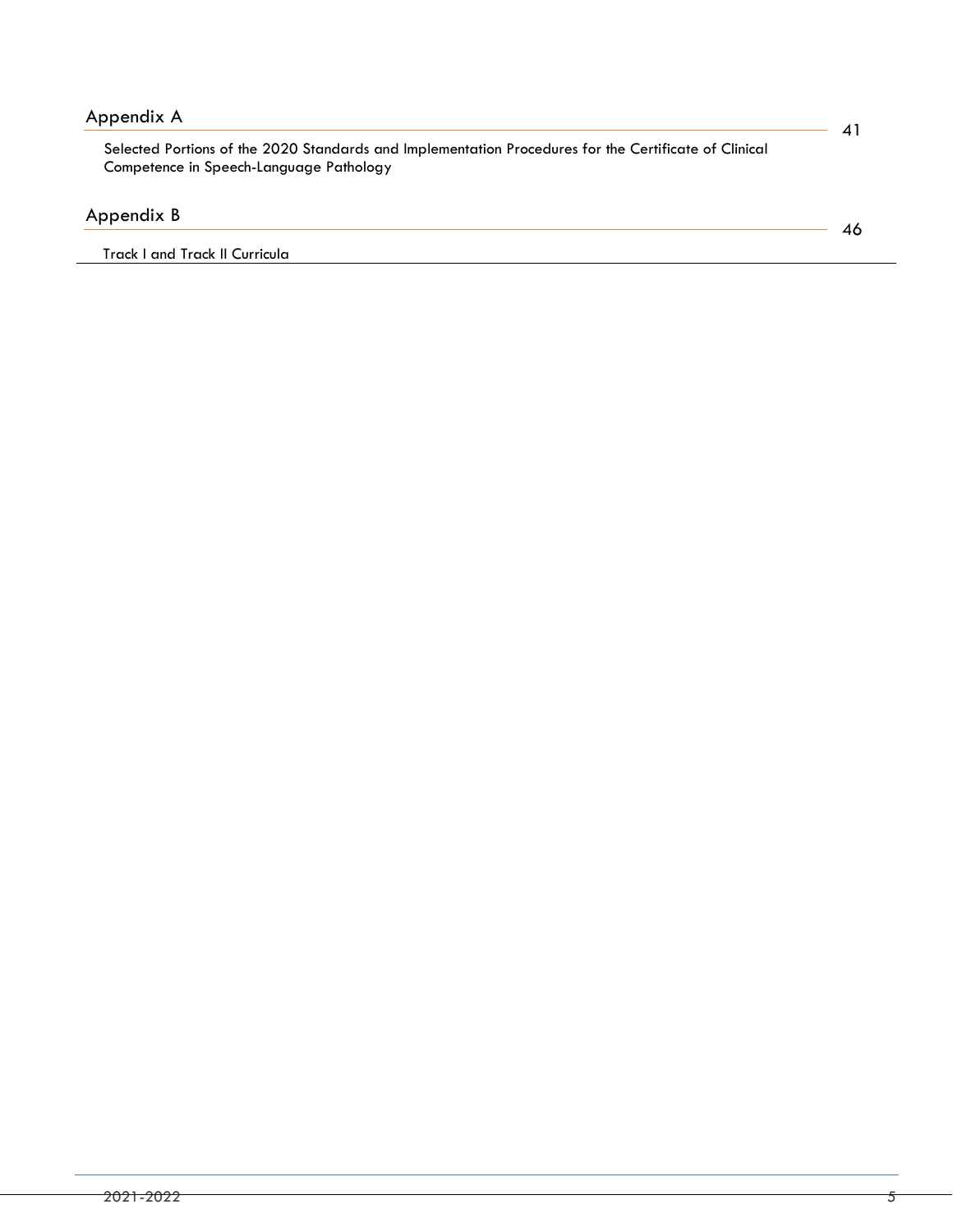Appendix A — 41

Selected Portions of the 2020 Standards and Implementation Procedures for the Certificate of Clinical Competence in Speech-Language Pathology

Appendix B — 46

Track I and Track II Curricula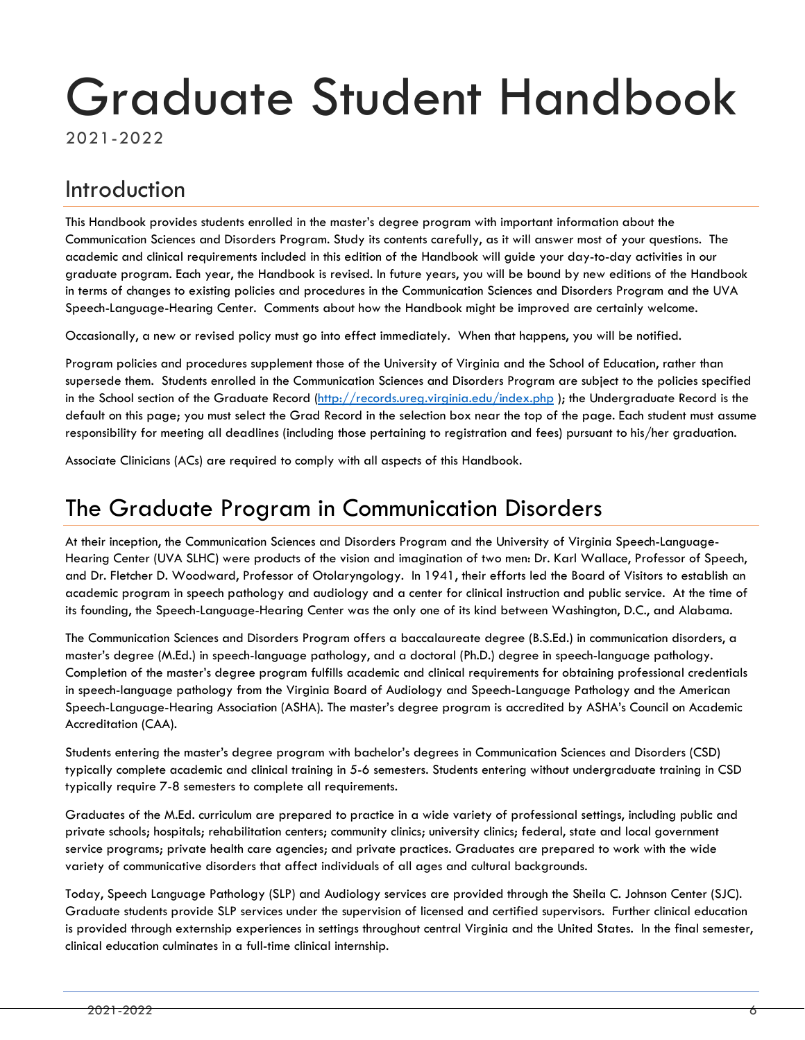# Graduate Student Handbook

2021-2022

## Introduction

This Handbook provides students enrolled in the master's degree program with important information about the Communication Sciences and Disorders Program. Study its contents carefully, as it will answer most of your questions. The academic and clinical requirements included in this edition of the Handbook will guide your day-to-day activities in our graduate program. Each year, the Handbook is revised. In future years, you will be bound by new editions of the Handbook in terms of changes to existing policies and procedures in the Communication Sciences and Disorders Program and the UVA Speech-Language-Hearing Center. Comments about how the Handbook might be improved are certainly welcome.

Occasionally, a new or revised policy must go into effect immediately. When that happens, you will be notified.

Program policies and procedures supplement those of the University of Virginia and the School of Education, rather than supersede them. Students enrolled in the Communication Sciences and Disorders Program are subject to the policies specified in the School section of the Graduate Record (http://records.ureg.virginia.edu/index.php ); the Undergraduate Record is the default on this page; you must select the Grad Record in the selection box near the top of the page. Each student must assume responsibility for meeting all deadlines (including those pertaining to registration and fees) pursuant to his/her graduation.

Associate Clinicians (ACs) are required to comply with all aspects of this Handbook.

## The Graduate Program in Communication Disorders

At their inception, the Communication Sciences and Disorders Program and the University of Virginia Speech-Language-Hearing Center (UVA SLHC) were products of the vision and imagination of two men: Dr. Karl Wallace, Professor of Speech, and Dr. Fletcher D. Woodward, Professor of Otolaryngology. In 1941, their efforts led the Board of Visitors to establish an academic program in speech pathology and audiology and a center for clinical instruction and public service. At the time of its founding, the Speech-Language-Hearing Center was the only one of its kind between Washington, D.C., and Alabama.

The Communication Sciences and Disorders Program offers a baccalaureate degree (B.S.Ed.) in communication disorders, a master's degree (M.Ed.) in speech-language pathology, and a doctoral (Ph.D.) degree in speech-language pathology. Completion of the master's degree program fulfills academic and clinical requirements for obtaining professional credentials in speech-language pathology from the Virginia Board of Audiology and Speech-Language Pathology and the American Speech-Language-Hearing Association (ASHA). The master's degree program is accredited by ASHA's Council on Academic Accreditation (CAA).

Students entering the master's degree program with bachelor's degrees in Communication Sciences and Disorders (CSD) typically complete academic and clinical training in 5-6 semesters. Students entering without undergraduate training in CSD typically require 7-8 semesters to complete all requirements.

Graduates of the M.Ed. curriculum are prepared to practice in a wide variety of professional settings, including public and private schools; hospitals; rehabilitation centers; community clinics; university clinics; federal, state and local government service programs; private health care agencies; and private practices. Graduates are prepared to work with the wide variety of communicative disorders that affect individuals of all ages and cultural backgrounds.

Today, Speech Language Pathology (SLP) and Audiology services are provided through the Sheila C. Johnson Center (SJC). Graduate students provide SLP services under the supervision of licensed and certified supervisors. Further clinical education is provided through externship experiences in settings throughout central Virginia and the United States. In the final semester, clinical education culminates in a full-time clinical internship.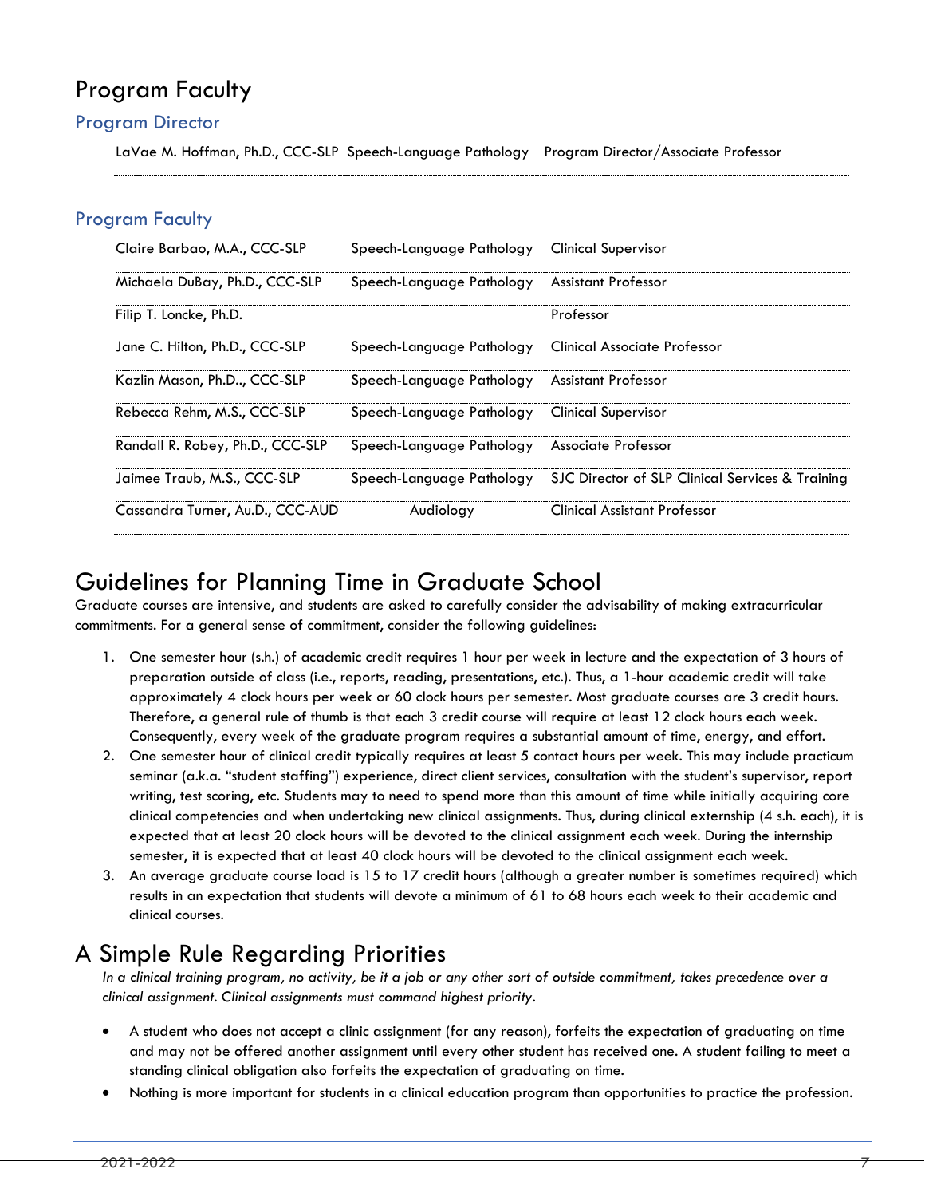# Program Faculty

## Program Director

| | | |
|---|---|---|
| LaVae M. Hoffman, Ph.D., CCC-SLP | Speech-Language Pathology | Program Director/Associate Professor |

## Program Faculty

| | | |
|---|---|---|
| Claire Barbao, M.A., CCC-SLP | Speech-Language Pathology | Clinical Supervisor |
| Michaela DuBay, Ph.D., CCC-SLP | Speech-Language Pathology | Assistant Professor |
| Filip T. Loncke, Ph.D. | | Professor |
| Jane C. Hilton, Ph.D., CCC-SLP | Speech-Language Pathology | Clinical Associate Professor |
| Kazlin Mason, Ph.D.., CCC-SLP | Speech-Language Pathology | Assistant Professor |
| Rebecca Rehm, M.S., CCC-SLP | Speech-Language Pathology | Clinical Supervisor |
| Randall R. Robey, Ph.D., CCC-SLP | Speech-Language Pathology | Associate Professor |
| Jaimee Traub, M.S., CCC-SLP | Speech-Language Pathology | SJC Director of SLP Clinical Services & Training |
| Cassandra Turner, Au.D., CCC-AUD | Audiology | Clinical Assistant Professor |

# Guidelines for Planning Time in Graduate School

Graduate courses are intensive, and students are asked to carefully consider the advisability of making extracurricular commitments. For a general sense of commitment, consider the following guidelines:

1. One semester hour (s.h.) of academic credit requires 1 hour per week in lecture and the expectation of 3 hours of preparation outside of class (i.e., reports, reading, presentations, etc.). Thus, a 1-hour academic credit will take approximately 4 clock hours per week or 60 clock hours per semester. Most graduate courses are 3 credit hours. Therefore, a general rule of thumb is that each 3 credit course will require at least 12 clock hours each week. Consequently, every week of the graduate program requires a substantial amount of time, energy, and effort.
2. One semester hour of clinical credit typically requires at least 5 contact hours per week. This may include practicum seminar (a.k.a. "student staffing") experience, direct client services, consultation with the student's supervisor, report writing, test scoring, etc. Students may to need to spend more than this amount of time while initially acquiring core clinical competencies and when undertaking new clinical assignments. Thus, during clinical externship (4 s.h. each), it is expected that at least 20 clock hours will be devoted to the clinical assignment each week. During the internship semester, it is expected that at least 40 clock hours will be devoted to the clinical assignment each week.
3. An average graduate course load is 15 to 17 credit hours (although a greater number is sometimes required) which results in an expectation that students will devote a minimum of 61 to 68 hours each week to their academic and clinical courses.

# A Simple Rule Regarding Priorities

*In a clinical training program, no activity, be it a job or any other sort of outside commitment, takes precedence over a clinical assignment. Clinical assignments must command highest priority.*

- A student who does not accept a clinic assignment (for any reason), forfeits the expectation of graduating on time and may not be offered another assignment until every other student has received one. A student failing to meet a standing clinical obligation also forfeits the expectation of graduating on time.
- Nothing is more important for students in a clinical education program than opportunities to practice the profession.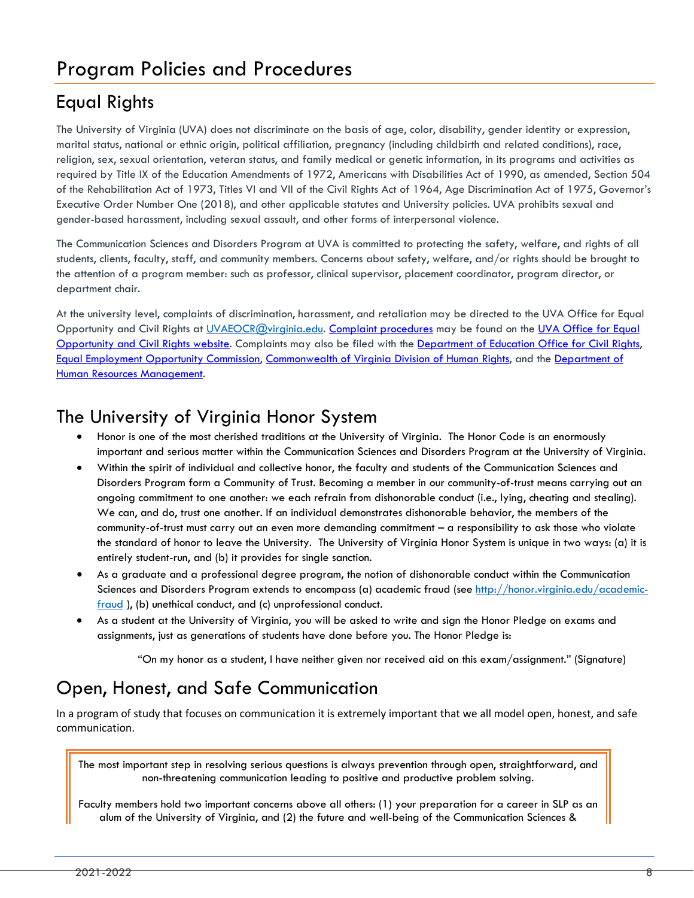# Program Policies and Procedures

## Equal Rights

The University of Virginia (UVA) does not discriminate on the basis of age, color, disability, gender identity or expression, marital status, national or ethnic origin, political affiliation, pregnancy (including childbirth and related conditions), race, religion, sex, sexual orientation, veteran status, and family medical or genetic information, in its programs and activities as required by Title IX of the Education Amendments of 1972, Americans with Disabilities Act of 1990, as amended, Section 504 of the Rehabilitation Act of 1973, Titles VI and VII of the Civil Rights Act of 1964, Age Discrimination Act of 1975, Governor's Executive Order Number One (2018), and other applicable statutes and University policies. UVA prohibits sexual and gender-based harassment, including sexual assault, and other forms of interpersonal violence.

The Communication Sciences and Disorders Program at UVA is committed to protecting the safety, welfare, and rights of all students, clients, faculty, staff, and community members. Concerns about safety, welfare, and/or rights should be brought to the attention of a program member: such as professor, clinical supervisor, placement coordinator, program director, or department chair.

At the university level, complaints of discrimination, harassment, and retaliation may be directed to the UVA Office for Equal Opportunity and Civil Rights at [UVAEOCR@virginia.edu](mailto:UVAEOCR@virginia.edu). [Complaint procedures]() may be found on the [UVA Office for Equal Opportunity and Civil Rights website](). Complaints may also be filed with the [Department of Education Office for Civil Rights](), [Equal Employment Opportunity Commission](), [Commonwealth of Virginia Division of Human Rights](), and the [Department of Human Resources Management]().

## The University of Virginia Honor System

- Honor is one of the most cherished traditions at the University of Virginia. The Honor Code is an enormously important and serious matter within the Communication Sciences and Disorders Program at the University of Virginia.
- Within the spirit of individual and collective honor, the faculty and students of the Communication Sciences and Disorders Program form a Community of Trust. Becoming a member in our community-of-trust means carrying out an ongoing commitment to one another: we each refrain from dishonorable conduct (i.e., lying, cheating and stealing). We can, and do, trust one another. If an individual demonstrates dishonorable behavior, the members of the community-of-trust must carry out an even more demanding commitment – a responsibility to ask those who violate the standard of honor to leave the University. The University of Virginia Honor System is unique in two ways: (a) it is entirely student-run, and (b) it provides for single sanction.
- As a graduate and a professional degree program, the notion of dishonorable conduct within the Communication Sciences and Disorders Program extends to encompass (a) academic fraud (see [http://honor.virginia.edu/academic-fraud](http://honor.virginia.edu/academic-fraud) ), (b) unethical conduct, and (c) unprofessional conduct.
- As a student at the University of Virginia, you will be asked to write and sign the Honor Pledge on exams and assignments, just as generations of students have done before you. The Honor Pledge is:

> "On my honor as a student, I have neither given nor received aid on this exam/assignment." (Signature)

## Open, Honest, and Safe Communication

In a program of study that focuses on communication it is extremely important that we all model open, honest, and safe communication.

The most important step in resolving serious questions is always prevention through open, straightforward, and non-threatening communication leading to positive and productive problem solving.

Faculty members hold two important concerns above all others: (1) your preparation for a career in SLP as an alum of the University of Virginia, and (2) the future and well-being of the Communication Sciences &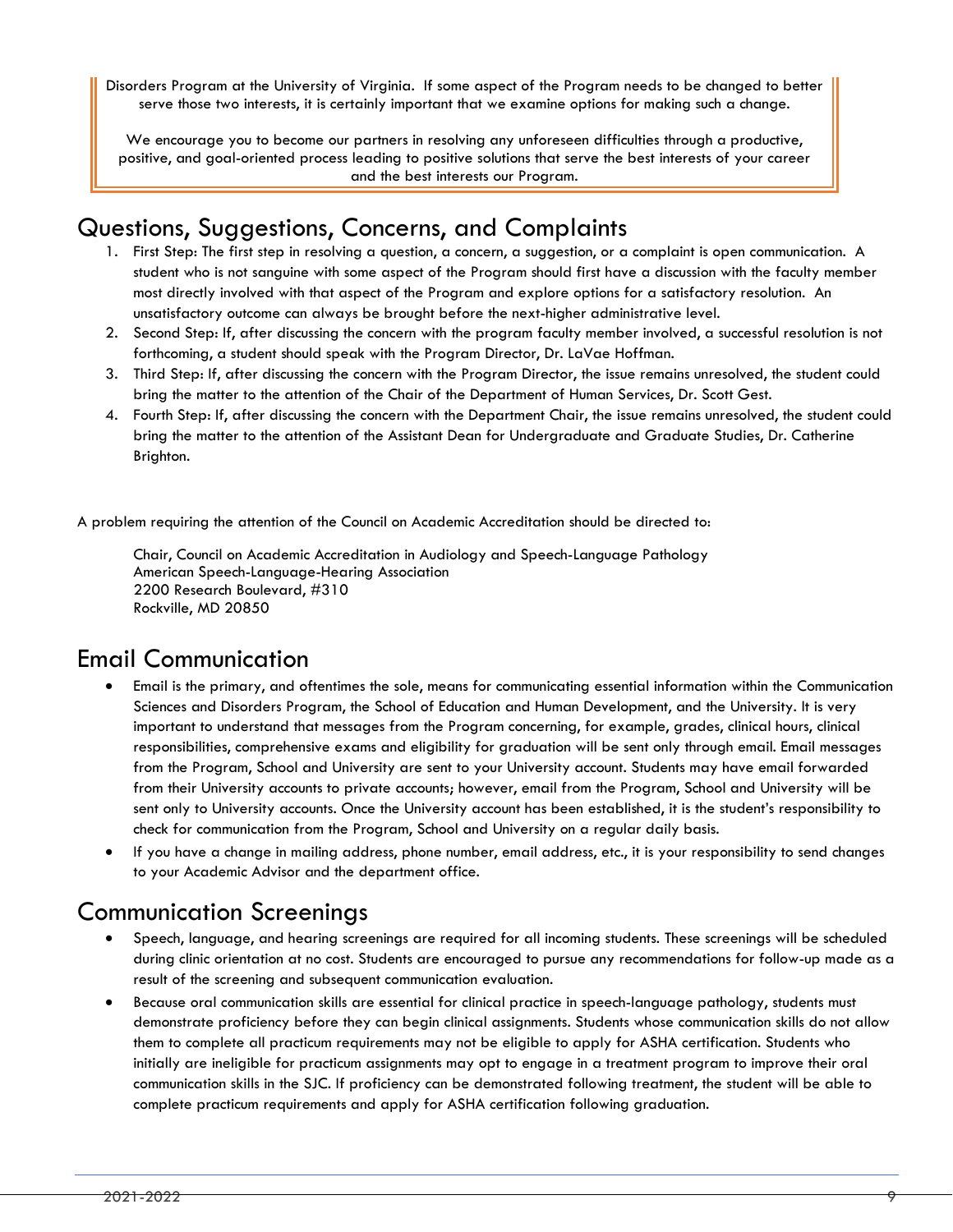Disorders Program at the University of Virginia. If some aspect of the Program needs to be changed to better serve those two interests, it is certainly important that we examine options for making such a change.

We encourage you to become our partners in resolving any unforeseen difficulties through a productive, positive, and goal-oriented process leading to positive solutions that serve the best interests of your career and the best interests our Program.

## Questions, Suggestions, Concerns, and Complaints

1. First Step: The first step in resolving a question, a concern, a suggestion, or a complaint is open communication. A student who is not sanguine with some aspect of the Program should first have a discussion with the faculty member most directly involved with that aspect of the Program and explore options for a satisfactory resolution. An unsatisfactory outcome can always be brought before the next-higher administrative level.
2. Second Step: If, after discussing the concern with the program faculty member involved, a successful resolution is not forthcoming, a student should speak with the Program Director, Dr. LaVae Hoffman.
3. Third Step: If, after discussing the concern with the Program Director, the issue remains unresolved, the student could bring the matter to the attention of the Chair of the Department of Human Services, Dr. Scott Gest.
4. Fourth Step: If, after discussing the concern with the Department Chair, the issue remains unresolved, the student could bring the matter to the attention of the Assistant Dean for Undergraduate and Graduate Studies, Dr. Catherine Brighton.

A problem requiring the attention of the Council on Academic Accreditation should be directed to:

Chair, Council on Academic Accreditation in Audiology and Speech-Language Pathology
American Speech-Language-Hearing Association
2200 Research Boulevard, #310
Rockville, MD 20850

## Email Communication

- Email is the primary, and oftentimes the sole, means for communicating essential information within the Communication Sciences and Disorders Program, the School of Education and Human Development, and the University. It is very important to understand that messages from the Program concerning, for example, grades, clinical hours, clinical responsibilities, comprehensive exams and eligibility for graduation will be sent only through email. Email messages from the Program, School and University are sent to your University account. Students may have email forwarded from their University accounts to private accounts; however, email from the Program, School and University will be sent only to University accounts. Once the University account has been established, it is the student's responsibility to check for communication from the Program, School and University on a regular daily basis.
- If you have a change in mailing address, phone number, email address, etc., it is your responsibility to send changes to your Academic Advisor and the department office.

## Communication Screenings

- Speech, language, and hearing screenings are required for all incoming students. These screenings will be scheduled during clinic orientation at no cost. Students are encouraged to pursue any recommendations for follow-up made as a result of the screening and subsequent communication evaluation.
- Because oral communication skills are essential for clinical practice in speech-language pathology, students must demonstrate proficiency before they can begin clinical assignments. Students whose communication skills do not allow them to complete all practicum requirements may not be eligible to apply for ASHA certification. Students who initially are ineligible for practicum assignments may opt to engage in a treatment program to improve their oral communication skills in the SJC. If proficiency can be demonstrated following treatment, the student will be able to complete practicum requirements and apply for ASHA certification following graduation.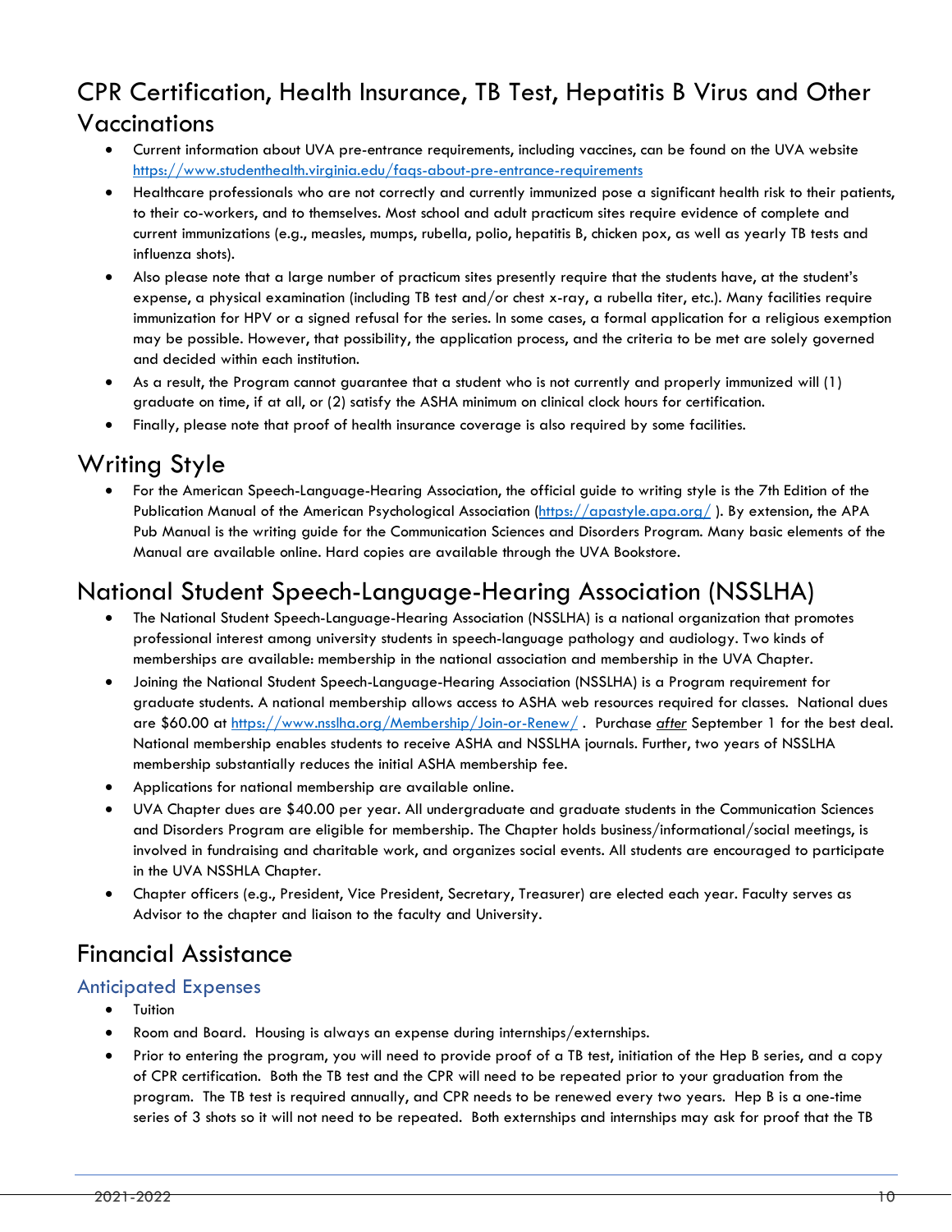# CPR Certification, Health Insurance, TB Test, Hepatitis B Virus and Other Vaccinations

- Current information about UVA pre-entrance requirements, including vaccines, can be found on the UVA website https://www.studenthealth.virginia.edu/faqs-about-pre-entrance-requirements
- Healthcare professionals who are not correctly and currently immunized pose a significant health risk to their patients, to their co-workers, and to themselves. Most school and adult practicum sites require evidence of complete and current immunizations (e.g., measles, mumps, rubella, polio, hepatitis B, chicken pox, as well as yearly TB tests and influenza shots).
- Also please note that a large number of practicum sites presently require that the students have, at the student's expense, a physical examination (including TB test and/or chest x-ray, a rubella titer, etc.). Many facilities require immunization for HPV or a signed refusal for the series. In some cases, a formal application for a religious exemption may be possible. However, that possibility, the application process, and the criteria to be met are solely governed and decided within each institution.
- As a result, the Program cannot guarantee that a student who is not currently and properly immunized will (1) graduate on time, if at all, or (2) satisfy the ASHA minimum on clinical clock hours for certification.
- Finally, please note that proof of health insurance coverage is also required by some facilities.

# Writing Style

- For the American Speech-Language-Hearing Association, the official guide to writing style is the 7th Edition of the Publication Manual of the American Psychological Association (https://apastyle.apa.org/ ). By extension, the APA Pub Manual is the writing guide for the Communication Sciences and Disorders Program. Many basic elements of the Manual are available online. Hard copies are available through the UVA Bookstore.

# National Student Speech-Language-Hearing Association (NSSLHA)

- The National Student Speech-Language-Hearing Association (NSSLHA) is a national organization that promotes professional interest among university students in speech-language pathology and audiology. Two kinds of memberships are available: membership in the national association and membership in the UVA Chapter.
- Joining the National Student Speech-Language-Hearing Association (NSSLHA) is a Program requirement for graduate students. A national membership allows access to ASHA web resources required for classes. National dues are $60.00 at https://www.nsslha.org/Membership/Join-or-Renew/ . Purchase *after* September 1 for the best deal. National membership enables students to receive ASHA and NSSLHA journals. Further, two years of NSSLHA membership substantially reduces the initial ASHA membership fee.
- Applications for national membership are available online.
- UVA Chapter dues are $40.00 per year. All undergraduate and graduate students in the Communication Sciences and Disorders Program are eligible for membership. The Chapter holds business/informational/social meetings, is involved in fundraising and charitable work, and organizes social events. All students are encouraged to participate in the UVA NSSHLA Chapter.
- Chapter officers (e.g., President, Vice President, Secretary, Treasurer) are elected each year. Faculty serves as Advisor to the chapter and liaison to the faculty and University.

# Financial Assistance

## Anticipated Expenses

- Tuition
- Room and Board. Housing is always an expense during internships/externships.
- Prior to entering the program, you will need to provide proof of a TB test, initiation of the Hep B series, and a copy of CPR certification. Both the TB test and the CPR will need to be repeated prior to your graduation from the program. The TB test is required annually, and CPR needs to be renewed every two years. Hep B is a one-time series of 3 shots so it will not need to be repeated. Both externships and internships may ask for proof that the TB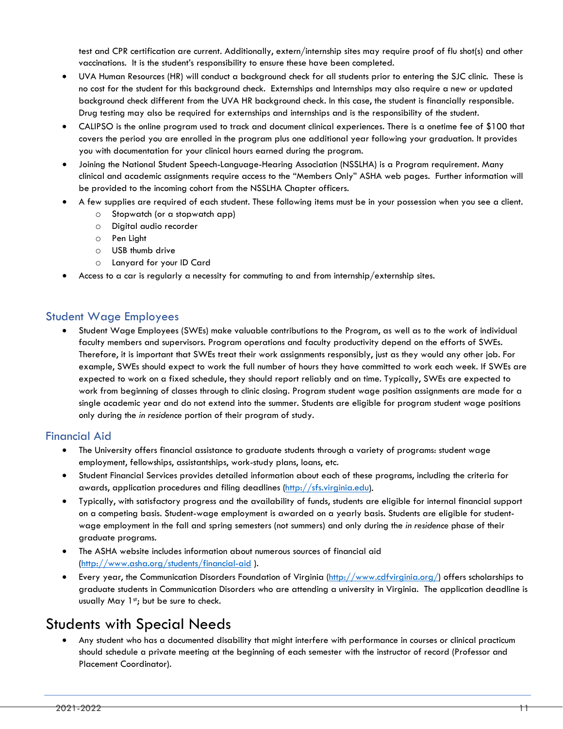test and CPR certification are current. Additionally, extern/internship sites may require proof of flu shot(s) and other vaccinations. It is the student's responsibility to ensure these have been completed.

- UVA Human Resources (HR) will conduct a background check for all students prior to entering the SJC clinic. These is no cost for the student for this background check. Externships and Internships may also require a new or updated background check different from the UVA HR background check. In this case, the student is financially responsible. Drug testing may also be required for externships and internships and is the responsibility of the student.
- CALIPSO is the online program used to track and document clinical experiences. There is a onetime fee of $100 that covers the period you are enrolled in the program plus one additional year following your graduation. It provides you with documentation for your clinical hours earned during the program.
- Joining the National Student Speech-Language-Hearing Association (NSSLHA) is a Program requirement. Many clinical and academic assignments require access to the "Members Only" ASHA web pages. Further information will be provided to the incoming cohort from the NSSLHA Chapter officers.
- A few supplies are required of each student. These following items must be in your possession when you see a client.
  - Stopwatch (or a stopwatch app)
  - Digital audio recorder
  - Pen Light
  - USB thumb drive
  - Lanyard for your ID Card
- Access to a car is regularly a necessity for commuting to and from internship/externship sites.

## Student Wage Employees

- Student Wage Employees (SWEs) make valuable contributions to the Program, as well as to the work of individual faculty members and supervisors. Program operations and faculty productivity depend on the efforts of SWEs. Therefore, it is important that SWEs treat their work assignments responsibly, just as they would any other job. For example, SWEs should expect to work the full number of hours they have committed to work each week. If SWEs are expected to work on a fixed schedule, they should report reliably and on time. Typically, SWEs are expected to work from beginning of classes through to clinic closing. Program student wage position assignments are made for a single academic year and do not extend into the summer. Students are eligible for program student wage positions only during the *in residence* portion of their program of study.

## Financial Aid

- The University offers financial assistance to graduate students through a variety of programs: student wage employment, fellowships, assistantships, work-study plans, loans, etc.
- Student Financial Services provides detailed information about each of these programs, including the criteria for awards, application procedures and filing deadlines (http://sfs.virginia.edu).
- Typically, with satisfactory progress and the availability of funds, students are eligible for internal financial support on a competing basis. Student-wage employment is awarded on a yearly basis. Students are eligible for student-wage employment in the fall and spring semesters (not summers) and only during the *in residence* phase of their graduate programs.
- The ASHA website includes information about numerous sources of financial aid (http://www.asha.org/students/financial-aid ).
- Every year, the Communication Disorders Foundation of Virginia (http://www.cdfvirginia.org/) offers scholarships to graduate students in Communication Disorders who are attending a university in Virginia. The application deadline is usually May 1st; but be sure to check.

# Students with Special Needs

- Any student who has a documented disability that might interfere with performance in courses or clinical practicum should schedule a private meeting at the beginning of each semester with the instructor of record (Professor and Placement Coordinator).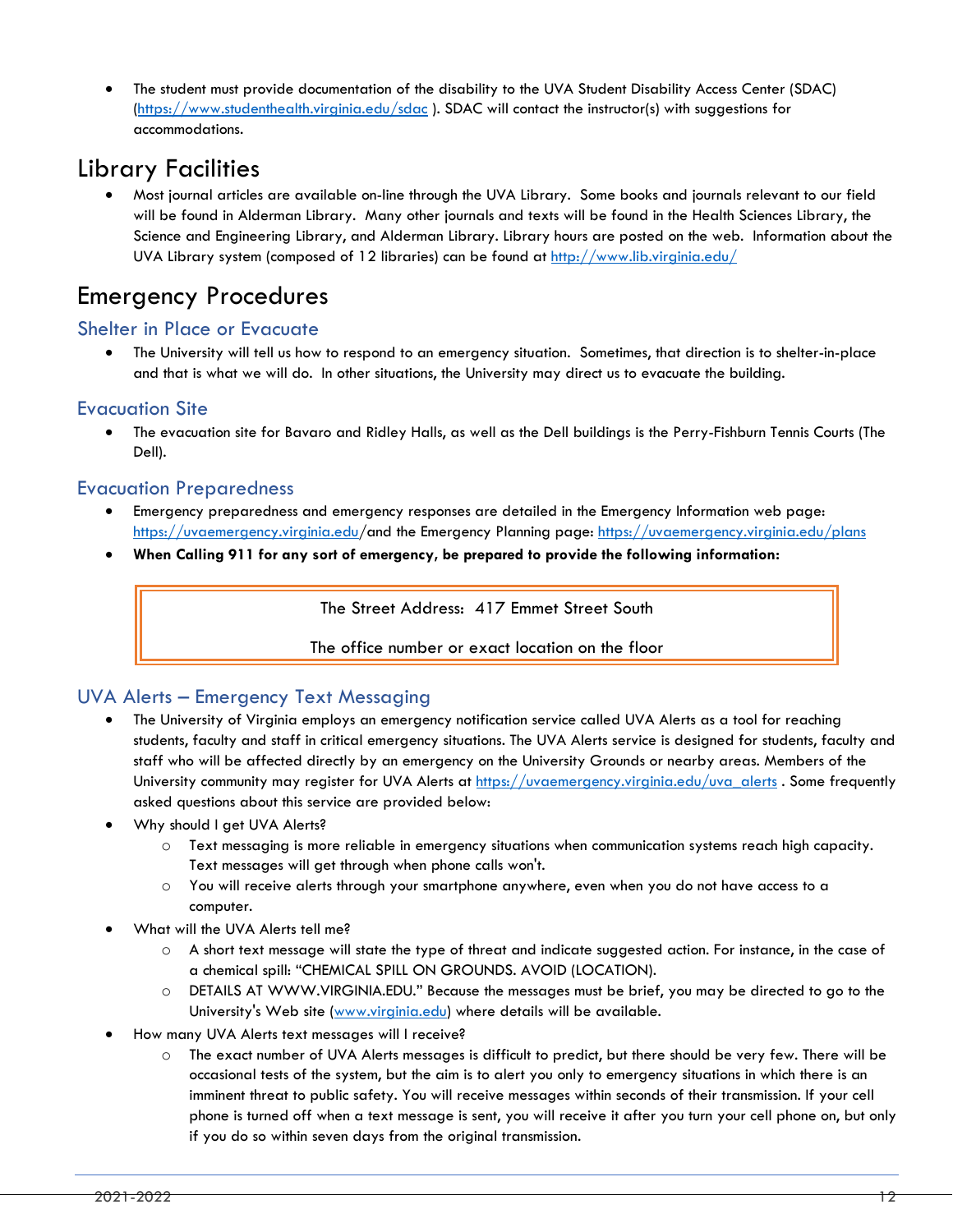- The student must provide documentation of the disability to the UVA Student Disability Access Center (SDAC) (https://www.studenthealth.virginia.edu/sdac ). SDAC will contact the instructor(s) with suggestions for accommodations.

# Library Facilities

- Most journal articles are available on-line through the UVA Library. Some books and journals relevant to our field will be found in Alderman Library. Many other journals and texts will be found in the Health Sciences Library, the Science and Engineering Library, and Alderman Library. Library hours are posted on the web. Information about the UVA Library system (composed of 12 libraries) can be found at http://www.lib.virginia.edu/

# Emergency Procedures

## Shelter in Place or Evacuate

- The University will tell us how to respond to an emergency situation. Sometimes, that direction is to shelter-in-place and that is what we will do. In other situations, the University may direct us to evacuate the building.

## Evacuation Site

- The evacuation site for Bavaro and Ridley Halls, as well as the Dell buildings is the Perry-Fishburn Tennis Courts (The Dell).

## Evacuation Preparedness

- Emergency preparedness and emergency responses are detailed in the Emergency Information web page: https://uvaemergency.virginia.edu/and the Emergency Planning page: https://uvaemergency.virginia.edu/plans
- **When Calling 911 for any sort of emergency, be prepared to provide the following information:**

> The Street Address: 417 Emmet Street South
>
> The office number or exact location on the floor

## UVA Alerts – Emergency Text Messaging

- The University of Virginia employs an emergency notification service called UVA Alerts as a tool for reaching students, faculty and staff in critical emergency situations. The UVA Alerts service is designed for students, faculty and staff who will be affected directly by an emergency on the University Grounds or nearby areas. Members of the University community may register for UVA Alerts at https://uvaemergency.virginia.edu/uva_alerts . Some frequently asked questions about this service are provided below:
- Why should I get UVA Alerts?
  - Text messaging is more reliable in emergency situations when communication systems reach high capacity. Text messages will get through when phone calls won't.
  - You will receive alerts through your smartphone anywhere, even when you do not have access to a computer.
- What will the UVA Alerts tell me?
  - A short text message will state the type of threat and indicate suggested action. For instance, in the case of a chemical spill: "CHEMICAL SPILL ON GROUNDS. AVOID (LOCATION).
  - DETAILS AT WWW.VIRGINIA.EDU." Because the messages must be brief, you may be directed to go to the University's Web site (www.virginia.edu) where details will be available.
- How many UVA Alerts text messages will I receive?
  - The exact number of UVA Alerts messages is difficult to predict, but there should be very few. There will be occasional tests of the system, but the aim is to alert you only to emergency situations in which there is an imminent threat to public safety. You will receive messages within seconds of their transmission. If your cell phone is turned off when a text message is sent, you will receive it after you turn your cell phone on, but only if you do so within seven days from the original transmission.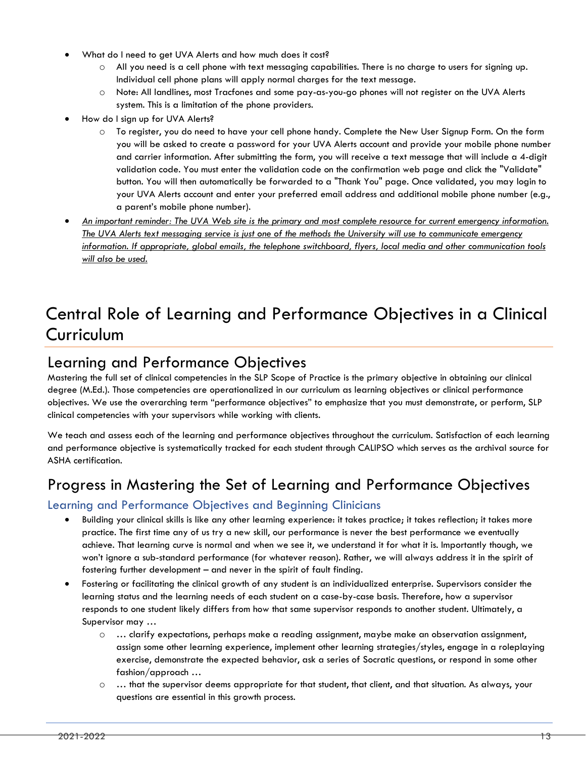- What do I need to get UVA Alerts and how much does it cost?
    - All you need is a cell phone with text messaging capabilities. There is no charge to users for signing up. Individual cell phone plans will apply normal charges for the text message.
    - Note: All landlines, most Tracfones and some pay-as-you-go phones will not register on the UVA Alerts system. This is a limitation of the phone providers.
- How do I sign up for UVA Alerts?
    - To register, you do need to have your cell phone handy. Complete the New User Signup Form. On the form you will be asked to create a password for your UVA Alerts account and provide your mobile phone number and carrier information. After submitting the form, you will receive a text message that will include a 4-digit validation code. You must enter the validation code on the confirmation web page and click the "Validate" button. You will then automatically be forwarded to a "Thank You" page. Once validated, you may login to your UVA Alerts account and enter your preferred email address and additional mobile phone number (e.g., a parent's mobile phone number).
- *An important reminder: The UVA Web site is the primary and most complete resource for current emergency information. The UVA Alerts text messaging service is just one of the methods the University will use to communicate emergency information. If appropriate, global emails, the telephone switchboard, flyers, local media and other communication tools will also be used.*

# Central Role of Learning and Performance Objectives in a Clinical Curriculum

## Learning and Performance Objectives

Mastering the full set of clinical competencies in the SLP Scope of Practice is the primary objective in obtaining our clinical degree (M.Ed.). Those competencies are operationalized in our curriculum as learning objectives or clinical performance objectives. We use the overarching term "performance objectives" to emphasize that you must demonstrate, or perform, SLP clinical competencies with your supervisors while working with clients.

We teach and assess each of the learning and performance objectives throughout the curriculum. Satisfaction of each learning and performance objective is systematically tracked for each student through CALIPSO which serves as the archival source for ASHA certification.

## Progress in Mastering the Set of Learning and Performance Objectives

### Learning and Performance Objectives and Beginning Clinicians

- Building your clinical skills is like any other learning experience: it takes practice; it takes reflection; it takes more practice. The first time any of us try a new skill, our performance is never the best performance we eventually achieve. That learning curve is normal and when we see it, we understand it for what it is. Importantly though, we won't ignore a sub-standard performance (for whatever reason). Rather, we will always address it in the spirit of fostering further development – and never in the spirit of fault finding.
- Fostering or facilitating the clinical growth of any student is an individualized enterprise. Supervisors consider the learning status and the learning needs of each student on a case-by-case basis. Therefore, how a supervisor responds to one student likely differs from how that same supervisor responds to another student. Ultimately, a Supervisor may …
    - … clarify expectations, perhaps make a reading assignment, maybe make an observation assignment, assign some other learning experience, implement other learning strategies/styles, engage in a roleplaying exercise, demonstrate the expected behavior, ask a series of Socratic questions, or respond in some other fashion/approach …
    - … that the supervisor deems appropriate for that student, that client, and that situation. As always, your questions are essential in this growth process.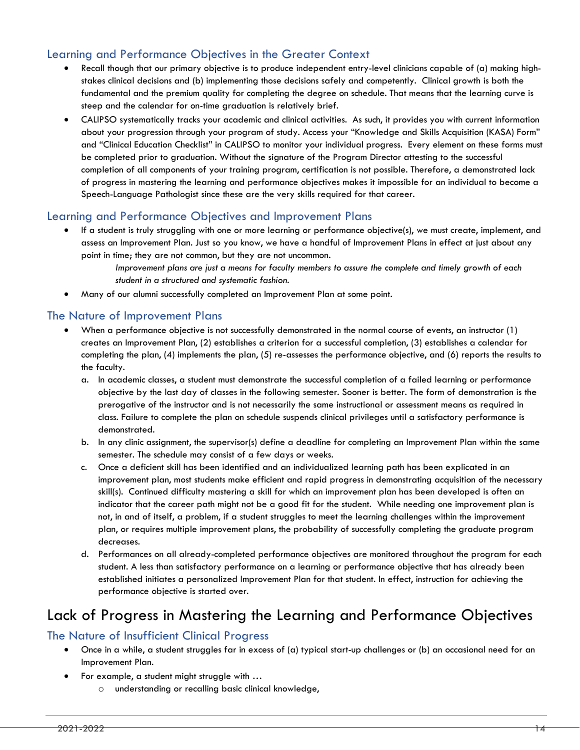## Learning and Performance Objectives in the Greater Context

- Recall though that our primary objective is to produce independent entry-level clinicians capable of (a) making high-stakes clinical decisions and (b) implementing those decisions safely and competently. Clinical growth is both the fundamental and the premium quality for completing the degree on schedule. That means that the learning curve is steep and the calendar for on-time graduation is relatively brief.
- CALIPSO systematically tracks your academic and clinical activities. As such, it provides you with current information about your progression through your program of study. Access your "Knowledge and Skills Acquisition (KASA) Form" and "Clinical Education Checklist" in CALIPSO to monitor your individual progress. Every element on these forms must be completed prior to graduation. Without the signature of the Program Director attesting to the successful completion of all components of your training program, certification is not possible. Therefore, a demonstrated lack of progress in mastering the learning and performance objectives makes it impossible for an individual to become a Speech-Language Pathologist since these are the very skills required for that career.

## Learning and Performance Objectives and Improvement Plans

- If a student is truly struggling with one or more learning or performance objective(s), we must create, implement, and assess an Improvement Plan. Just so you know, we have a handful of Improvement Plans in effect at just about any point in time; they are not common, but they are not uncommon.

  *Improvement plans are just a means for faculty members to assure the complete and timely growth of each student in a structured and systematic fashion.*

- Many of our alumni successfully completed an Improvement Plan at some point.

## The Nature of Improvement Plans

- When a performance objective is not successfully demonstrated in the normal course of events, an instructor (1) creates an Improvement Plan, (2) establishes a criterion for a successful completion, (3) establishes a calendar for completing the plan, (4) implements the plan, (5) re-assesses the performance objective, and (6) reports the results to the faculty.
  a. In academic classes, a student must demonstrate the successful completion of a failed learning or performance objective by the last day of classes in the following semester. Sooner is better. The form of demonstration is the prerogative of the instructor and is not necessarily the same instructional or assessment means as required in class. Failure to complete the plan on schedule suspends clinical privileges until a satisfactory performance is demonstrated.
  b. In any clinic assignment, the supervisor(s) define a deadline for completing an Improvement Plan within the same semester. The schedule may consist of a few days or weeks.
  c. Once a deficient skill has been identified and an individualized learning path has been explicated in an improvement plan, most students make efficient and rapid progress in demonstrating acquisition of the necessary skill(s). Continued difficulty mastering a skill for which an improvement plan has been developed is often an indicator that the career path might not be a good fit for the student. While needing one improvement plan is not, in and of itself, a problem, if a student struggles to meet the learning challenges within the improvement plan, or requires multiple improvement plans, the probability of successfully completing the graduate program decreases.
  d. Performances on all already-completed performance objectives are monitored throughout the program for each student. A less than satisfactory performance on a learning or performance objective that has already been established initiates a personalized Improvement Plan for that student. In effect, instruction for achieving the performance objective is started over.

# Lack of Progress in Mastering the Learning and Performance Objectives

## The Nature of Insufficient Clinical Progress

- Once in a while, a student struggles far in excess of (a) typical start-up challenges or (b) an occasional need for an Improvement Plan.
- For example, a student might struggle with …
  - understanding or recalling basic clinical knowledge,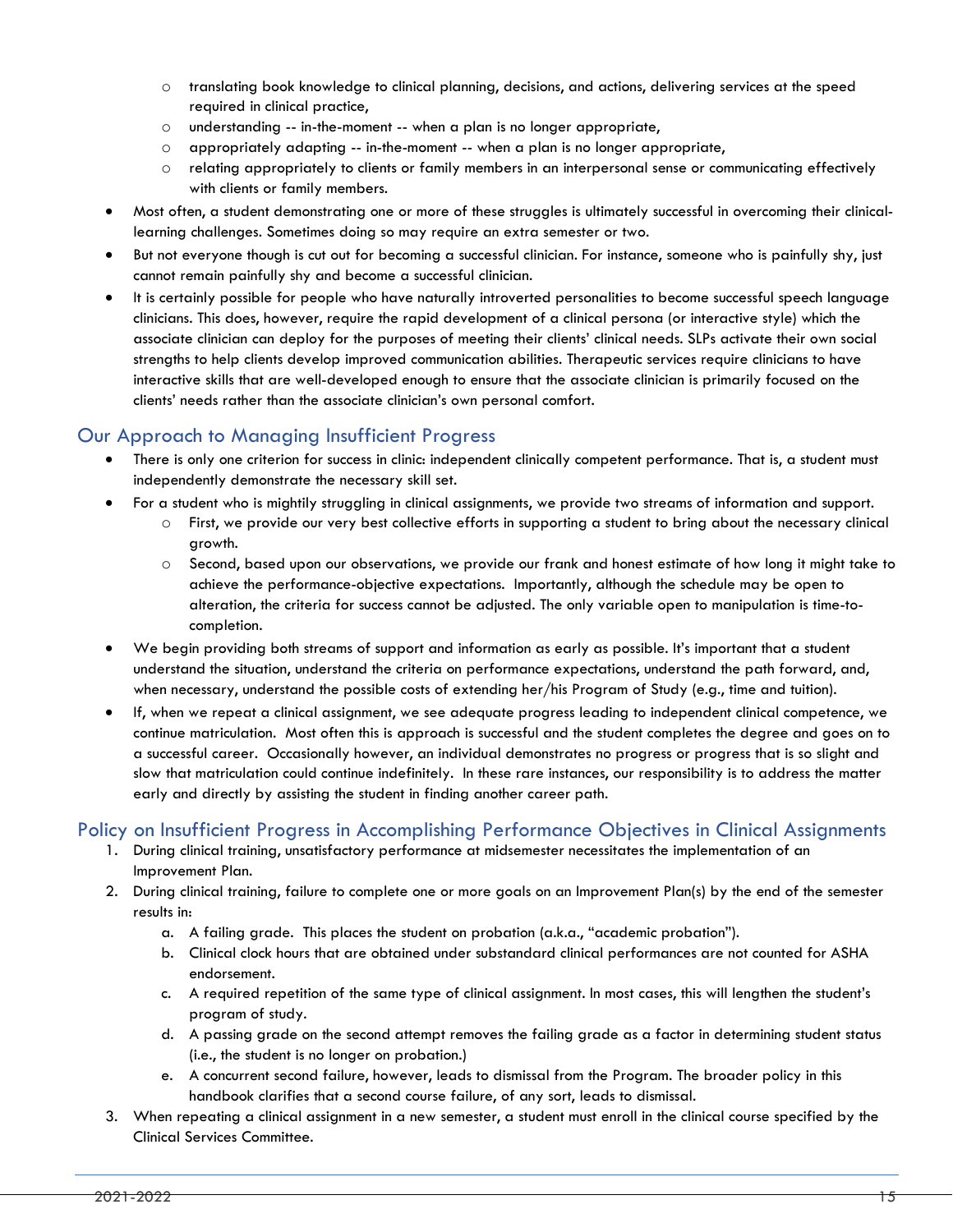- translating book knowledge to clinical planning, decisions, and actions, delivering services at the speed required in clinical practice,
  - understanding -- in-the-moment -- when a plan is no longer appropriate,
  - appropriately adapting -- in-the-moment -- when a plan is no longer appropriate,
  - relating appropriately to clients or family members in an interpersonal sense or communicating effectively with clients or family members.
- Most often, a student demonstrating one or more of these struggles is ultimately successful in overcoming their clinical-learning challenges. Sometimes doing so may require an extra semester or two.
- But not everyone though is cut out for becoming a successful clinician. For instance, someone who is painfully shy, just cannot remain painfully shy and become a successful clinician.
- It is certainly possible for people who have naturally introverted personalities to become successful speech language clinicians. This does, however, require the rapid development of a clinical persona (or interactive style) which the associate clinician can deploy for the purposes of meeting their clients' clinical needs. SLPs activate their own social strengths to help clients develop improved communication abilities. Therapeutic services require clinicians to have interactive skills that are well-developed enough to ensure that the associate clinician is primarily focused on the clients' needs rather than the associate clinician's own personal comfort.

## Our Approach to Managing Insufficient Progress

- There is only one criterion for success in clinic: independent clinically competent performance. That is, a student must independently demonstrate the necessary skill set.
- For a student who is mightily struggling in clinical assignments, we provide two streams of information and support.
  - First, we provide our very best collective efforts in supporting a student to bring about the necessary clinical growth.
  - Second, based upon our observations, we provide our frank and honest estimate of how long it might take to achieve the performance-objective expectations. Importantly, although the schedule may be open to alteration, the criteria for success cannot be adjusted. The only variable open to manipulation is time-to-completion.
- We begin providing both streams of support and information as early as possible. It's important that a student understand the situation, understand the criteria on performance expectations, understand the path forward, and, when necessary, understand the possible costs of extending her/his Program of Study (e.g., time and tuition).
- If, when we repeat a clinical assignment, we see adequate progress leading to independent clinical competence, we continue matriculation. Most often this is approach is successful and the student completes the degree and goes on to a successful career. Occasionally however, an individual demonstrates no progress or progress that is so slight and slow that matriculation could continue indefinitely. In these rare instances, our responsibility is to address the matter early and directly by assisting the student in finding another career path.

## Policy on Insufficient Progress in Accomplishing Performance Objectives in Clinical Assignments

1. During clinical training, unsatisfactory performance at midsemester necessitates the implementation of an Improvement Plan.
2. During clinical training, failure to complete one or more goals on an Improvement Plan(s) by the end of the semester results in:
   a. A failing grade. This places the student on probation (a.k.a., "academic probation").
   b. Clinical clock hours that are obtained under substandard clinical performances are not counted for ASHA endorsement.
   c. A required repetition of the same type of clinical assignment. In most cases, this will lengthen the student's program of study.
   d. A passing grade on the second attempt removes the failing grade as a factor in determining student status (i.e., the student is no longer on probation.)
   e. A concurrent second failure, however, leads to dismissal from the Program. The broader policy in this handbook clarifies that a second course failure, of any sort, leads to dismissal.
3. When repeating a clinical assignment in a new semester, a student must enroll in the clinical course specified by the Clinical Services Committee.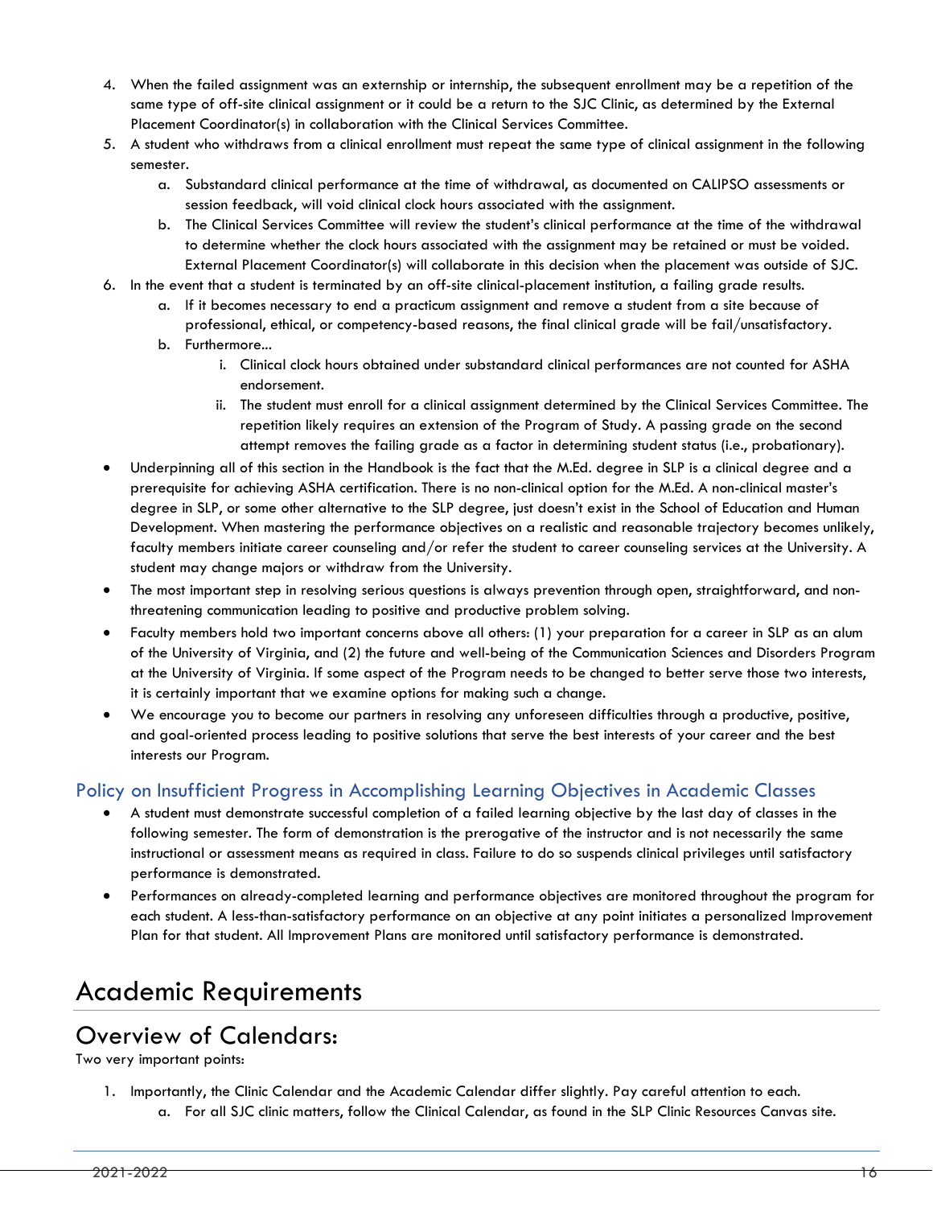4. When the failed assignment was an externship or internship, the subsequent enrollment may be a repetition of the same type of off-site clinical assignment or it could be a return to the SJC Clinic, as determined by the External Placement Coordinator(s) in collaboration with the Clinical Services Committee.
5. A student who withdraws from a clinical enrollment must repeat the same type of clinical assignment in the following semester.
   a. Substandard clinical performance at the time of withdrawal, as documented on CALIPSO assessments or session feedback, will void clinical clock hours associated with the assignment.
   b. The Clinical Services Committee will review the student's clinical performance at the time of the withdrawal to determine whether the clock hours associated with the assignment may be retained or must be voided. External Placement Coordinator(s) will collaborate in this decision when the placement was outside of SJC.
6. In the event that a student is terminated by an off-site clinical-placement institution, a failing grade results.
   a. If it becomes necessary to end a practicum assignment and remove a student from a site because of professional, ethical, or competency-based reasons, the final clinical grade will be fail/unsatisfactory.
   b. Furthermore...
      i. Clinical clock hours obtained under substandard clinical performances are not counted for ASHA endorsement.
      ii. The student must enroll for a clinical assignment determined by the Clinical Services Committee. The repetition likely requires an extension of the Program of Study. A passing grade on the second attempt removes the failing grade as a factor in determining student status (i.e., probationary).

- Underpinning all of this section in the Handbook is the fact that the M.Ed. degree in SLP is a clinical degree and a prerequisite for achieving ASHA certification. There is no non-clinical option for the M.Ed. A non-clinical master's degree in SLP, or some other alternative to the SLP degree, just doesn't exist in the School of Education and Human Development. When mastering the performance objectives on a realistic and reasonable trajectory becomes unlikely, faculty members initiate career counseling and/or refer the student to career counseling services at the University. A student may change majors or withdraw from the University.
- The most important step in resolving serious questions is always prevention through open, straightforward, and non-threatening communication leading to positive and productive problem solving.
- Faculty members hold two important concerns above all others: (1) your preparation for a career in SLP as an alum of the University of Virginia, and (2) the future and well-being of the Communication Sciences and Disorders Program at the University of Virginia. If some aspect of the Program needs to be changed to better serve those two interests, it is certainly important that we examine options for making such a change.
- We encourage you to become our partners in resolving any unforeseen difficulties through a productive, positive, and goal-oriented process leading to positive solutions that serve the best interests of your career and the best interests our Program.

### Policy on Insufficient Progress in Accomplishing Learning Objectives in Academic Classes

- A student must demonstrate successful completion of a failed learning objective by the last day of classes in the following semester. The form of demonstration is the prerogative of the instructor and is not necessarily the same instructional or assessment means as required in class. Failure to do so suspends clinical privileges until satisfactory performance is demonstrated.
- Performances on already-completed learning and performance objectives are monitored throughout the program for each student. A less-than-satisfactory performance on an objective at any point initiates a personalized Improvement Plan for that student. All Improvement Plans are monitored until satisfactory performance is demonstrated.

# Academic Requirements

## Overview of Calendars:

Two very important points:

1. Importantly, the Clinic Calendar and the Academic Calendar differ slightly. Pay careful attention to each.
   a. For all SJC clinic matters, follow the Clinical Calendar, as found in the SLP Clinic Resources Canvas site.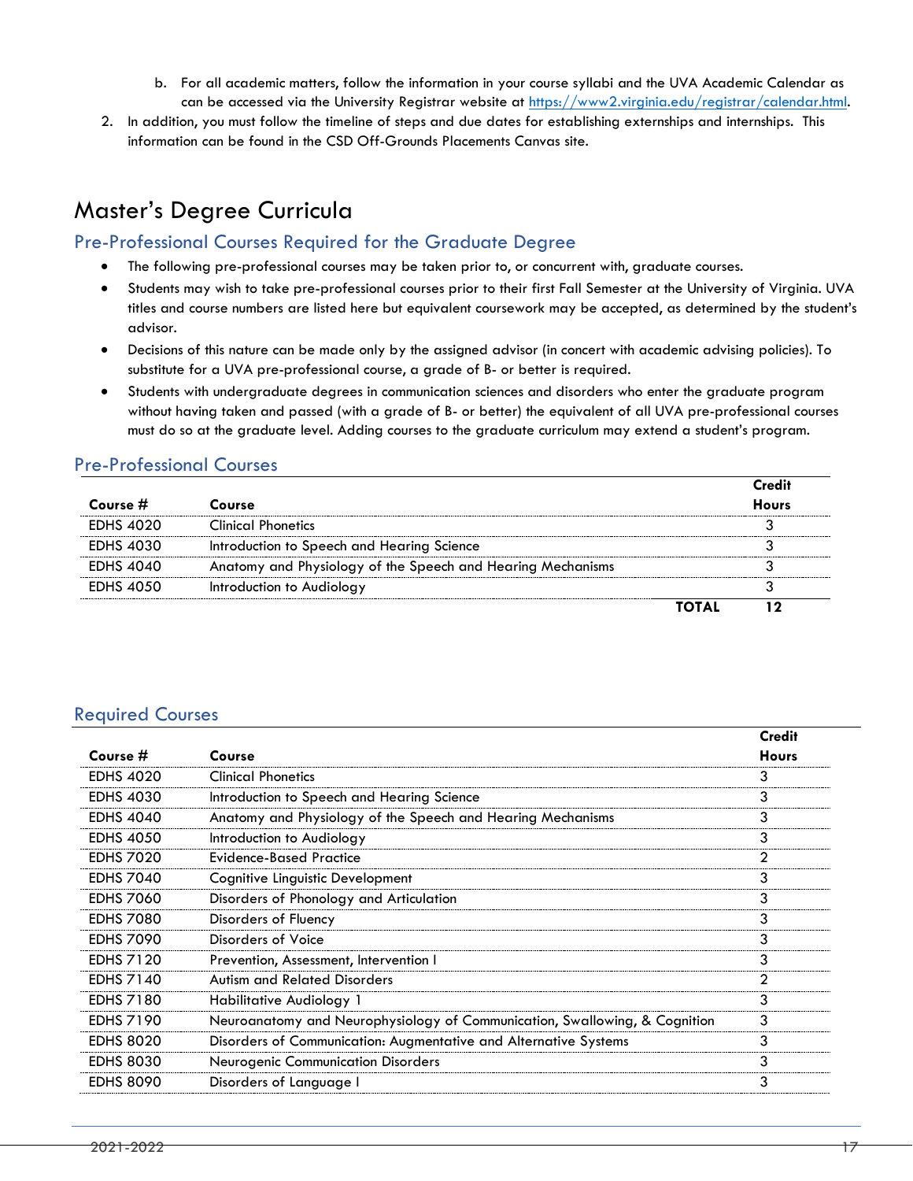b. For all academic matters, follow the information in your course syllabi and the UVA Academic Calendar as can be accessed via the University Registrar website at https://www2.virginia.edu/registrar/calendar.html.

2. In addition, you must follow the timeline of steps and due dates for establishing externships and internships. This information can be found in the CSD Off-Grounds Placements Canvas site.

# Master's Degree Curricula

## Pre-Professional Courses Required for the Graduate Degree

- The following pre-professional courses may be taken prior to, or concurrent with, graduate courses.
- Students may wish to take pre-professional courses prior to their first Fall Semester at the University of Virginia. UVA titles and course numbers are listed here but equivalent coursework may be accepted, as determined by the student's advisor.
- Decisions of this nature can be made only by the assigned advisor (in concert with academic advising policies). To substitute for a UVA pre-professional course, a grade of B- or better is required.
- Students with undergraduate degrees in communication sciences and disorders who enter the graduate program without having taken and passed (with a grade of B- or better) the equivalent of all UVA pre-professional courses must do so at the graduate level. Adding courses to the graduate curriculum may extend a student's program.

## Pre-Professional Courses

| Course # | Course | Credit Hours |
|---|---|---|
| EDHS 4020 | Clinical Phonetics | 3 |
| EDHS 4030 | Introduction to Speech and Hearing Science | 3 |
| EDHS 4040 | Anatomy and Physiology of the Speech and Hearing Mechanisms | 3 |
| EDHS 4050 | Introduction to Audiology | 3 |
| | **TOTAL** | **12** |

## Required Courses

| Course # | Course | Credit Hours |
|---|---|---|
| EDHS 4020 | Clinical Phonetics | 3 |
| EDHS 4030 | Introduction to Speech and Hearing Science | 3 |
| EDHS 4040 | Anatomy and Physiology of the Speech and Hearing Mechanisms | 3 |
| EDHS 4050 | Introduction to Audiology | 3 |
| EDHS 7020 | Evidence-Based Practice | 2 |
| EDHS 7040 | Cognitive Linguistic Development | 3 |
| EDHS 7060 | Disorders of Phonology and Articulation | 3 |
| EDHS 7080 | Disorders of Fluency | 3 |
| EDHS 7090 | Disorders of Voice | 3 |
| EDHS 7120 | Prevention, Assessment, Intervention I | 3 |
| EDHS 7140 | Autism and Related Disorders | 2 |
| EDHS 7180 | Habilitative Audiology 1 | 3 |
| EDHS 7190 | Neuroanatomy and Neurophysiology of Communication, Swallowing, & Cognition | 3 |
| EDHS 8020 | Disorders of Communication: Augmentative and Alternative Systems | 3 |
| EDHS 8030 | Neurogenic Communication Disorders | 3 |
| EDHS 8090 | Disorders of Language I | 3 |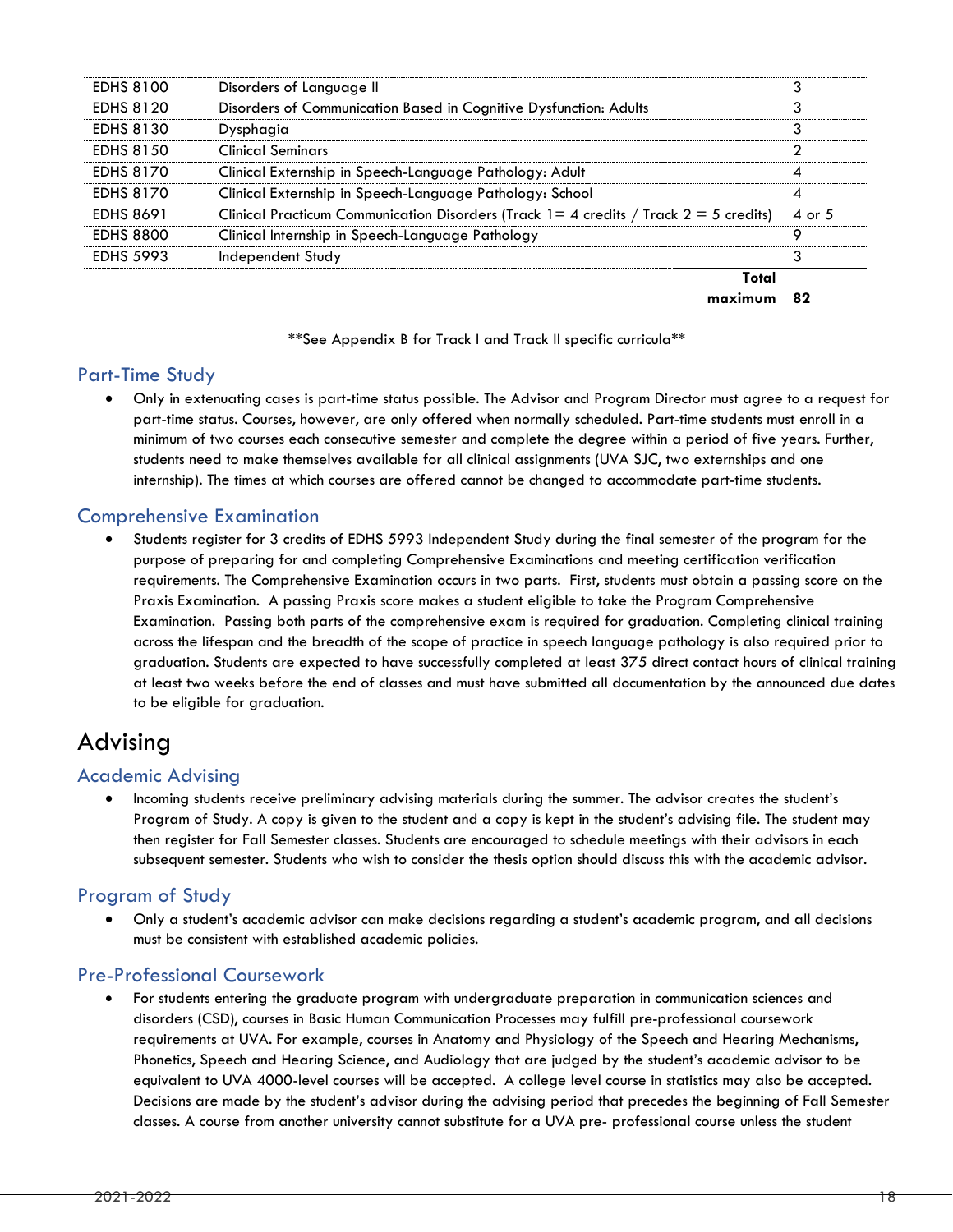| | | |
|---|---|---|
| EDHS 8100 | Disorders of Language II | 3 |
| EDHS 8120 | Disorders of Communication Based in Cognitive Dysfunction: Adults | 3 |
| EDHS 8130 | Dysphagia | 3 |
| EDHS 8150 | Clinical Seminars | 2 |
| EDHS 8170 | Clinical Externship in Speech-Language Pathology: Adult | 4 |
| EDHS 8170 | Clinical Externship in Speech-Language Pathology: School | 4 |
| EDHS 8691 | Clinical Practicum Communication Disorders (Track 1= 4 credits / Track 2 = 5 credits) | 4 or 5 |
| EDHS 8800 | Clinical Internship in Speech-Language Pathology | 9 |
| EDHS 5993 | Independent Study | 3 |
| | **Total maximum** | **82** |

**See Appendix B for Track I and Track II specific curricula**

## Part-Time Study

- Only in extenuating cases is part-time status possible. The Advisor and Program Director must agree to a request for part-time status. Courses, however, are only offered when normally scheduled. Part-time students must enroll in a minimum of two courses each consecutive semester and complete the degree within a period of five years. Further, students need to make themselves available for all clinical assignments (UVA SJC, two externships and one internship). The times at which courses are offered cannot be changed to accommodate part-time students.

## Comprehensive Examination

- Students register for 3 credits of EDHS 5993 Independent Study during the final semester of the program for the purpose of preparing for and completing Comprehensive Examinations and meeting certification verification requirements. The Comprehensive Examination occurs in two parts. First, students must obtain a passing score on the Praxis Examination. A passing Praxis score makes a student eligible to take the Program Comprehensive Examination. Passing both parts of the comprehensive exam is required for graduation. Completing clinical training across the lifespan and the breadth of the scope of practice in speech language pathology is also required prior to graduation. Students are expected to have successfully completed at least 375 direct contact hours of clinical training at least two weeks before the end of classes and must have submitted all documentation by the announced due dates to be eligible for graduation.

# Advising

## Academic Advising

- Incoming students receive preliminary advising materials during the summer. The advisor creates the student's Program of Study. A copy is given to the student and a copy is kept in the student's advising file. The student may then register for Fall Semester classes. Students are encouraged to schedule meetings with their advisors in each subsequent semester. Students who wish to consider the thesis option should discuss this with the academic advisor.

## Program of Study

- Only a student's academic advisor can make decisions regarding a student's academic program, and all decisions must be consistent with established academic policies.

## Pre-Professional Coursework

- For students entering the graduate program with undergraduate preparation in communication sciences and disorders (CSD), courses in Basic Human Communication Processes may fulfill pre-professional coursework requirements at UVA. For example, courses in Anatomy and Physiology of the Speech and Hearing Mechanisms, Phonetics, Speech and Hearing Science, and Audiology that are judged by the student's academic advisor to be equivalent to UVA 4000-level courses will be accepted. A college level course in statistics may also be accepted. Decisions are made by the student's advisor during the advising period that precedes the beginning of Fall Semester classes. A course from another university cannot substitute for a UVA pre- professional course unless the student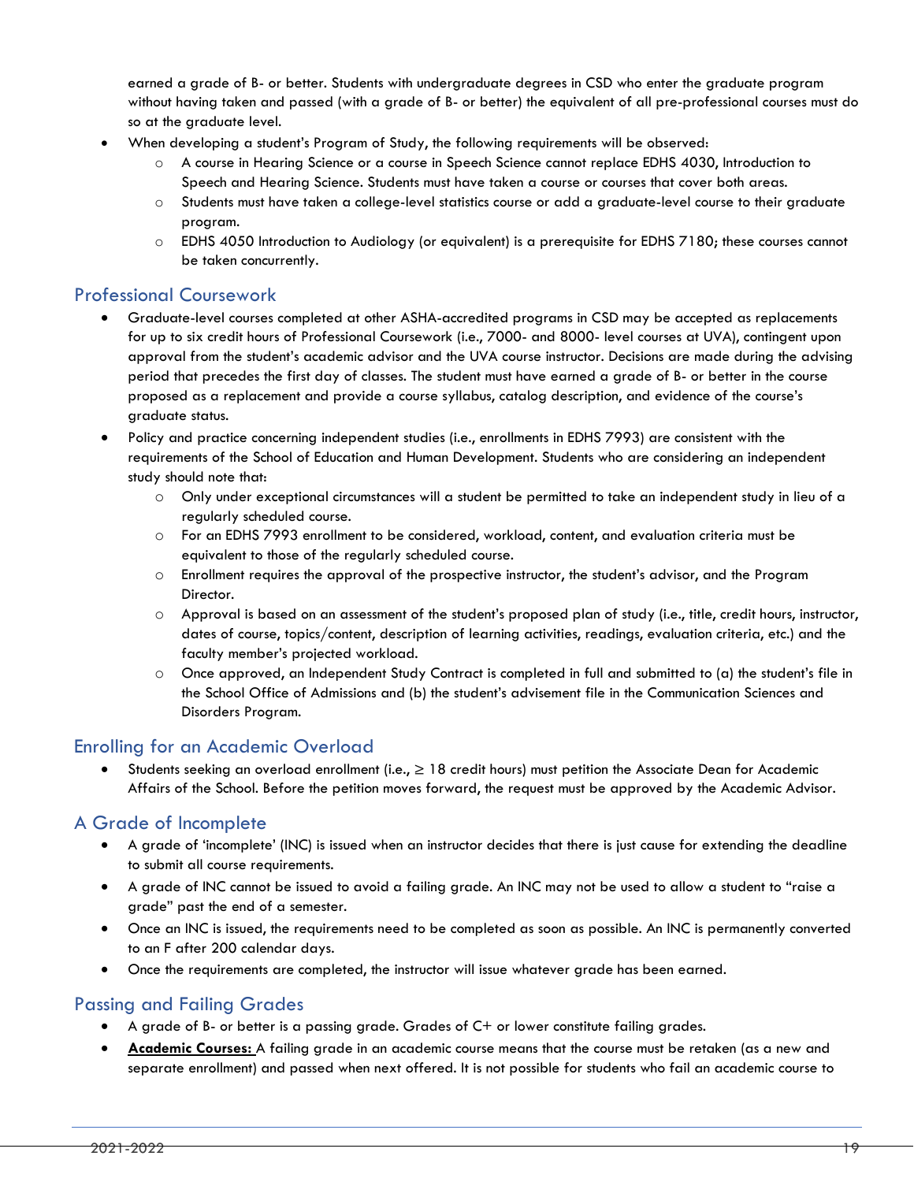earned a grade of B- or better. Students with undergraduate degrees in CSD who enter the graduate program without having taken and passed (with a grade of B- or better) the equivalent of all pre-professional courses must do so at the graduate level.

- When developing a student's Program of Study, the following requirements will be observed:
  - A course in Hearing Science or a course in Speech Science cannot replace EDHS 4030, Introduction to Speech and Hearing Science. Students must have taken a course or courses that cover both areas.
  - Students must have taken a college-level statistics course or add a graduate-level course to their graduate program.
  - EDHS 4050 Introduction to Audiology (or equivalent) is a prerequisite for EDHS 7180; these courses cannot be taken concurrently.

## Professional Coursework

- Graduate-level courses completed at other ASHA-accredited programs in CSD may be accepted as replacements for up to six credit hours of Professional Coursework (i.e., 7000- and 8000- level courses at UVA), contingent upon approval from the student's academic advisor and the UVA course instructor. Decisions are made during the advising period that precedes the first day of classes. The student must have earned a grade of B- or better in the course proposed as a replacement and provide a course syllabus, catalog description, and evidence of the course's graduate status.
- Policy and practice concerning independent studies (i.e., enrollments in EDHS 7993) are consistent with the requirements of the School of Education and Human Development. Students who are considering an independent study should note that:
  - Only under exceptional circumstances will a student be permitted to take an independent study in lieu of a regularly scheduled course.
  - For an EDHS 7993 enrollment to be considered, workload, content, and evaluation criteria must be equivalent to those of the regularly scheduled course.
  - Enrollment requires the approval of the prospective instructor, the student's advisor, and the Program Director.
  - Approval is based on an assessment of the student's proposed plan of study (i.e., title, credit hours, instructor, dates of course, topics/content, description of learning activities, readings, evaluation criteria, etc.) and the faculty member's projected workload.
  - Once approved, an Independent Study Contract is completed in full and submitted to (a) the student's file in the School Office of Admissions and (b) the student's advisement file in the Communication Sciences and Disorders Program.

## Enrolling for an Academic Overload

- Students seeking an overload enrollment (i.e., ≥ 18 credit hours) must petition the Associate Dean for Academic Affairs of the School. Before the petition moves forward, the request must be approved by the Academic Advisor.

## A Grade of Incomplete

- A grade of 'incomplete' (INC) is issued when an instructor decides that there is just cause for extending the deadline to submit all course requirements.
- A grade of INC cannot be issued to avoid a failing grade. An INC may not be used to allow a student to "raise a grade" past the end of a semester.
- Once an INC is issued, the requirements need to be completed as soon as possible. An INC is permanently converted to an F after 200 calendar days.
- Once the requirements are completed, the instructor will issue whatever grade has been earned.

## Passing and Failing Grades

- A grade of B- or better is a passing grade. Grades of C+ or lower constitute failing grades.
- **Academic Courses:** A failing grade in an academic course means that the course must be retaken (as a new and separate enrollment) and passed when next offered. It is not possible for students who fail an academic course to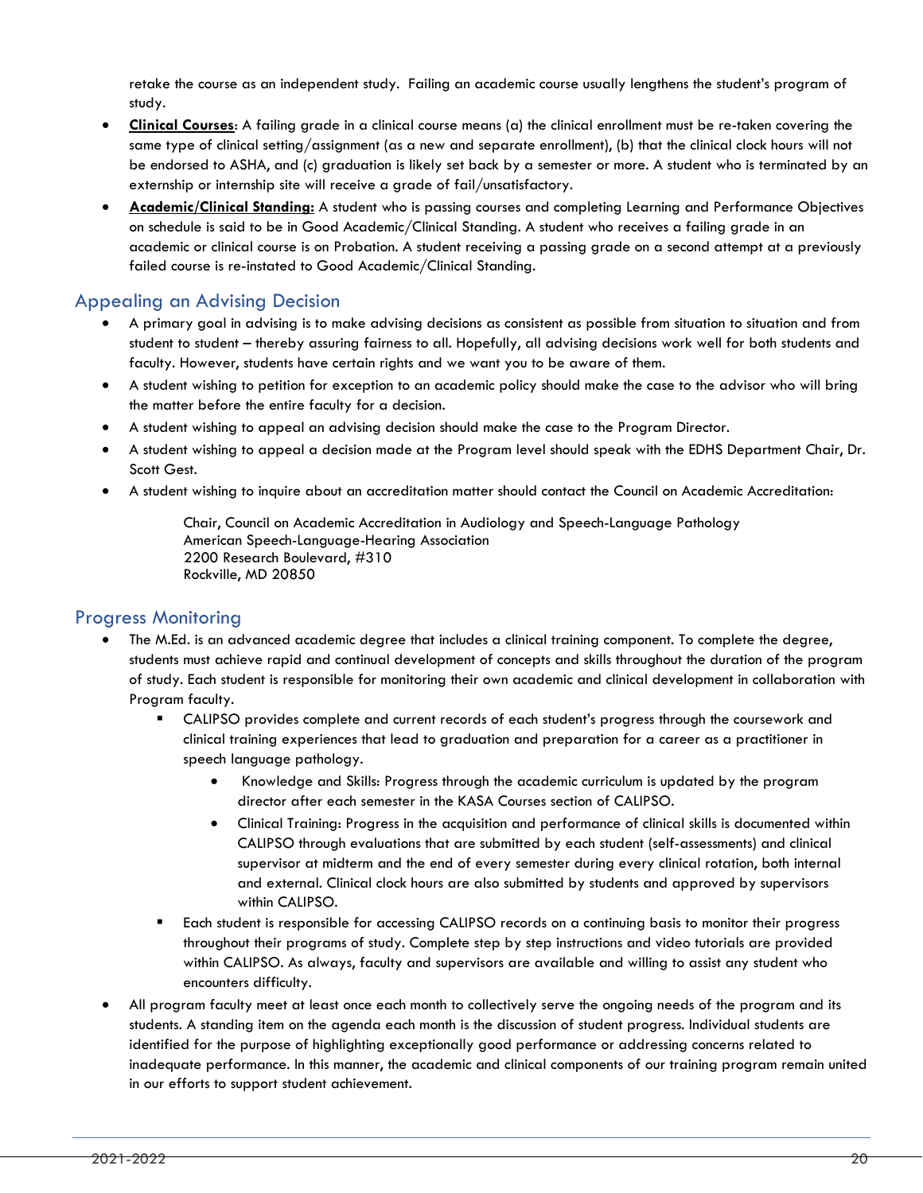retake the course as an independent study. Failing an academic course usually lengthens the student's program of study.

- **Clinical Courses**: A failing grade in a clinical course means (a) the clinical enrollment must be re-taken covering the same type of clinical setting/assignment (as a new and separate enrollment), (b) that the clinical clock hours will not be endorsed to ASHA, and (c) graduation is likely set back by a semester or more. A student who is terminated by an externship or internship site will receive a grade of fail/unsatisfactory.
- **Academic/Clinical Standing:** A student who is passing courses and completing Learning and Performance Objectives on schedule is said to be in Good Academic/Clinical Standing. A student who receives a failing grade in an academic or clinical course is on Probation. A student receiving a passing grade on a second attempt at a previously failed course is re-instated to Good Academic/Clinical Standing.

## Appealing an Advising Decision

- A primary goal in advising is to make advising decisions as consistent as possible from situation to situation and from student to student – thereby assuring fairness to all. Hopefully, all advising decisions work well for both students and faculty. However, students have certain rights and we want you to be aware of them.
- A student wishing to petition for exception to an academic policy should make the case to the advisor who will bring the matter before the entire faculty for a decision.
- A student wishing to appeal an advising decision should make the case to the Program Director.
- A student wishing to appeal a decision made at the Program level should speak with the EDHS Department Chair, Dr. Scott Gest.
- A student wishing to inquire about an accreditation matter should contact the Council on Academic Accreditation:

  Chair, Council on Academic Accreditation in Audiology and Speech-Language Pathology
  American Speech-Language-Hearing Association
  2200 Research Boulevard, #310
  Rockville, MD 20850

## Progress Monitoring

- The M.Ed. is an advanced academic degree that includes a clinical training component. To complete the degree, students must achieve rapid and continual development of concepts and skills throughout the duration of the program of study. Each student is responsible for monitoring their own academic and clinical development in collaboration with Program faculty.
  - CALIPSO provides complete and current records of each student's progress through the coursework and clinical training experiences that lead to graduation and preparation for a career as a practitioner in speech language pathology.
    - Knowledge and Skills: Progress through the academic curriculum is updated by the program director after each semester in the KASA Courses section of CALIPSO.
    - Clinical Training: Progress in the acquisition and performance of clinical skills is documented within CALIPSO through evaluations that are submitted by each student (self-assessments) and clinical supervisor at midterm and the end of every semester during every clinical rotation, both internal and external. Clinical clock hours are also submitted by students and approved by supervisors within CALIPSO.
  - Each student is responsible for accessing CALIPSO records on a continuing basis to monitor their progress throughout their programs of study. Complete step by step instructions and video tutorials are provided within CALIPSO. As always, faculty and supervisors are available and willing to assist any student who encounters difficulty.
- All program faculty meet at least once each month to collectively serve the ongoing needs of the program and its students. A standing item on the agenda each month is the discussion of student progress. Individual students are identified for the purpose of highlighting exceptionally good performance or addressing concerns related to inadequate performance. In this manner, the academic and clinical components of our training program remain united in our efforts to support student achievement.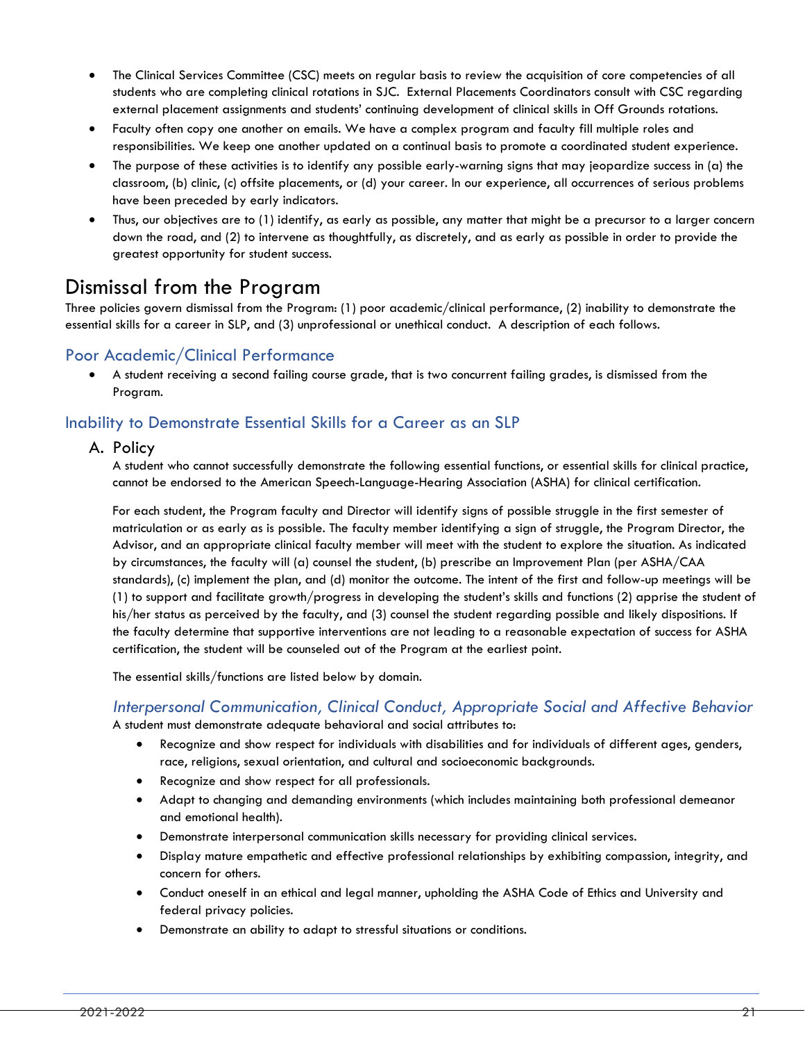- The Clinical Services Committee (CSC) meets on regular basis to review the acquisition of core competencies of all students who are completing clinical rotations in SJC. External Placements Coordinators consult with CSC regarding external placement assignments and students' continuing development of clinical skills in Off Grounds rotations.
- Faculty often copy one another on emails. We have a complex program and faculty fill multiple roles and responsibilities. We keep one another updated on a continual basis to promote a coordinated student experience.
- The purpose of these activities is to identify any possible early-warning signs that may jeopardize success in (a) the classroom, (b) clinic, (c) offsite placements, or (d) your career. In our experience, all occurrences of serious problems have been preceded by early indicators.
- Thus, our objectives are to (1) identify, as early as possible, any matter that might be a precursor to a larger concern down the road, and (2) to intervene as thoughtfully, as discretely, and as early as possible in order to provide the greatest opportunity for student success.

# Dismissal from the Program

Three policies govern dismissal from the Program: (1) poor academic/clinical performance, (2) inability to demonstrate the essential skills for a career in SLP, and (3) unprofessional or unethical conduct. A description of each follows.

## Poor Academic/Clinical Performance

- A student receiving a second failing course grade, that is two concurrent failing grades, is dismissed from the Program.

## Inability to Demonstrate Essential Skills for a Career as an SLP

### A. Policy

A student who cannot successfully demonstrate the following essential functions, or essential skills for clinical practice, cannot be endorsed to the American Speech-Language-Hearing Association (ASHA) for clinical certification.

For each student, the Program faculty and Director will identify signs of possible struggle in the first semester of matriculation or as early as is possible. The faculty member identifying a sign of struggle, the Program Director, the Advisor, and an appropriate clinical faculty member will meet with the student to explore the situation. As indicated by circumstances, the faculty will (a) counsel the student, (b) prescribe an Improvement Plan (per ASHA/CAA standards), (c) implement the plan, and (d) monitor the outcome. The intent of the first and follow-up meetings will be (1) to support and facilitate growth/progress in developing the student's skills and functions (2) apprise the student of his/her status as perceived by the faculty, and (3) counsel the student regarding possible and likely dispositions. If the faculty determine that supportive interventions are not leading to a reasonable expectation of success for ASHA certification, the student will be counseled out of the Program at the earliest point.

The essential skills/functions are listed below by domain.

#### *Interpersonal Communication, Clinical Conduct, Appropriate Social and Affective Behavior*

A student must demonstrate adequate behavioral and social attributes to:

- Recognize and show respect for individuals with disabilities and for individuals of different ages, genders, race, religions, sexual orientation, and cultural and socioeconomic backgrounds.
- Recognize and show respect for all professionals.
- Adapt to changing and demanding environments (which includes maintaining both professional demeanor and emotional health).
- Demonstrate interpersonal communication skills necessary for providing clinical services.
- Display mature empathetic and effective professional relationships by exhibiting compassion, integrity, and concern for others.
- Conduct oneself in an ethical and legal manner, upholding the ASHA Code of Ethics and University and federal privacy policies.
- Demonstrate an ability to adapt to stressful situations or conditions.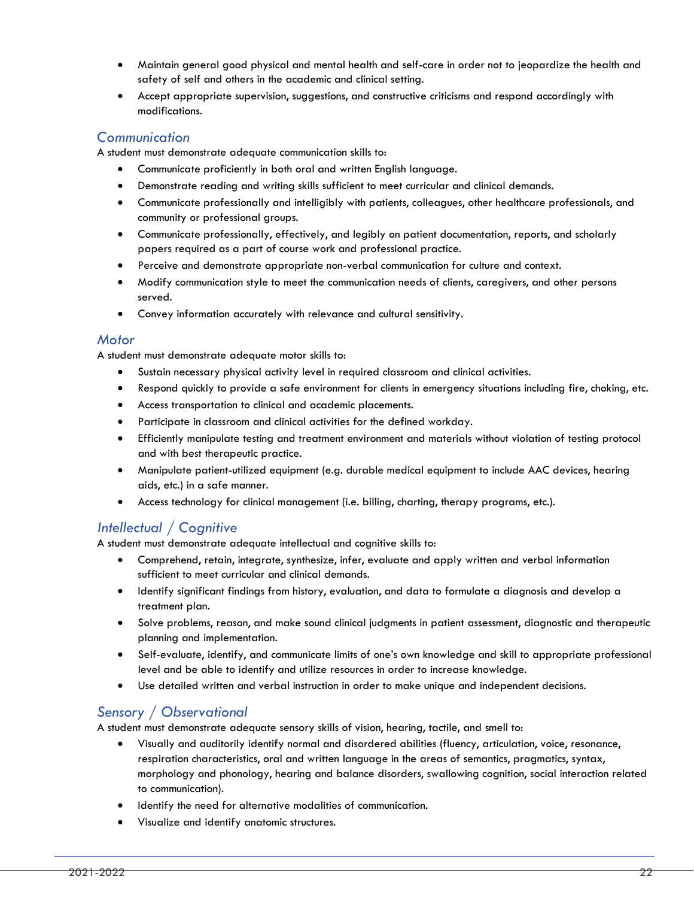- Maintain general good physical and mental health and self-care in order not to jeopardize the health and safety of self and others in the academic and clinical setting.
- Accept appropriate supervision, suggestions, and constructive criticisms and respond accordingly with modifications.

### *Communication*

A student must demonstrate adequate communication skills to:

- Communicate proficiently in both oral and written English language.
- Demonstrate reading and writing skills sufficient to meet curricular and clinical demands.
- Communicate professionally and intelligibly with patients, colleagues, other healthcare professionals, and community or professional groups.
- Communicate professionally, effectively, and legibly on patient documentation, reports, and scholarly papers required as a part of course work and professional practice.
- Perceive and demonstrate appropriate non-verbal communication for culture and context.
- Modify communication style to meet the communication needs of clients, caregivers, and other persons served.
- Convey information accurately with relevance and cultural sensitivity.

### *Motor*

A student must demonstrate adequate motor skills to:

- Sustain necessary physical activity level in required classroom and clinical activities.
- Respond quickly to provide a safe environment for clients in emergency situations including fire, choking, etc.
- Access transportation to clinical and academic placements.
- Participate in classroom and clinical activities for the defined workday.
- Efficiently manipulate testing and treatment environment and materials without violation of testing protocol and with best therapeutic practice.
- Manipulate patient-utilized equipment (e.g. durable medical equipment to include AAC devices, hearing aids, etc.) in a safe manner.
- Access technology for clinical management (i.e. billing, charting, therapy programs, etc.).

### *Intellectual / Cognitive*

A student must demonstrate adequate intellectual and cognitive skills to:

- Comprehend, retain, integrate, synthesize, infer, evaluate and apply written and verbal information sufficient to meet curricular and clinical demands.
- Identify significant findings from history, evaluation, and data to formulate a diagnosis and develop a treatment plan.
- Solve problems, reason, and make sound clinical judgments in patient assessment, diagnostic and therapeutic planning and implementation.
- Self-evaluate, identify, and communicate limits of one's own knowledge and skill to appropriate professional level and be able to identify and utilize resources in order to increase knowledge.
- Use detailed written and verbal instruction in order to make unique and independent decisions.

### *Sensory / Observational*

A student must demonstrate adequate sensory skills of vision, hearing, tactile, and smell to:

- Visually and auditorily identify normal and disordered abilities (fluency, articulation, voice, resonance, respiration characteristics, oral and written language in the areas of semantics, pragmatics, syntax, morphology and phonology, hearing and balance disorders, swallowing cognition, social interaction related to communication).
- Identify the need for alternative modalities of communication.
- Visualize and identify anatomic structures.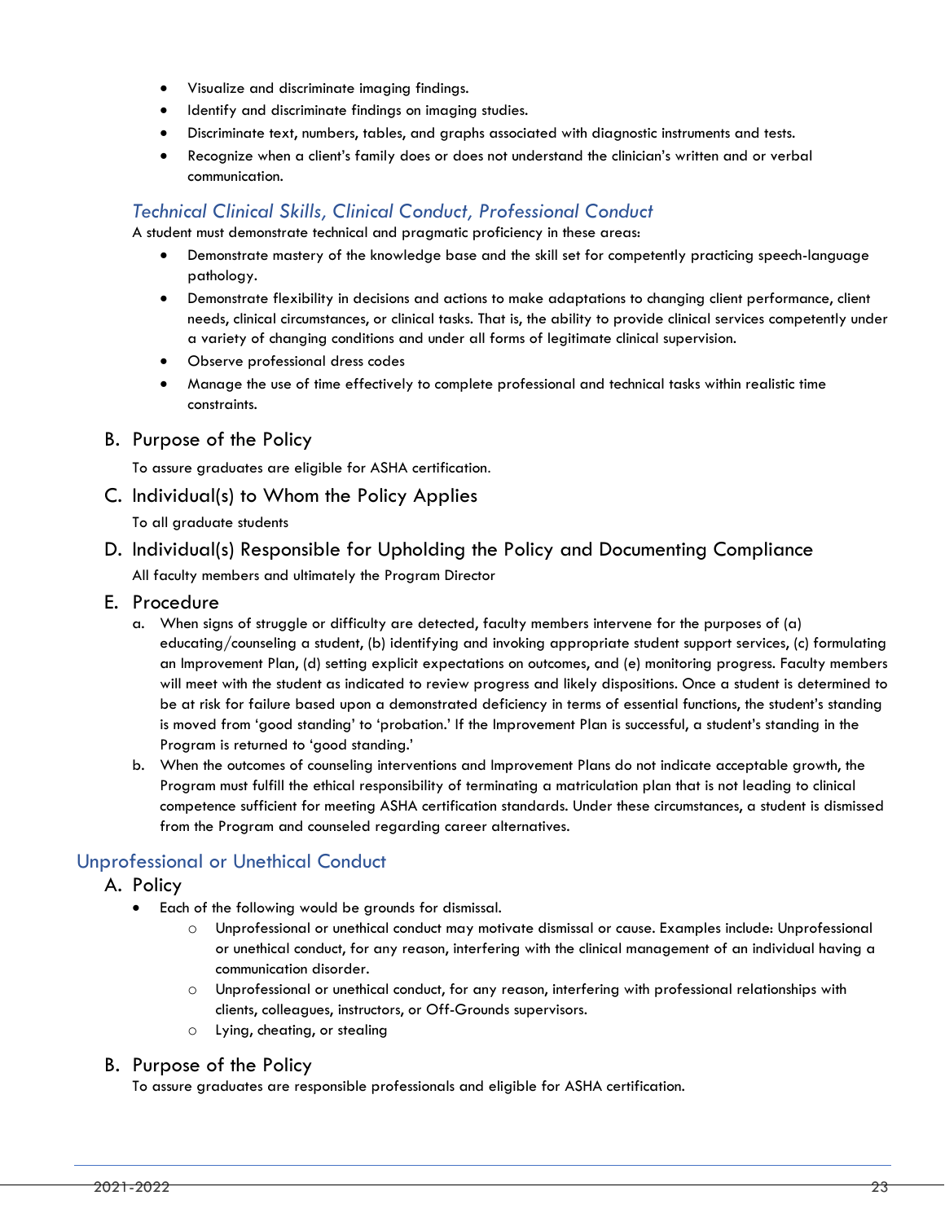- Visualize and discriminate imaging findings.
- Identify and discriminate findings on imaging studies.
- Discriminate text, numbers, tables, and graphs associated with diagnostic instruments and tests.
- Recognize when a client's family does or does not understand the clinician's written and or verbal communication.

### *Technical Clinical Skills, Clinical Conduct, Professional Conduct*

A student must demonstrate technical and pragmatic proficiency in these areas:

- Demonstrate mastery of the knowledge base and the skill set for competently practicing speech-language pathology.
- Demonstrate flexibility in decisions and actions to make adaptations to changing client performance, client needs, clinical circumstances, or clinical tasks. That is, the ability to provide clinical services competently under a variety of changing conditions and under all forms of legitimate clinical supervision.
- Observe professional dress codes
- Manage the use of time effectively to complete professional and technical tasks within realistic time constraints.

## B. Purpose of the Policy

To assure graduates are eligible for ASHA certification.

## C. Individual(s) to Whom the Policy Applies

To all graduate students

## D. Individual(s) Responsible for Upholding the Policy and Documenting Compliance

All faculty members and ultimately the Program Director

## E. Procedure

a. When signs of struggle or difficulty are detected, faculty members intervene for the purposes of (a) educating/counseling a student, (b) identifying and invoking appropriate student support services, (c) formulating an Improvement Plan, (d) setting explicit expectations on outcomes, and (e) monitoring progress. Faculty members will meet with the student as indicated to review progress and likely dispositions. Once a student is determined to be at risk for failure based upon a demonstrated deficiency in terms of essential functions, the student's standing is moved from 'good standing' to 'probation.' If the Improvement Plan is successful, a student's standing in the Program is returned to 'good standing.'

b. When the outcomes of counseling interventions and Improvement Plans do not indicate acceptable growth, the Program must fulfill the ethical responsibility of terminating a matriculation plan that is not leading to clinical competence sufficient for meeting ASHA certification standards. Under these circumstances, a student is dismissed from the Program and counseled regarding career alternatives.

# Unprofessional or Unethical Conduct

## A. Policy

- Each of the following would be grounds for dismissal.
  - Unprofessional or unethical conduct may motivate dismissal or cause. Examples include: Unprofessional or unethical conduct, for any reason, interfering with the clinical management of an individual having a communication disorder.
  - Unprofessional or unethical conduct, for any reason, interfering with professional relationships with clients, colleagues, instructors, or Off-Grounds supervisors.
  - Lying, cheating, or stealing

## B. Purpose of the Policy

To assure graduates are responsible professionals and eligible for ASHA certification.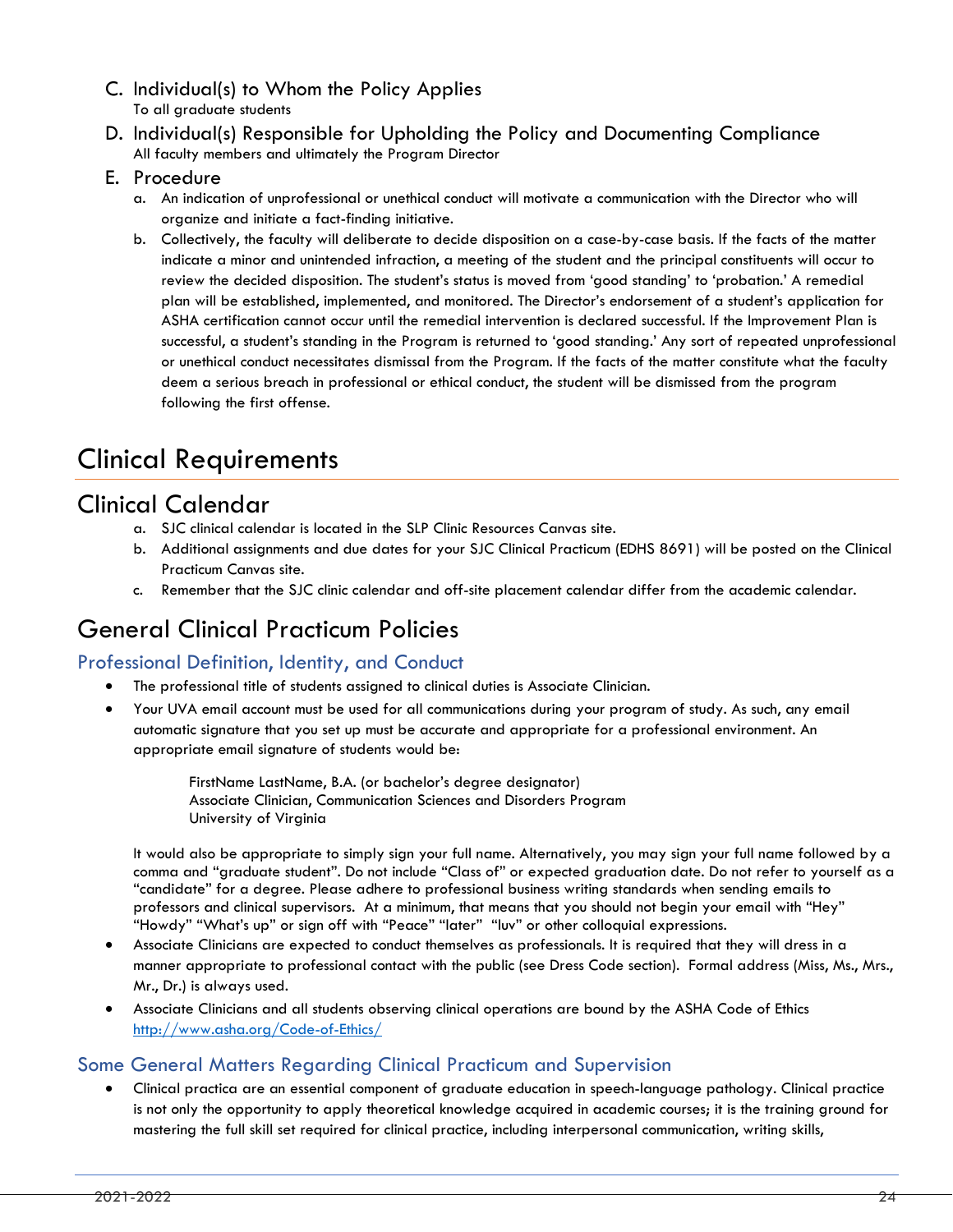C. Individual(s) to Whom the Policy Applies
To all graduate students

D. Individual(s) Responsible for Upholding the Policy and Documenting Compliance
All faculty members and ultimately the Program Director

E. Procedure

a. An indication of unprofessional or unethical conduct will motivate a communication with the Director who will organize and initiate a fact-finding initiative.
b. Collectively, the faculty will deliberate to decide disposition on a case-by-case basis. If the facts of the matter indicate a minor and unintended infraction, a meeting of the student and the principal constituents will occur to review the decided disposition. The student's status is moved from 'good standing' to 'probation.' A remedial plan will be established, implemented, and monitored. The Director's endorsement of a student's application for ASHA certification cannot occur until the remedial intervention is declared successful. If the Improvement Plan is successful, a student's standing in the Program is returned to 'good standing.' Any sort of repeated unprofessional or unethical conduct necessitates dismissal from the Program. If the facts of the matter constitute what the faculty deem a serious breach in professional or ethical conduct, the student will be dismissed from the program following the first offense.

# Clinical Requirements

## Clinical Calendar

a. SJC clinical calendar is located in the SLP Clinic Resources Canvas site.
b. Additional assignments and due dates for your SJC Clinical Practicum (EDHS 8691) will be posted on the Clinical Practicum Canvas site.
c. Remember that the SJC clinic calendar and off-site placement calendar differ from the academic calendar.

## General Clinical Practicum Policies

### Professional Definition, Identity, and Conduct

- The professional title of students assigned to clinical duties is Associate Clinician.
- Your UVA email account must be used for all communications during your program of study. As such, any email automatic signature that you set up must be accurate and appropriate for a professional environment. An appropriate email signature of students would be:

  FirstName LastName, B.A. (or bachelor's degree designator)
  Associate Clinician, Communication Sciences and Disorders Program
  University of Virginia

  It would also be appropriate to simply sign your full name. Alternatively, you may sign your full name followed by a comma and "graduate student". Do not include "Class of" or expected graduation date. Do not refer to yourself as a "candidate" for a degree. Please adhere to professional business writing standards when sending emails to professors and clinical supervisors. At a minimum, that means that you should not begin your email with "Hey" "Howdy" "What's up" or sign off with "Peace" "later" "luv" or other colloquial expressions.
- Associate Clinicians are expected to conduct themselves as professionals. It is required that they will dress in a manner appropriate to professional contact with the public (see Dress Code section). Formal address (Miss, Ms., Mrs., Mr., Dr.) is always used.
- Associate Clinicians and all students observing clinical operations are bound by the ASHA Code of Ethics http://www.asha.org/Code-of-Ethics/

### Some General Matters Regarding Clinical Practicum and Supervision

- Clinical practica are an essential component of graduate education in speech-language pathology. Clinical practice is not only the opportunity to apply theoretical knowledge acquired in academic courses; it is the training ground for mastering the full skill set required for clinical practice, including interpersonal communication, writing skills,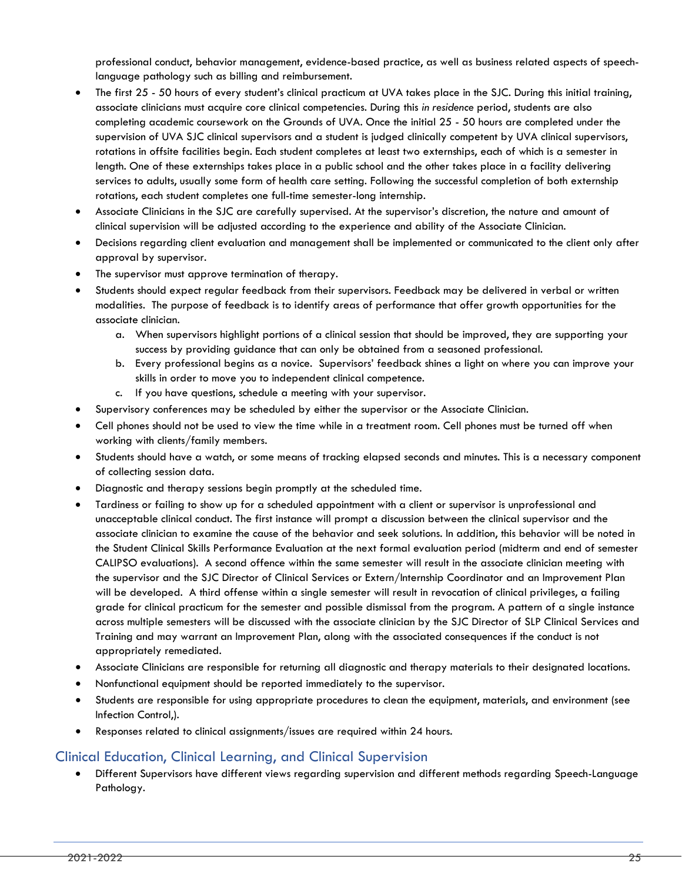professional conduct, behavior management, evidence-based practice, as well as business related aspects of speech-language pathology such as billing and reimbursement.

- The first 25 - 50 hours of every student's clinical practicum at UVA takes place in the SJC. During this initial training, associate clinicians must acquire core clinical competencies. During this *in residence* period, students are also completing academic coursework on the Grounds of UVA. Once the initial 25 - 50 hours are completed under the supervision of UVA SJC clinical supervisors and a student is judged clinically competent by UVA clinical supervisors, rotations in offsite facilities begin. Each student completes at least two externships, each of which is a semester in length. One of these externships takes place in a public school and the other takes place in a facility delivering services to adults, usually some form of health care setting. Following the successful completion of both externship rotations, each student completes one full-time semester-long internship.
- Associate Clinicians in the SJC are carefully supervised. At the supervisor's discretion, the nature and amount of clinical supervision will be adjusted according to the experience and ability of the Associate Clinician.
- Decisions regarding client evaluation and management shall be implemented or communicated to the client only after approval by supervisor.
- The supervisor must approve termination of therapy.
- Students should expect regular feedback from their supervisors. Feedback may be delivered in verbal or written modalities. The purpose of feedback is to identify areas of performance that offer growth opportunities for the associate clinician.
    a. When supervisors highlight portions of a clinical session that should be improved, they are supporting your success by providing guidance that can only be obtained from a seasoned professional.
    b. Every professional begins as a novice. Supervisors' feedback shines a light on where you can improve your skills in order to move you to independent clinical competence.
    c. If you have questions, schedule a meeting with your supervisor.
- Supervisory conferences may be scheduled by either the supervisor or the Associate Clinician.
- Cell phones should not be used to view the time while in a treatment room. Cell phones must be turned off when working with clients/family members.
- Students should have a watch, or some means of tracking elapsed seconds and minutes. This is a necessary component of collecting session data.
- Diagnostic and therapy sessions begin promptly at the scheduled time.
- Tardiness or failing to show up for a scheduled appointment with a client or supervisor is unprofessional and unacceptable clinical conduct. The first instance will prompt a discussion between the clinical supervisor and the associate clinician to examine the cause of the behavior and seek solutions. In addition, this behavior will be noted in the Student Clinical Skills Performance Evaluation at the next formal evaluation period (midterm and end of semester CALIPSO evaluations). A second offence within the same semester will result in the associate clinician meeting with the supervisor and the SJC Director of Clinical Services or Extern/Internship Coordinator and an Improvement Plan will be developed. A third offense within a single semester will result in revocation of clinical privileges, a failing grade for clinical practicum for the semester and possible dismissal from the program. A pattern of a single instance across multiple semesters will be discussed with the associate clinician by the SJC Director of SLP Clinical Services and Training and may warrant an Improvement Plan, along with the associated consequences if the conduct is not appropriately remediated.
- Associate Clinicians are responsible for returning all diagnostic and therapy materials to their designated locations.
- Nonfunctional equipment should be reported immediately to the supervisor.
- Students are responsible for using appropriate procedures to clean the equipment, materials, and environment (see Infection Control,).
- Responses related to clinical assignments/issues are required within 24 hours.

## Clinical Education, Clinical Learning, and Clinical Supervision

- Different Supervisors have different views regarding supervision and different methods regarding Speech-Language Pathology.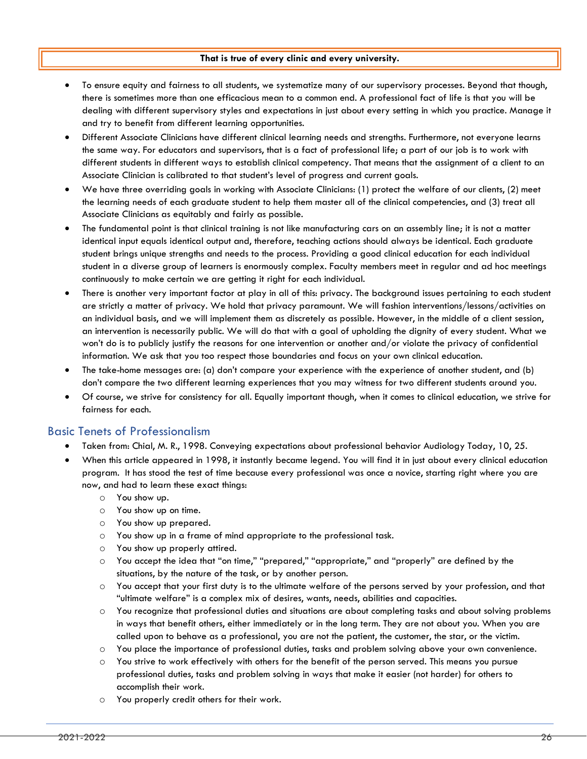**That is true of every clinic and every university.**

- To ensure equity and fairness to all students, we systematize many of our supervisory processes. Beyond that though, there is sometimes more than one efficacious mean to a common end. A professional fact of life is that you will be dealing with different supervisory styles and expectations in just about every setting in which you practice. Manage it and try to benefit from different learning opportunities.
- Different Associate Clinicians have different clinical learning needs and strengths. Furthermore, not everyone learns the same way. For educators and supervisors, that is a fact of professional life; a part of our job is to work with different students in different ways to establish clinical competency. That means that the assignment of a client to an Associate Clinician is calibrated to that student's level of progress and current goals.
- We have three overriding goals in working with Associate Clinicians: (1) protect the welfare of our clients, (2) meet the learning needs of each graduate student to help them master all of the clinical competencies, and (3) treat all Associate Clinicians as equitably and fairly as possible.
- The fundamental point is that clinical training is not like manufacturing cars on an assembly line; it is not a matter identical input equals identical output and, therefore, teaching actions should always be identical. Each graduate student brings unique strengths and needs to the process. Providing a good clinical education for each individual student in a diverse group of learners is enormously complex. Faculty members meet in regular and ad hoc meetings continuously to make certain we are getting it right for each individual.
- There is another very important factor at play in all of this: privacy. The background issues pertaining to each student are strictly a matter of privacy. We hold that privacy paramount. We will fashion interventions/lessons/activities on an individual basis, and we will implement them as discretely as possible. However, in the middle of a client session, an intervention is necessarily public. We will do that with a goal of upholding the dignity of every student. What we won't do is to publicly justify the reasons for one intervention or another and/or violate the privacy of confidential information. We ask that you too respect those boundaries and focus on your own clinical education.
- The take-home messages are: (a) don't compare your experience with the experience of another student, and (b) don't compare the two different learning experiences that you may witness for two different students around you.
- Of course, we strive for consistency for all. Equally important though, when it comes to clinical education, we strive for fairness for each.

## Basic Tenets of Professionalism

- Taken from: Chial, M. R., 1998. Conveying expectations about professional behavior Audiology Today, 10, 25.
- When this article appeared in 1998, it instantly became legend. You will find it in just about every clinical education program. It has stood the test of time because every professional was once a novice, starting right where you are now, and had to learn these exact things:
    - You show up.
    - You show up on time.
    - You show up prepared.
    - You show up in a frame of mind appropriate to the professional task.
    - You show up properly attired.
    - You accept the idea that "on time," "prepared," "appropriate," and "properly" are defined by the situations, by the nature of the task, or by another person.
    - You accept that your first duty is to the ultimate welfare of the persons served by your profession, and that "ultimate welfare" is a complex mix of desires, wants, needs, abilities and capacities.
    - You recognize that professional duties and situations are about completing tasks and about solving problems in ways that benefit others, either immediately or in the long term. They are not about you. When you are called upon to behave as a professional, you are not the patient, the customer, the star, or the victim.
    - You place the importance of professional duties, tasks and problem solving above your own convenience.
    - You strive to work effectively with others for the benefit of the person served. This means you pursue professional duties, tasks and problem solving in ways that make it easier (not harder) for others to accomplish their work.
    - You properly credit others for their work.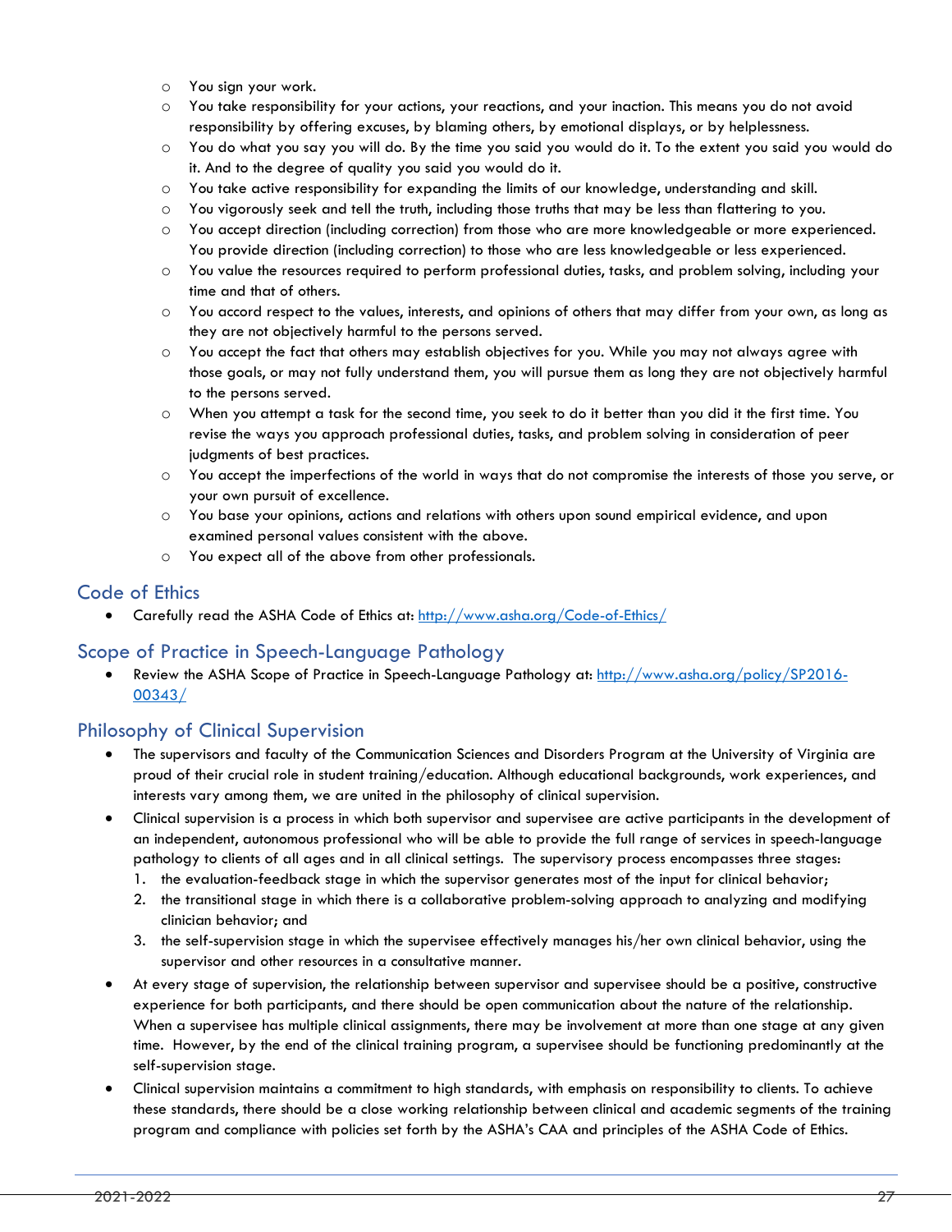- You sign your work.
- You take responsibility for your actions, your reactions, and your inaction. This means you do not avoid responsibility by offering excuses, by blaming others, by emotional displays, or by helplessness.
- You do what you say you will do. By the time you said you would do it. To the extent you said you would do it. And to the degree of quality you said you would do it.
- You take active responsibility for expanding the limits of our knowledge, understanding and skill.
- You vigorously seek and tell the truth, including those truths that may be less than flattering to you.
- You accept direction (including correction) from those who are more knowledgeable or more experienced. You provide direction (including correction) to those who are less knowledgeable or less experienced.
- You value the resources required to perform professional duties, tasks, and problem solving, including your time and that of others.
- You accord respect to the values, interests, and opinions of others that may differ from your own, as long as they are not objectively harmful to the persons served.
- You accept the fact that others may establish objectives for you. While you may not always agree with those goals, or may not fully understand them, you will pursue them as long they are not objectively harmful to the persons served.
- When you attempt a task for the second time, you seek to do it better than you did it the first time. You revise the ways you approach professional duties, tasks, and problem solving in consideration of peer judgments of best practices.
- You accept the imperfections of the world in ways that do not compromise the interests of those you serve, or your own pursuit of excellence.
- You base your opinions, actions and relations with others upon sound empirical evidence, and upon examined personal values consistent with the above.
- You expect all of the above from other professionals.

## Code of Ethics

- Carefully read the ASHA Code of Ethics at: http://www.asha.org/Code-of-Ethics/

## Scope of Practice in Speech-Language Pathology

- Review the ASHA Scope of Practice in Speech-Language Pathology at: http://www.asha.org/policy/SP2016-00343/

## Philosophy of Clinical Supervision

- The supervisors and faculty of the Communication Sciences and Disorders Program at the University of Virginia are proud of their crucial role in student training/education. Although educational backgrounds, work experiences, and interests vary among them, we are united in the philosophy of clinical supervision.
- Clinical supervision is a process in which both supervisor and supervisee are active participants in the development of an independent, autonomous professional who will be able to provide the full range of services in speech-language pathology to clients of all ages and in all clinical settings. The supervisory process encompasses three stages:
  1. the evaluation-feedback stage in which the supervisor generates most of the input for clinical behavior;
  2. the transitional stage in which there is a collaborative problem-solving approach to analyzing and modifying clinician behavior; and
  3. the self-supervision stage in which the supervisee effectively manages his/her own clinical behavior, using the supervisor and other resources in a consultative manner.
- At every stage of supervision, the relationship between supervisor and supervisee should be a positive, constructive experience for both participants, and there should be open communication about the nature of the relationship. When a supervisee has multiple clinical assignments, there may be involvement at more than one stage at any given time. However, by the end of the clinical training program, a supervisee should be functioning predominantly at the self-supervision stage.
- Clinical supervision maintains a commitment to high standards, with emphasis on responsibility to clients. To achieve these standards, there should be a close working relationship between clinical and academic segments of the training program and compliance with policies set forth by the ASHA's CAA and principles of the ASHA Code of Ethics.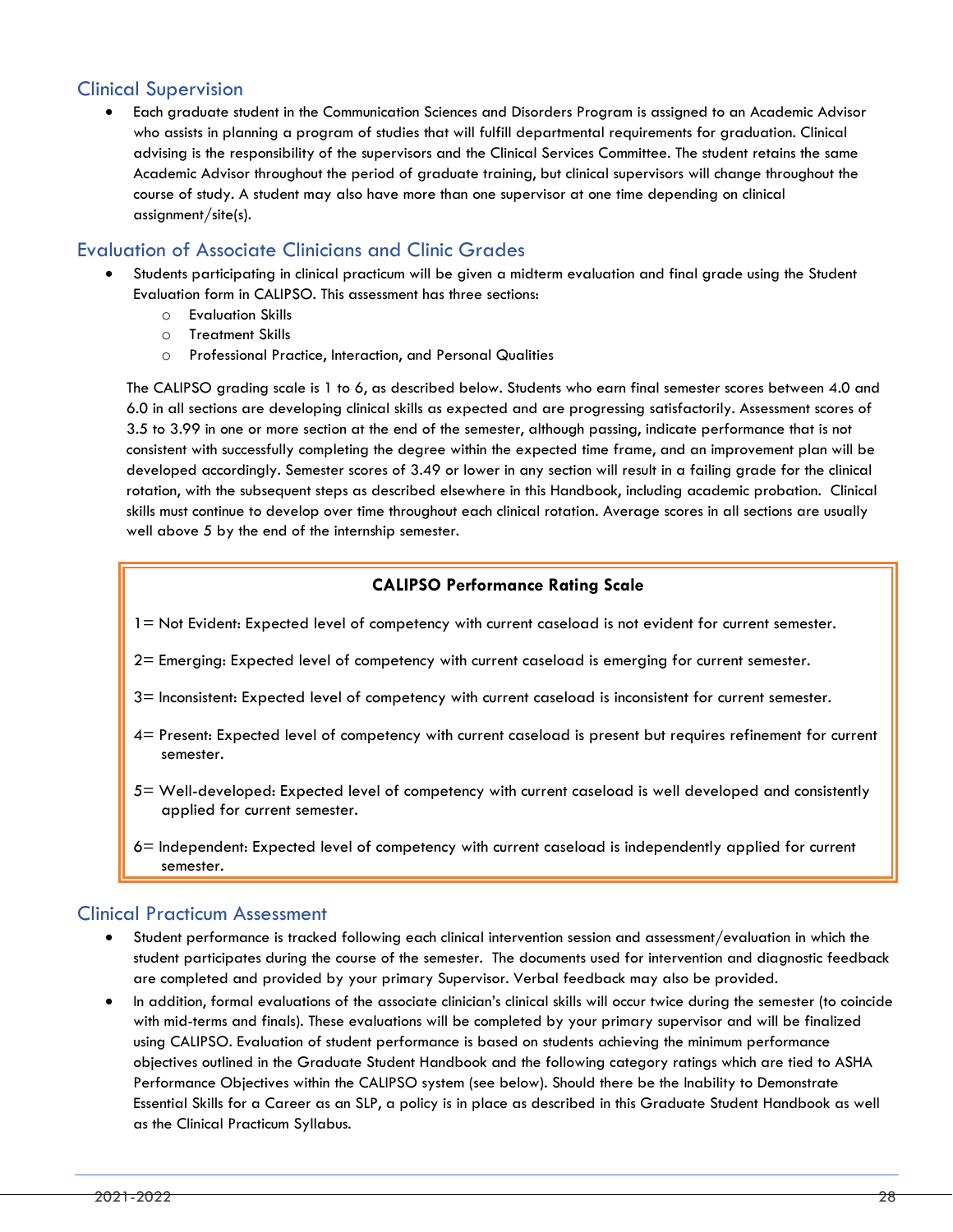## Clinical Supervision

- Each graduate student in the Communication Sciences and Disorders Program is assigned to an Academic Advisor who assists in planning a program of studies that will fulfill departmental requirements for graduation. Clinical advising is the responsibility of the supervisors and the Clinical Services Committee. The student retains the same Academic Advisor throughout the period of graduate training, but clinical supervisors will change throughout the course of study. A student may also have more than one supervisor at one time depending on clinical assignment/site(s).

## Evaluation of Associate Clinicians and Clinic Grades

- Students participating in clinical practicum will be given a midterm evaluation and final grade using the Student Evaluation form in CALIPSO. This assessment has three sections:
  - Evaluation Skills
  - Treatment Skills
  - Professional Practice, Interaction, and Personal Qualities

The CALIPSO grading scale is 1 to 6, as described below. Students who earn final semester scores between 4.0 and 6.0 in all sections are developing clinical skills as expected and are progressing satisfactorily. Assessment scores of 3.5 to 3.99 in one or more section at the end of the semester, although passing, indicate performance that is not consistent with successfully completing the degree within the expected time frame, and an improvement plan will be developed accordingly. Semester scores of 3.49 or lower in any section will result in a failing grade for the clinical rotation, with the subsequent steps as described elsewhere in this Handbook, including academic probation. Clinical skills must continue to develop over time throughout each clinical rotation. Average scores in all sections are usually well above 5 by the end of the internship semester.

**CALIPSO Performance Rating Scale**

1= Not Evident: Expected level of competency with current caseload is not evident for current semester.

2= Emerging: Expected level of competency with current caseload is emerging for current semester.

3= Inconsistent: Expected level of competency with current caseload is inconsistent for current semester.

4= Present: Expected level of competency with current caseload is present but requires refinement for current semester.

5= Well-developed: Expected level of competency with current caseload is well developed and consistently applied for current semester.

6= Independent: Expected level of competency with current caseload is independently applied for current semester.

## Clinical Practicum Assessment

- Student performance is tracked following each clinical intervention session and assessment/evaluation in which the student participates during the course of the semester. The documents used for intervention and diagnostic feedback are completed and provided by your primary Supervisor. Verbal feedback may also be provided.
- In addition, formal evaluations of the associate clinician's clinical skills will occur twice during the semester (to coincide with mid-terms and finals). These evaluations will be completed by your primary supervisor and will be finalized using CALIPSO. Evaluation of student performance is based on students achieving the minimum performance objectives outlined in the Graduate Student Handbook and the following category ratings which are tied to ASHA Performance Objectives within the CALIPSO system (see below). Should there be the Inability to Demonstrate Essential Skills for a Career as an SLP, a policy is in place as described in this Graduate Student Handbook as well as the Clinical Practicum Syllabus.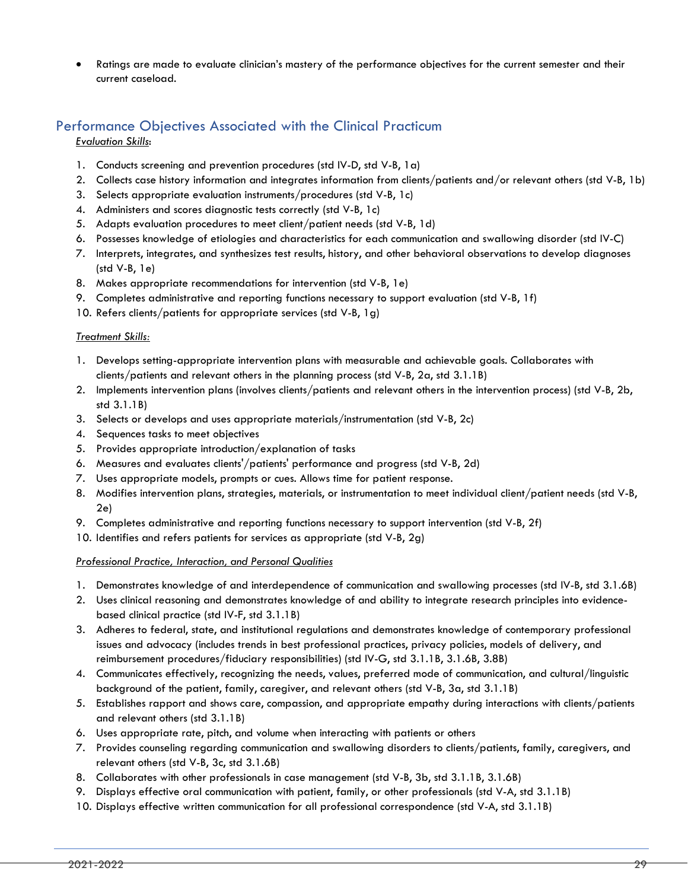- Ratings are made to evaluate clinician's mastery of the performance objectives for the current semester and their current caseload.

## Performance Objectives Associated with the Clinical Practicum

*Evaluation Skills*:

1. Conducts screening and prevention procedures (std IV-D, std V-B, 1a)
2. Collects case history information and integrates information from clients/patients and/or relevant others (std V-B, 1b)
3. Selects appropriate evaluation instruments/procedures (std V-B, 1c)
4. Administers and scores diagnostic tests correctly (std V-B, 1c)
5. Adapts evaluation procedures to meet client/patient needs (std V-B, 1d)
6. Possesses knowledge of etiologies and characteristics for each communication and swallowing disorder (std IV-C)
7. Interprets, integrates, and synthesizes test results, history, and other behavioral observations to develop diagnoses (std V-B, 1e)
8. Makes appropriate recommendations for intervention (std V-B, 1e)
9. Completes administrative and reporting functions necessary to support evaluation (std V-B, 1f)
10. Refers clients/patients for appropriate services (std V-B, 1g)

*Treatment Skills:*

1. Develops setting-appropriate intervention plans with measurable and achievable goals. Collaborates with clients/patients and relevant others in the planning process (std V-B, 2a, std 3.1.1B)
2. Implements intervention plans (involves clients/patients and relevant others in the intervention process) (std V-B, 2b, std 3.1.1B)
3. Selects or develops and uses appropriate materials/instrumentation (std V-B, 2c)
4. Sequences tasks to meet objectives
5. Provides appropriate introduction/explanation of tasks
6. Measures and evaluates clients'/patients' performance and progress (std V-B, 2d)
7. Uses appropriate models, prompts or cues. Allows time for patient response.
8. Modifies intervention plans, strategies, materials, or instrumentation to meet individual client/patient needs (std V-B, 2e)
9. Completes administrative and reporting functions necessary to support intervention (std V-B, 2f)
10. Identifies and refers patients for services as appropriate (std V-B, 2g)

*Professional Practice, Interaction, and Personal Qualities*

1. Demonstrates knowledge of and interdependence of communication and swallowing processes (std IV-B, std 3.1.6B)
2. Uses clinical reasoning and demonstrates knowledge of and ability to integrate research principles into evidence-based clinical practice (std IV-F, std 3.1.1B)
3. Adheres to federal, state, and institutional regulations and demonstrates knowledge of contemporary professional issues and advocacy (includes trends in best professional practices, privacy policies, models of delivery, and reimbursement procedures/fiduciary responsibilities) (std IV-G, std 3.1.1B, 3.1.6B, 3.8B)
4. Communicates effectively, recognizing the needs, values, preferred mode of communication, and cultural/linguistic background of the patient, family, caregiver, and relevant others (std V-B, 3a, std 3.1.1B)
5. Establishes rapport and shows care, compassion, and appropriate empathy during interactions with clients/patients and relevant others (std 3.1.1B)
6. Uses appropriate rate, pitch, and volume when interacting with patients or others
7. Provides counseling regarding communication and swallowing disorders to clients/patients, family, caregivers, and relevant others (std V-B, 3c, std 3.1.6B)
8. Collaborates with other professionals in case management (std V-B, 3b, std 3.1.1B, 3.1.6B)
9. Displays effective oral communication with patient, family, or other professionals (std V-A, std 3.1.1B)
10. Displays effective written communication for all professional correspondence (std V-A, std 3.1.1B)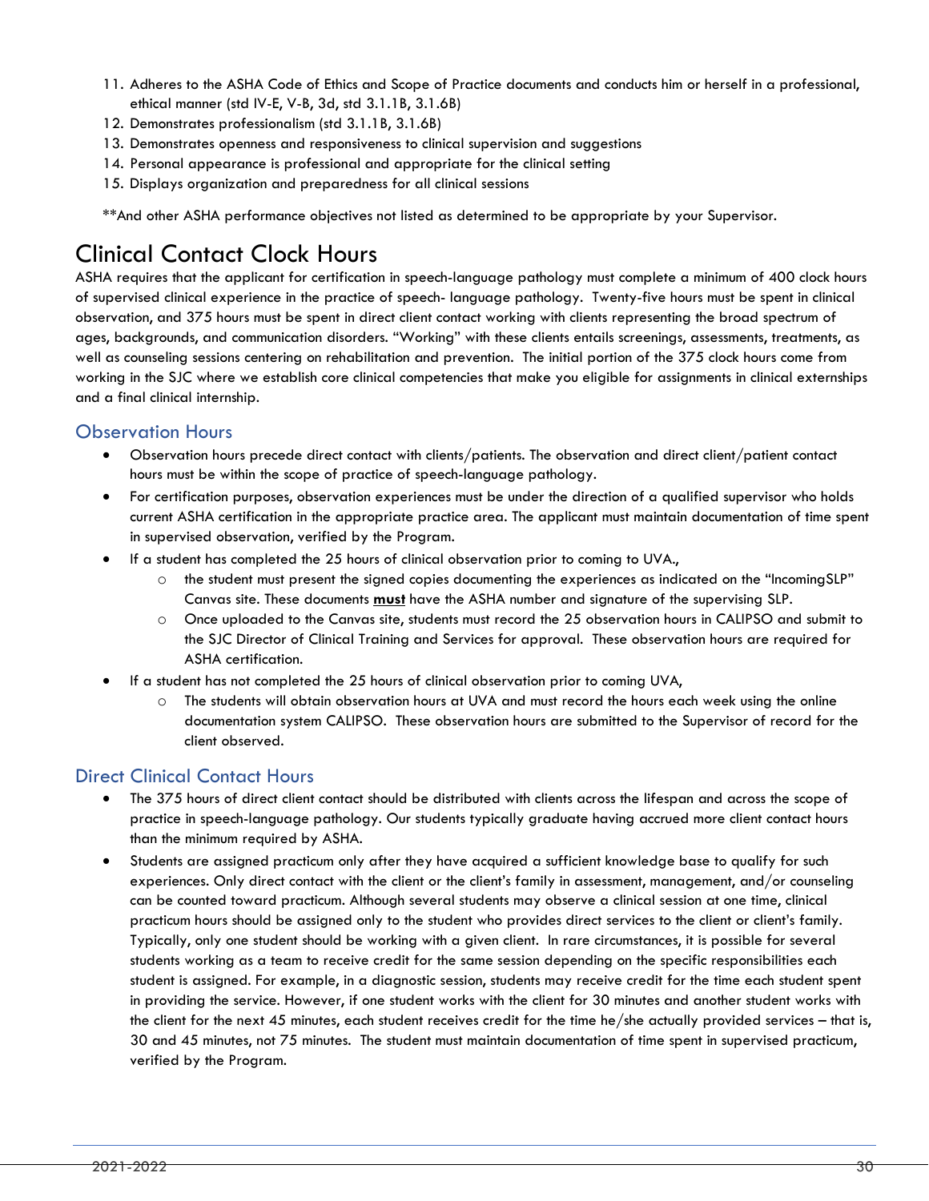11. Adheres to the ASHA Code of Ethics and Scope of Practice documents and conducts him or herself in a professional, ethical manner (std IV-E, V-B, 3d, std 3.1.1B, 3.1.6B)
12. Demonstrates professionalism (std 3.1.1B, 3.1.6B)
13. Demonstrates openness and responsiveness to clinical supervision and suggestions
14. Personal appearance is professional and appropriate for the clinical setting
15. Displays organization and preparedness for all clinical sessions

**And other ASHA performance objectives not listed as determined to be appropriate by your Supervisor.

# Clinical Contact Clock Hours

ASHA requires that the applicant for certification in speech-language pathology must complete a minimum of 400 clock hours of supervised clinical experience in the practice of speech- language pathology. Twenty-five hours must be spent in clinical observation, and 375 hours must be spent in direct client contact working with clients representing the broad spectrum of ages, backgrounds, and communication disorders. "Working" with these clients entails screenings, assessments, treatments, as well as counseling sessions centering on rehabilitation and prevention. The initial portion of the 375 clock hours come from working in the SJC where we establish core clinical competencies that make you eligible for assignments in clinical externships and a final clinical internship.

## Observation Hours

- Observation hours precede direct contact with clients/patients. The observation and direct client/patient contact hours must be within the scope of practice of speech-language pathology.
- For certification purposes, observation experiences must be under the direction of a qualified supervisor who holds current ASHA certification in the appropriate practice area. The applicant must maintain documentation of time spent in supervised observation, verified by the Program.
- If a student has completed the 25 hours of clinical observation prior to coming to UVA.,
  - the student must present the signed copies documenting the experiences as indicated on the "IncomingSLP" Canvas site. These documents **must** have the ASHA number and signature of the supervising SLP.
  - Once uploaded to the Canvas site, students must record the 25 observation hours in CALIPSO and submit to the SJC Director of Clinical Training and Services for approval. These observation hours are required for ASHA certification.
- If a student has not completed the 25 hours of clinical observation prior to coming UVA,
  - The students will obtain observation hours at UVA and must record the hours each week using the online documentation system CALIPSO. These observation hours are submitted to the Supervisor of record for the client observed.

## Direct Clinical Contact Hours

- The 375 hours of direct client contact should be distributed with clients across the lifespan and across the scope of practice in speech-language pathology. Our students typically graduate having accrued more client contact hours than the minimum required by ASHA.
- Students are assigned practicum only after they have acquired a sufficient knowledge base to qualify for such experiences. Only direct contact with the client or the client's family in assessment, management, and/or counseling can be counted toward practicum. Although several students may observe a clinical session at one time, clinical practicum hours should be assigned only to the student who provides direct services to the client or client's family. Typically, only one student should be working with a given client. In rare circumstances, it is possible for several students working as a team to receive credit for the same session depending on the specific responsibilities each student is assigned. For example, in a diagnostic session, students may receive credit for the time each student spent in providing the service. However, if one student works with the client for 30 minutes and another student works with the client for the next 45 minutes, each student receives credit for the time he/she actually provided services – that is, 30 and 45 minutes, not 75 minutes. The student must maintain documentation of time spent in supervised practicum, verified by the Program.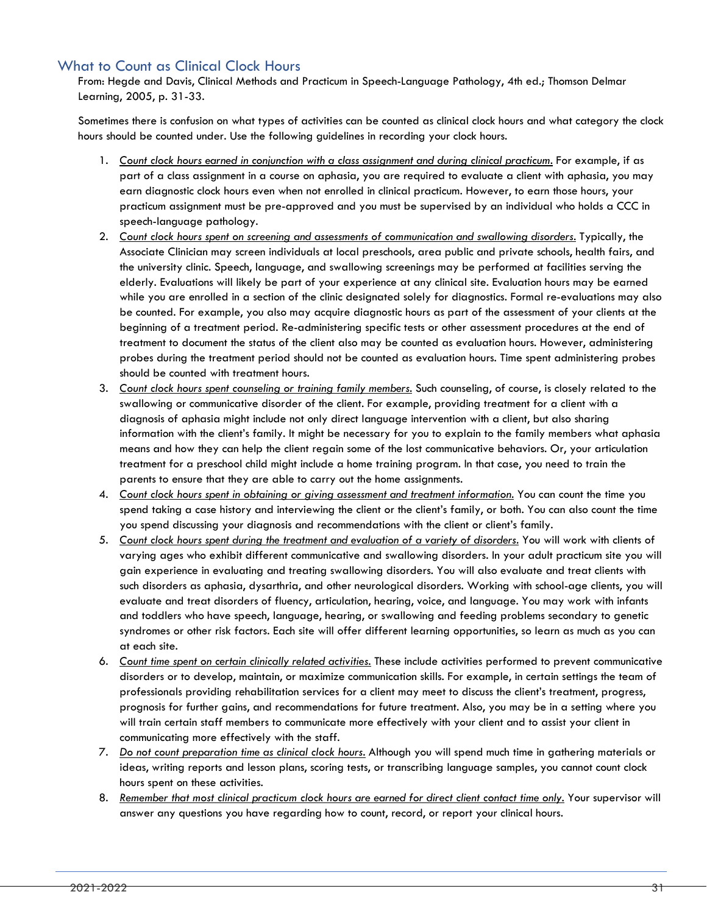## What to Count as Clinical Clock Hours

From: Hegde and Davis, Clinical Methods and Practicum in Speech-Language Pathology, 4th ed.; Thomson Delmar Learning, 2005, p. 31-33.

Sometimes there is confusion on what types of activities can be counted as clinical clock hours and what category the clock hours should be counted under. Use the following guidelines in recording your clock hours.

1. *Count clock hours earned in conjunction with a class assignment and during clinical practicum.* For example, if as part of a class assignment in a course on aphasia, you are required to evaluate a client with aphasia, you may earn diagnostic clock hours even when not enrolled in clinical practicum. However, to earn those hours, your practicum assignment must be pre-approved and you must be supervised by an individual who holds a CCC in speech-language pathology.
2. *Count clock hours spent on screening and assessments of communication and swallowing disorders.* Typically, the Associate Clinician may screen individuals at local preschools, area public and private schools, health fairs, and the university clinic. Speech, language, and swallowing screenings may be performed at facilities serving the elderly. Evaluations will likely be part of your experience at any clinical site. Evaluation hours may be earned while you are enrolled in a section of the clinic designated solely for diagnostics. Formal re-evaluations may also be counted. For example, you also may acquire diagnostic hours as part of the assessment of your clients at the beginning of a treatment period. Re-administering specific tests or other assessment procedures at the end of treatment to document the status of the client also may be counted as evaluation hours. However, administering probes during the treatment period should not be counted as evaluation hours. Time spent administering probes should be counted with treatment hours.
3. *Count clock hours spent counseling or training family members.* Such counseling, of course, is closely related to the swallowing or communicative disorder of the client. For example, providing treatment for a client with a diagnosis of aphasia might include not only direct language intervention with a client, but also sharing information with the client's family. It might be necessary for you to explain to the family members what aphasia means and how they can help the client regain some of the lost communicative behaviors. Or, your articulation treatment for a preschool child might include a home training program. In that case, you need to train the parents to ensure that they are able to carry out the home assignments.
4. *Count clock hours spent in obtaining or giving assessment and treatment information.* You can count the time you spend taking a case history and interviewing the client or the client's family, or both. You can also count the time you spend discussing your diagnosis and recommendations with the client or client's family.
5. *Count clock hours spent during the treatment and evaluation of a variety of disorders.* You will work with clients of varying ages who exhibit different communicative and swallowing disorders. In your adult practicum site you will gain experience in evaluating and treating swallowing disorders. You will also evaluate and treat clients with such disorders as aphasia, dysarthria, and other neurological disorders. Working with school-age clients, you will evaluate and treat disorders of fluency, articulation, hearing, voice, and language. You may work with infants and toddlers who have speech, language, hearing, or swallowing and feeding problems secondary to genetic syndromes or other risk factors. Each site will offer different learning opportunities, so learn as much as you can at each site.
6. *Count time spent on certain clinically related activities.* These include activities performed to prevent communicative disorders or to develop, maintain, or maximize communication skills. For example, in certain settings the team of professionals providing rehabilitation services for a client may meet to discuss the client's treatment, progress, prognosis for further gains, and recommendations for future treatment. Also, you may be in a setting where you will train certain staff members to communicate more effectively with your client and to assist your client in communicating more effectively with the staff.
7. *Do not count preparation time as clinical clock hours.* Although you will spend much time in gathering materials or ideas, writing reports and lesson plans, scoring tests, or transcribing language samples, you cannot count clock hours spent on these activities.
8. *Remember that most clinical practicum clock hours are earned for direct client contact time only.* Your supervisor will answer any questions you have regarding how to count, record, or report your clinical hours.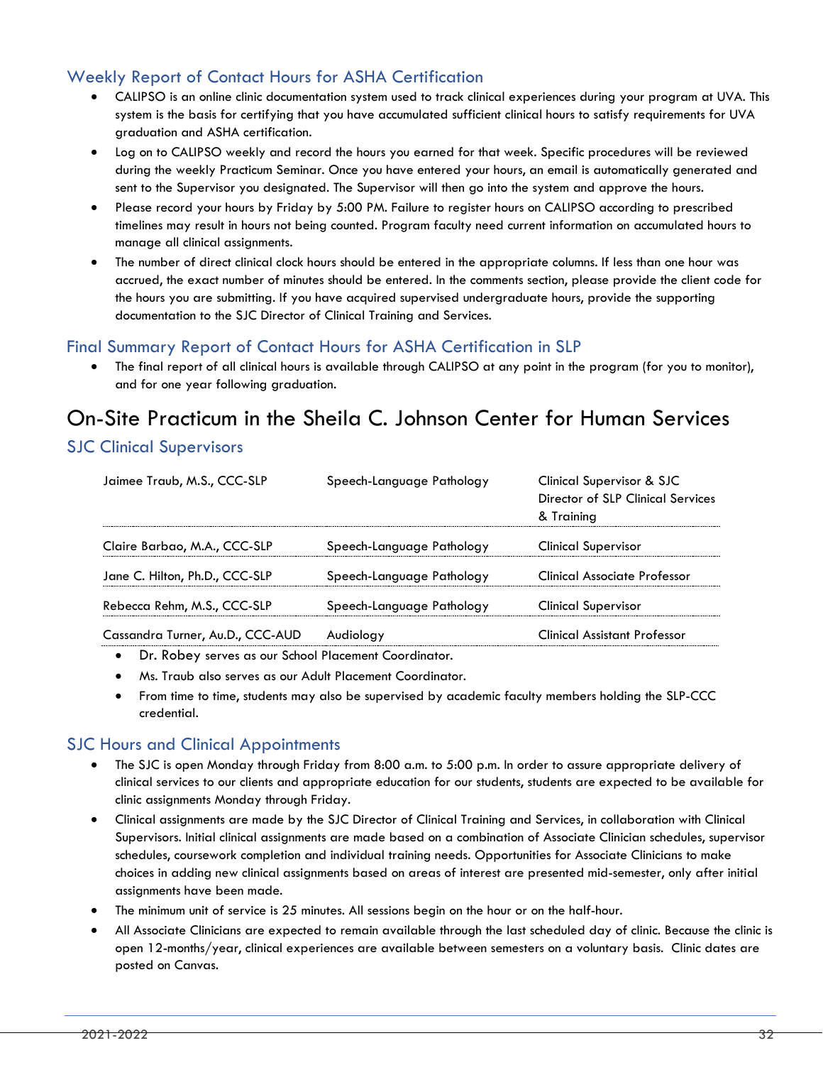### Weekly Report of Contact Hours for ASHA Certification

- CALIPSO is an online clinic documentation system used to track clinical experiences during your program at UVA. This system is the basis for certifying that you have accumulated sufficient clinical hours to satisfy requirements for UVA graduation and ASHA certification.
- Log on to CALIPSO weekly and record the hours you earned for that week. Specific procedures will be reviewed during the weekly Practicum Seminar. Once you have entered your hours, an email is automatically generated and sent to the Supervisor you designated. The Supervisor will then go into the system and approve the hours.
- Please record your hours by Friday by 5:00 PM. Failure to register hours on CALIPSO according to prescribed timelines may result in hours not being counted. Program faculty need current information on accumulated hours to manage all clinical assignments.
- The number of direct clinical clock hours should be entered in the appropriate columns. If less than one hour was accrued, the exact number of minutes should be entered. In the comments section, please provide the client code for the hours you are submitting. If you have acquired supervised undergraduate hours, provide the supporting documentation to the SJC Director of Clinical Training and Services.

### Final Summary Report of Contact Hours for ASHA Certification in SLP

- The final report of all clinical hours is available through CALIPSO at any point in the program (for you to monitor), and for one year following graduation.

## On-Site Practicum in the Sheila C. Johnson Center for Human Services

### SJC Clinical Supervisors

| | | |
|---|---|---|
| Jaimee Traub, M.S., CCC-SLP | Speech-Language Pathology | Clinical Supervisor & SJC Director of SLP Clinical Services & Training |
| Claire Barbao, M.A., CCC-SLP | Speech-Language Pathology | Clinical Supervisor |
| Jane C. Hilton, Ph.D., CCC-SLP | Speech-Language Pathology | Clinical Associate Professor |
| Rebecca Rehm, M.S., CCC-SLP | Speech-Language Pathology | Clinical Supervisor |
| Cassandra Turner, Au.D., CCC-AUD | Audiology | Clinical Assistant Professor |

- Dr. Robey serves as our School Placement Coordinator.
- Ms. Traub also serves as our Adult Placement Coordinator.
- From time to time, students may also be supervised by academic faculty members holding the SLP-CCC credential.

### SJC Hours and Clinical Appointments

- The SJC is open Monday through Friday from 8:00 a.m. to 5:00 p.m. In order to assure appropriate delivery of clinical services to our clients and appropriate education for our students, students are expected to be available for clinic assignments Monday through Friday.
- Clinical assignments are made by the SJC Director of Clinical Training and Services, in collaboration with Clinical Supervisors. Initial clinical assignments are made based on a combination of Associate Clinician schedules, supervisor schedules, coursework completion and individual training needs. Opportunities for Associate Clinicians to make choices in adding new clinical assignments based on areas of interest are presented mid-semester, only after initial assignments have been made.
- The minimum unit of service is 25 minutes. All sessions begin on the hour or on the half-hour.
- All Associate Clinicians are expected to remain available through the last scheduled day of clinic. Because the clinic is open 12-months/year, clinical experiences are available between semesters on a voluntary basis. Clinic dates are posted on Canvas.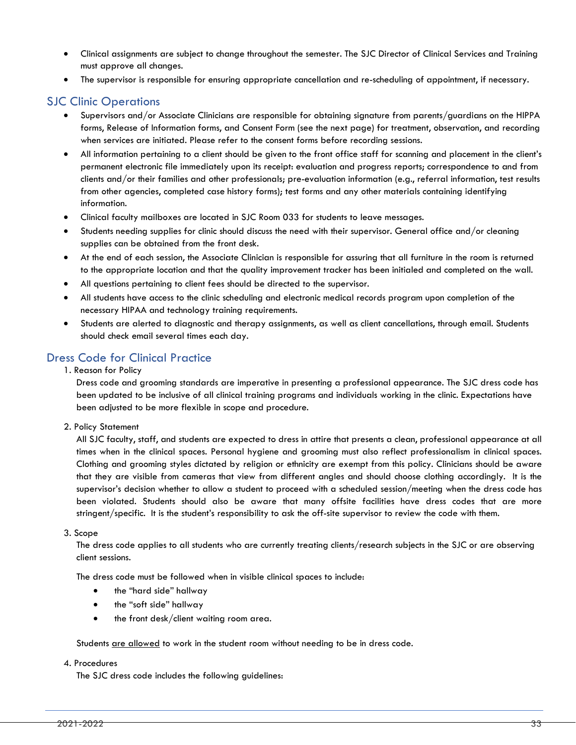- Clinical assignments are subject to change throughout the semester. The SJC Director of Clinical Services and Training must approve all changes.
- The supervisor is responsible for ensuring appropriate cancellation and re-scheduling of appointment, if necessary.

## SJC Clinic Operations

- Supervisors and/or Associate Clinicians are responsible for obtaining signature from parents/guardians on the HIPPA forms, Release of Information forms, and Consent Form (see the next page) for treatment, observation, and recording when services are initiated. Please refer to the consent forms before recording sessions.
- All information pertaining to a client should be given to the front office staff for scanning and placement in the client's permanent electronic file immediately upon its receipt: evaluation and progress reports; correspondence to and from clients and/or their families and other professionals; pre-evaluation information (e.g., referral information, test results from other agencies, completed case history forms); test forms and any other materials containing identifying information.
- Clinical faculty mailboxes are located in SJC Room 033 for students to leave messages.
- Students needing supplies for clinic should discuss the need with their supervisor. General office and/or cleaning supplies can be obtained from the front desk.
- At the end of each session, the Associate Clinician is responsible for assuring that all furniture in the room is returned to the appropriate location and that the quality improvement tracker has been initialed and completed on the wall.
- All questions pertaining to client fees should be directed to the supervisor.
- All students have access to the clinic scheduling and electronic medical records program upon completion of the necessary HIPAA and technology training requirements.
- Students are alerted to diagnostic and therapy assignments, as well as client cancellations, through email. Students should check email several times each day.

## Dress Code for Clinical Practice

1. Reason for Policy

   Dress code and grooming standards are imperative in presenting a professional appearance. The SJC dress code has been updated to be inclusive of all clinical training programs and individuals working in the clinic. Expectations have been adjusted to be more flexible in scope and procedure.

2. Policy Statement

   All SJC faculty, staff, and students are expected to dress in attire that presents a clean, professional appearance at all times when in the clinical spaces. Personal hygiene and grooming must also reflect professionalism in clinical spaces. Clothing and grooming styles dictated by religion or ethnicity are exempt from this policy. Clinicians should be aware that they are visible from cameras that view from different angles and should choose clothing accordingly. It is the supervisor's decision whether to allow a student to proceed with a scheduled session/meeting when the dress code has been violated. Students should also be aware that many offsite facilities have dress codes that are more stringent/specific. It is the student's responsibility to ask the off-site supervisor to review the code with them.

3. Scope

   The dress code applies to all students who are currently treating clients/research subjects in the SJC or are observing client sessions.

   The dress code must be followed when in visible clinical spaces to include:

   - the "hard side" hallway
   - the "soft side" hallway
   - the front desk/client waiting room area.

   Students <u>are allowed</u> to work in the student room without needing to be in dress code.

4. Procedures

   The SJC dress code includes the following guidelines: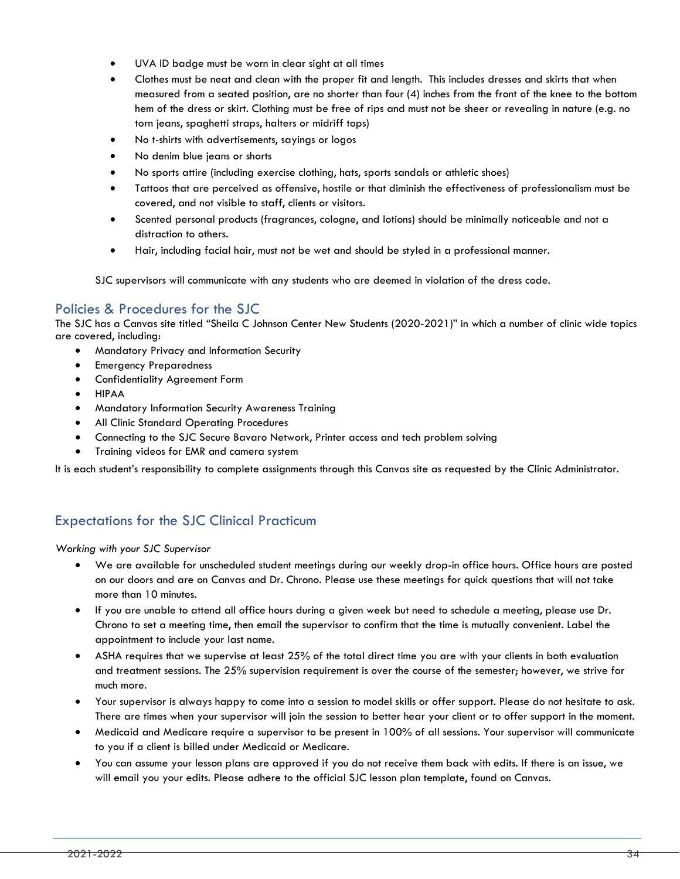- UVA ID badge must be worn in clear sight at all times
- Clothes must be neat and clean with the proper fit and length. This includes dresses and skirts that when measured from a seated position, are no shorter than four (4) inches from the front of the knee to the bottom hem of the dress or skirt. Clothing must be free of rips and must not be sheer or revealing in nature (e.g. no torn jeans, spaghetti straps, halters or midriff tops)
- No t-shirts with advertisements, sayings or logos
- No denim blue jeans or shorts
- No sports attire (including exercise clothing, hats, sports sandals or athletic shoes)
- Tattoos that are perceived as offensive, hostile or that diminish the effectiveness of professionalism must be covered, and not visible to staff, clients or visitors.
- Scented personal products (fragrances, cologne, and lotions) should be minimally noticeable and not a distraction to others.
- Hair, including facial hair, must not be wet and should be styled in a professional manner.

SJC supervisors will communicate with any students who are deemed in violation of the dress code.

## Policies & Procedures for the SJC

The SJC has a Canvas site titled "Sheila C Johnson Center New Students (2020-2021)" in which a number of clinic wide topics are covered, including:

- Mandatory Privacy and Information Security
- Emergency Preparedness
- Confidentiality Agreement Form
- HIPAA
- Mandatory Information Security Awareness Training
- All Clinic Standard Operating Procedures
- Connecting to the SJC Secure Bavaro Network, Printer access and tech problem solving
- Training videos for EMR and camera system

It is each student's responsibility to complete assignments through this Canvas site as requested by the Clinic Administrator.

## Expectations for the SJC Clinical Practicum

*Working with your SJC Supervisor*

- We are available for unscheduled student meetings during our weekly drop-in office hours. Office hours are posted on our doors and are on Canvas and Dr. Chrono. Please use these meetings for quick questions that will not take more than 10 minutes.
- If you are unable to attend all office hours during a given week but need to schedule a meeting, please use Dr. Chrono to set a meeting time, then email the supervisor to confirm that the time is mutually convenient. Label the appointment to include your last name.
- ASHA requires that we supervise at least 25% of the total direct time you are with your clients in both evaluation and treatment sessions. The 25% supervision requirement is over the course of the semester; however, we strive for much more.
- Your supervisor is always happy to come into a session to model skills or offer support. Please do not hesitate to ask. There are times when your supervisor will join the session to better hear your client or to offer support in the moment.
- Medicaid and Medicare require a supervisor to be present in 100% of all sessions. Your supervisor will communicate to you if a client is billed under Medicaid or Medicare.
- You can assume your lesson plans are approved if you do not receive them back with edits. If there is an issue, we will email you your edits. Please adhere to the official SJC lesson plan template, found on Canvas.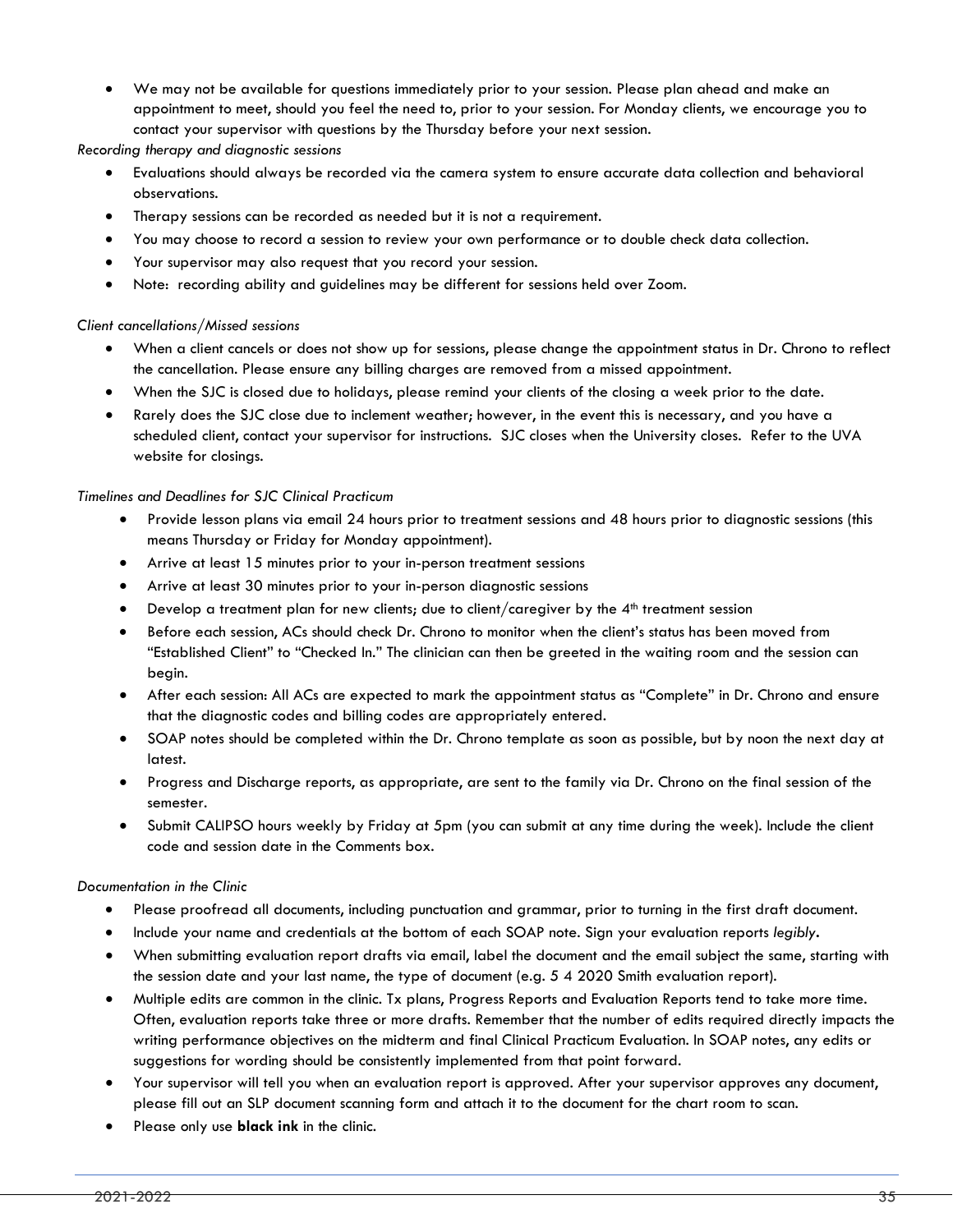- We may not be available for questions immediately prior to your session. Please plan ahead and make an appointment to meet, should you feel the need to, prior to your session. For Monday clients, we encourage you to contact your supervisor with questions by the Thursday before your next session.

*Recording therapy and diagnostic sessions*

- Evaluations should always be recorded via the camera system to ensure accurate data collection and behavioral observations.
- Therapy sessions can be recorded as needed but it is not a requirement.
- You may choose to record a session to review your own performance or to double check data collection.
- Your supervisor may also request that you record your session.
- Note: recording ability and guidelines may be different for sessions held over Zoom.

*Client cancellations/Missed sessions*

- When a client cancels or does not show up for sessions, please change the appointment status in Dr. Chrono to reflect the cancellation. Please ensure any billing charges are removed from a missed appointment.
- When the SJC is closed due to holidays, please remind your clients of the closing a week prior to the date.
- Rarely does the SJC close due to inclement weather; however, in the event this is necessary, and you have a scheduled client, contact your supervisor for instructions. SJC closes when the University closes. Refer to the UVA website for closings.

*Timelines and Deadlines for SJC Clinical Practicum*

- Provide lesson plans via email 24 hours prior to treatment sessions and 48 hours prior to diagnostic sessions (this means Thursday or Friday for Monday appointment).
- Arrive at least 15 minutes prior to your in-person treatment sessions
- Arrive at least 30 minutes prior to your in-person diagnostic sessions
- Develop a treatment plan for new clients; due to client/caregiver by the 4th treatment session
- Before each session, ACs should check Dr. Chrono to monitor when the client's status has been moved from "Established Client" to "Checked In." The clinician can then be greeted in the waiting room and the session can begin.
- After each session: All ACs are expected to mark the appointment status as "Complete" in Dr. Chrono and ensure that the diagnostic codes and billing codes are appropriately entered.
- SOAP notes should be completed within the Dr. Chrono template as soon as possible, but by noon the next day at latest.
- Progress and Discharge reports, as appropriate, are sent to the family via Dr. Chrono on the final session of the semester.
- Submit CALIPSO hours weekly by Friday at 5pm (you can submit at any time during the week). Include the client code and session date in the Comments box.

*Documentation in the Clinic*

- Please proofread all documents, including punctuation and grammar, prior to turning in the first draft document.
- Include your name and credentials at the bottom of each SOAP note. Sign your evaluation reports *legibly*.
- When submitting evaluation report drafts via email, label the document and the email subject the same, starting with the session date and your last name, the type of document (e.g. 5 4 2020 Smith evaluation report).
- Multiple edits are common in the clinic. Tx plans, Progress Reports and Evaluation Reports tend to take more time. Often, evaluation reports take three or more drafts. Remember that the number of edits required directly impacts the writing performance objectives on the midterm and final Clinical Practicum Evaluation. In SOAP notes, any edits or suggestions for wording should be consistently implemented from that point forward.
- Your supervisor will tell you when an evaluation report is approved. After your supervisor approves any document, please fill out an SLP document scanning form and attach it to the document for the chart room to scan.
- Please only use **black ink** in the clinic.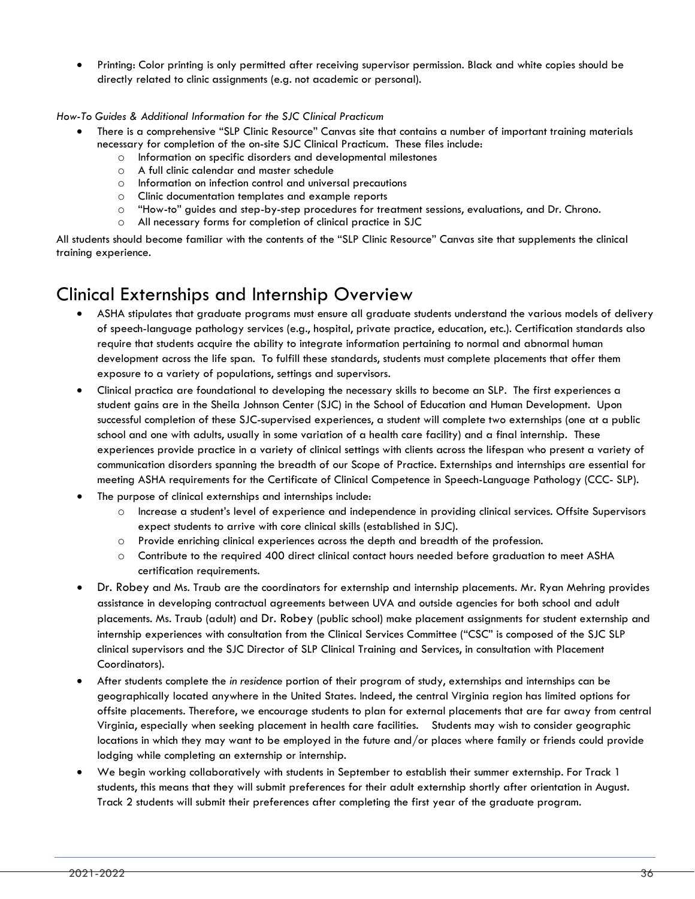- Printing: Color printing is only permitted after receiving supervisor permission. Black and white copies should be directly related to clinic assignments (e.g. not academic or personal).

*How-To Guides & Additional Information for the SJC Clinical Practicum*

- There is a comprehensive "SLP Clinic Resource" Canvas site that contains a number of important training materials necessary for completion of the on-site SJC Clinical Practicum. These files include:
  - Information on specific disorders and developmental milestones
  - A full clinic calendar and master schedule
  - Information on infection control and universal precautions
  - Clinic documentation templates and example reports
  - "How-to" guides and step-by-step procedures for treatment sessions, evaluations, and Dr. Chrono.
  - All necessary forms for completion of clinical practice in SJC

All students should become familiar with the contents of the "SLP Clinic Resource" Canvas site that supplements the clinical training experience.

# Clinical Externships and Internship Overview

- ASHA stipulates that graduate programs must ensure all graduate students understand the various models of delivery of speech-language pathology services (e.g., hospital, private practice, education, etc.). Certification standards also require that students acquire the ability to integrate information pertaining to normal and abnormal human development across the life span. To fulfill these standards, students must complete placements that offer them exposure to a variety of populations, settings and supervisors.
- Clinical practica are foundational to developing the necessary skills to become an SLP. The first experiences a student gains are in the Sheila Johnson Center (SJC) in the School of Education and Human Development. Upon successful completion of these SJC-supervised experiences, a student will complete two externships (one at a public school and one with adults, usually in some variation of a health care facility) and a final internship. These experiences provide practice in a variety of clinical settings with clients across the lifespan who present a variety of communication disorders spanning the breadth of our Scope of Practice. Externships and internships are essential for meeting ASHA requirements for the Certificate of Clinical Competence in Speech-Language Pathology (CCC- SLP).
- The purpose of clinical externships and internships include:
  - Increase a student's level of experience and independence in providing clinical services. Offsite Supervisors expect students to arrive with core clinical skills (established in SJC).
  - Provide enriching clinical experiences across the depth and breadth of the profession.
  - Contribute to the required 400 direct clinical contact hours needed before graduation to meet ASHA certification requirements.
- Dr. Robey and Ms. Traub are the coordinators for externship and internship placements. Mr. Ryan Mehring provides assistance in developing contractual agreements between UVA and outside agencies for both school and adult placements. Ms. Traub (adult) and Dr. Robey (public school) make placement assignments for student externship and internship experiences with consultation from the Clinical Services Committee ("CSC" is composed of the SJC SLP clinical supervisors and the SJC Director of SLP Clinical Training and Services, in consultation with Placement Coordinators).
- After students complete the *in residence* portion of their program of study, externships and internships can be geographically located anywhere in the United States. Indeed, the central Virginia region has limited options for offsite placements. Therefore, we encourage students to plan for external placements that are far away from central Virginia, especially when seeking placement in health care facilities. Students may wish to consider geographic locations in which they may want to be employed in the future and/or places where family or friends could provide lodging while completing an externship or internship.
- We begin working collaboratively with students in September to establish their summer externship. For Track 1 students, this means that they will submit preferences for their adult externship shortly after orientation in August. Track 2 students will submit their preferences after completing the first year of the graduate program.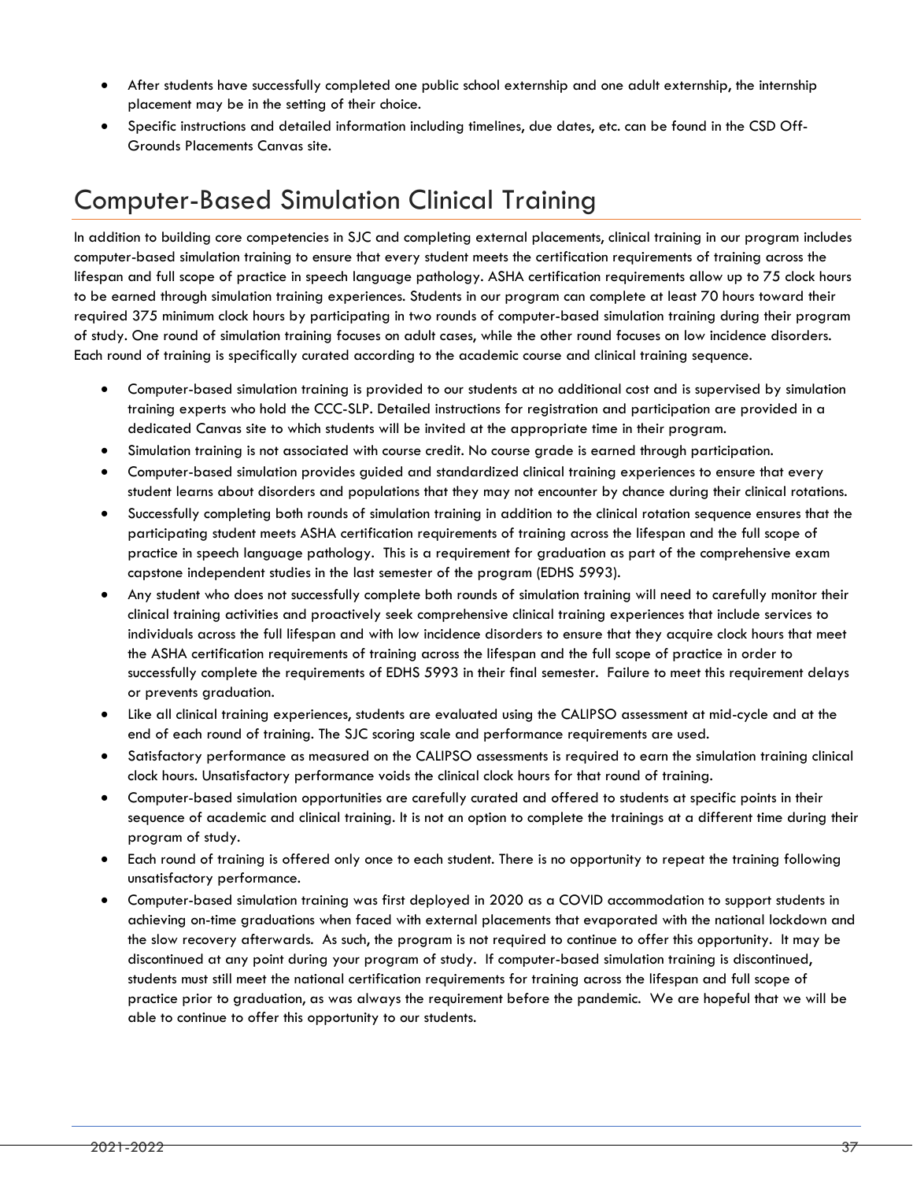- After students have successfully completed one public school externship and one adult externship, the internship placement may be in the setting of their choice.
- Specific instructions and detailed information including timelines, due dates, etc. can be found in the CSD Off-Grounds Placements Canvas site.

# Computer-Based Simulation Clinical Training

In addition to building core competencies in SJC and completing external placements, clinical training in our program includes computer-based simulation training to ensure that every student meets the certification requirements of training across the lifespan and full scope of practice in speech language pathology. ASHA certification requirements allow up to 75 clock hours to be earned through simulation training experiences. Students in our program can complete at least 70 hours toward their required 375 minimum clock hours by participating in two rounds of computer-based simulation training during their program of study. One round of simulation training focuses on adult cases, while the other round focuses on low incidence disorders. Each round of training is specifically curated according to the academic course and clinical training sequence.

- Computer-based simulation training is provided to our students at no additional cost and is supervised by simulation training experts who hold the CCC-SLP. Detailed instructions for registration and participation are provided in a dedicated Canvas site to which students will be invited at the appropriate time in their program.
- Simulation training is not associated with course credit. No course grade is earned through participation.
- Computer-based simulation provides guided and standardized clinical training experiences to ensure that every student learns about disorders and populations that they may not encounter by chance during their clinical rotations.
- Successfully completing both rounds of simulation training in addition to the clinical rotation sequence ensures that the participating student meets ASHA certification requirements of training across the lifespan and the full scope of practice in speech language pathology. This is a requirement for graduation as part of the comprehensive exam capstone independent studies in the last semester of the program (EDHS 5993).
- Any student who does not successfully complete both rounds of simulation training will need to carefully monitor their clinical training activities and proactively seek comprehensive clinical training experiences that include services to individuals across the full lifespan and with low incidence disorders to ensure that they acquire clock hours that meet the ASHA certification requirements of training across the lifespan and the full scope of practice in order to successfully complete the requirements of EDHS 5993 in their final semester. Failure to meet this requirement delays or prevents graduation.
- Like all clinical training experiences, students are evaluated using the CALIPSO assessment at mid-cycle and at the end of each round of training. The SJC scoring scale and performance requirements are used.
- Satisfactory performance as measured on the CALIPSO assessments is required to earn the simulation training clinical clock hours. Unsatisfactory performance voids the clinical clock hours for that round of training.
- Computer-based simulation opportunities are carefully curated and offered to students at specific points in their sequence of academic and clinical training. It is not an option to complete the trainings at a different time during their program of study.
- Each round of training is offered only once to each student. There is no opportunity to repeat the training following unsatisfactory performance.
- Computer-based simulation training was first deployed in 2020 as a COVID accommodation to support students in achieving on-time graduations when faced with external placements that evaporated with the national lockdown and the slow recovery afterwards. As such, the program is not required to continue to offer this opportunity. It may be discontinued at any point during your program of study. If computer-based simulation training is discontinued, students must still meet the national certification requirements for training across the lifespan and full scope of practice prior to graduation, as was always the requirement before the pandemic. We are hopeful that we will be able to continue to offer this opportunity to our students.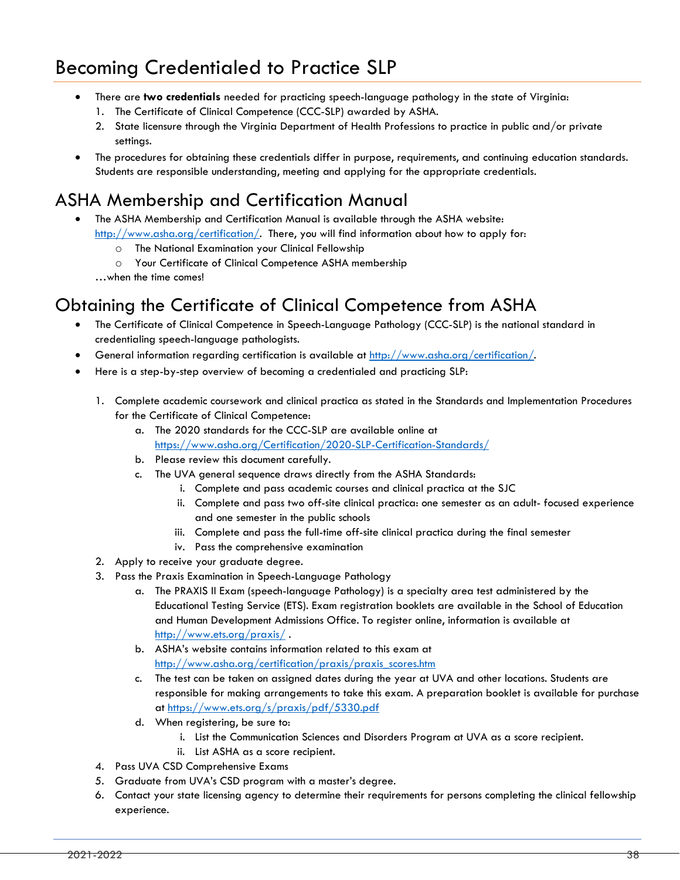# Becoming Credentialed to Practice SLP

- There are **two credentials** needed for practicing speech-language pathology in the state of Virginia:
  1. The Certificate of Clinical Competence (CCC-SLP) awarded by ASHA.
  2. State licensure through the Virginia Department of Health Professions to practice in public and/or private settings.
- The procedures for obtaining these credentials differ in purpose, requirements, and continuing education standards. Students are responsible understanding, meeting and applying for the appropriate credentials.

# ASHA Membership and Certification Manual

- The ASHA Membership and Certification Manual is available through the ASHA website: http://www.asha.org/certification/. There, you will find information about how to apply for:
  - The National Examination your Clinical Fellowship
  - Your Certificate of Clinical Competence ASHA membership

…when the time comes!

# Obtaining the Certificate of Clinical Competence from ASHA

- The Certificate of Clinical Competence in Speech-Language Pathology (CCC-SLP) is the national standard in credentialing speech-language pathologists.
- General information regarding certification is available at http://www.asha.org/certification/.
- Here is a step-by-step overview of becoming a credentialed and practicing SLP:

1. Complete academic coursework and clinical practica as stated in the Standards and Implementation Procedures for the Certificate of Clinical Competence:
   a. The 2020 standards for the CCC-SLP are available online at https://www.asha.org/Certification/2020-SLP-Certification-Standards/
   b. Please review this document carefully.
   c. The UVA general sequence draws directly from the ASHA Standards:
      i. Complete and pass academic courses and clinical practica at the SJC
      ii. Complete and pass two off-site clinical practica: one semester as an adult- focused experience and one semester in the public schools
      iii. Complete and pass the full-time off-site clinical practica during the final semester
      iv. Pass the comprehensive examination
2. Apply to receive your graduate degree.
3. Pass the Praxis Examination in Speech-Language Pathology
   a. The PRAXIS II Exam (speech-language Pathology) is a specialty area test administered by the Educational Testing Service (ETS). Exam registration booklets are available in the School of Education and Human Development Admissions Office. To register online, information is available at http://www.ets.org/praxis/ .
   b. ASHA's website contains information related to this exam at http://www.asha.org/certification/praxis/praxis_scores.htm
   c. The test can be taken on assigned dates during the year at UVA and other locations. Students are responsible for making arrangements to take this exam. A preparation booklet is available for purchase at https://www.ets.org/s/praxis/pdf/5330.pdf
   d. When registering, be sure to:
      i. List the Communication Sciences and Disorders Program at UVA as a score recipient.
      ii. List ASHA as a score recipient.
4. Pass UVA CSD Comprehensive Exams
5. Graduate from UVA's CSD program with a master's degree.
6. Contact your state licensing agency to determine their requirements for persons completing the clinical fellowship experience.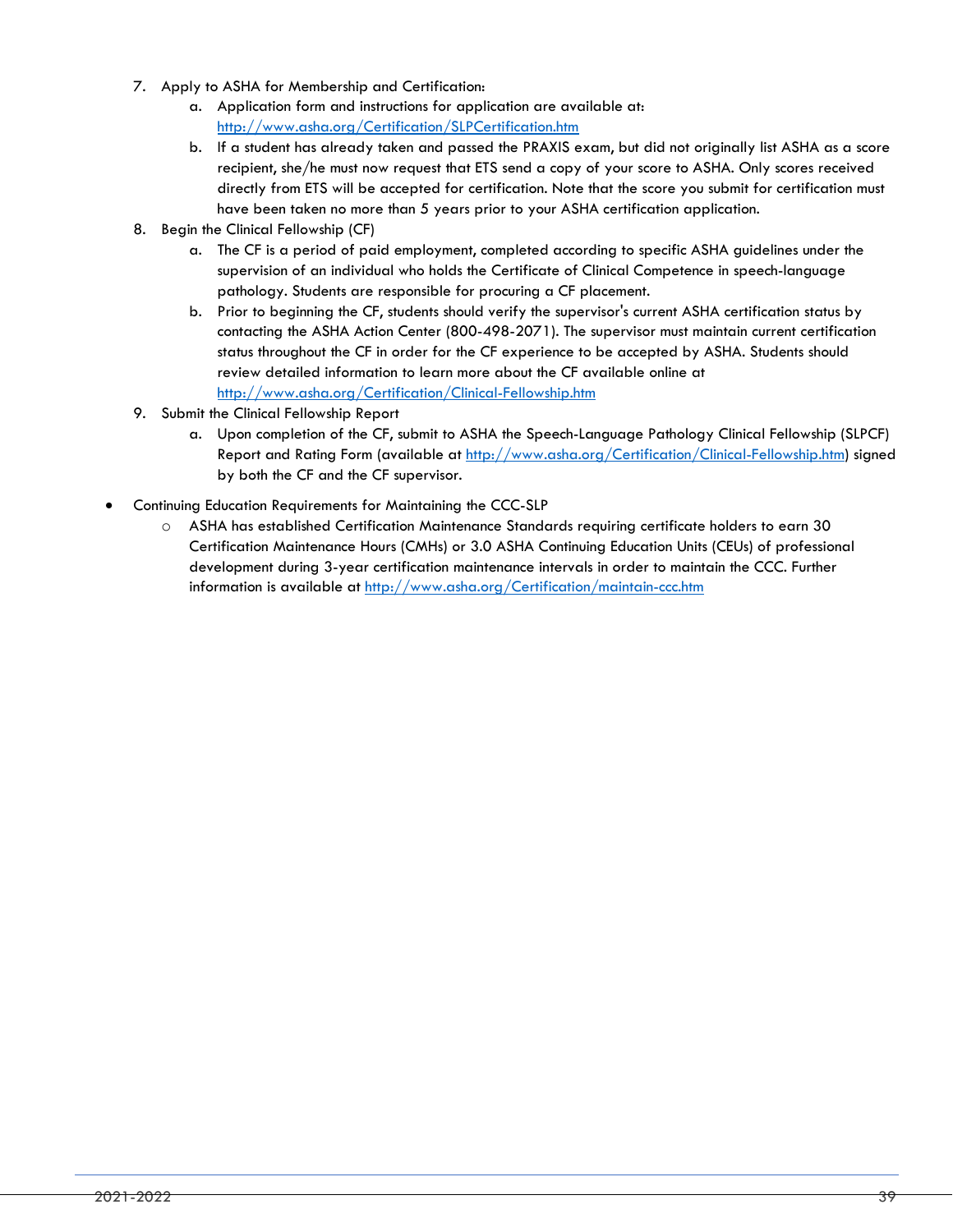7. Apply to ASHA for Membership and Certification:
    a. Application form and instructions for application are available at: http://www.asha.org/Certification/SLPCertification.htm
    b. If a student has already taken and passed the PRAXIS exam, but did not originally list ASHA as a score recipient, she/he must now request that ETS send a copy of your score to ASHA. Only scores received directly from ETS will be accepted for certification. Note that the score you submit for certification must have been taken no more than 5 years prior to your ASHA certification application.
8. Begin the Clinical Fellowship (CF)
    a. The CF is a period of paid employment, completed according to specific ASHA guidelines under the supervision of an individual who holds the Certificate of Clinical Competence in speech-language pathology. Students are responsible for procuring a CF placement.
    b. Prior to beginning the CF, students should verify the supervisor's current ASHA certification status by contacting the ASHA Action Center (800-498-2071). The supervisor must maintain current certification status throughout the CF in order for the CF experience to be accepted by ASHA. Students should review detailed information to learn more about the CF available online at http://www.asha.org/Certification/Clinical-Fellowship.htm
9. Submit the Clinical Fellowship Report
    a. Upon completion of the CF, submit to ASHA the Speech-Language Pathology Clinical Fellowship (SLPCF) Report and Rating Form (available at http://www.asha.org/Certification/Clinical-Fellowship.htm) signed by both the CF and the CF supervisor.

- Continuing Education Requirements for Maintaining the CCC-SLP
    - ASHA has established Certification Maintenance Standards requiring certificate holders to earn 30 Certification Maintenance Hours (CMHs) or 3.0 ASHA Continuing Education Units (CEUs) of professional development during 3-year certification maintenance intervals in order to maintain the CCC. Further information is available at http://www.asha.org/Certification/maintain-ccc.htm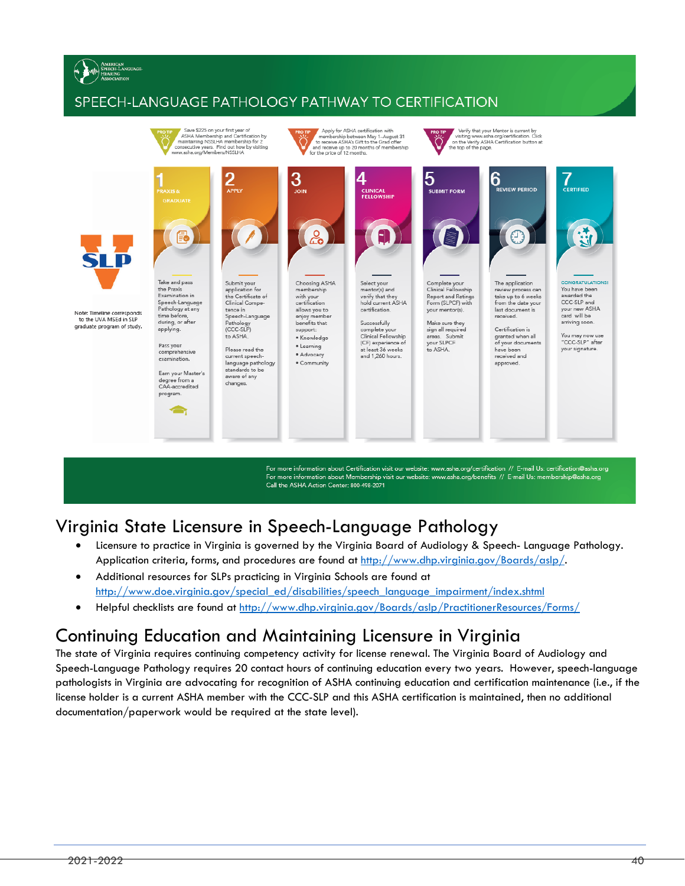AMERICAN SPEECH-LANGUAGE-HEARING ASSOCIATION

## SPEECH-LANGUAGE PATHOLOGY PATHWAY TO CERTIFICATION

PRO TIP: Save $225 on your first year of ASHA Membership and Certification by maintaining NSSLHA membership for 2 consecutive years. Find out how by visiting www.asha.org/Members/NSSLHA

PRO TIP: Apply for ASHA certification with membership between May 1–August 31 to receive ASHA's Gift to the Grad offer and receive up to 20 months of membership for the price of 12 months.

PRO TIP: Verify that your Mentor is current by visiting www.asha.org/certification. Click on the Verify ASHA Certification button at the top of the page.

SLP

Note: Timeline corresponds to the UVA MSEd in SLP graduate program of study.

**1 PRAXIS & GRADUATE**

Take and pass the Praxis Examination in Speech-Language Pathology at any time before, during, or after applying.

Pass your comprehensive examination.

Earn your Master's degree from a CAA-accredited program.

**2 APPLY**

Submit your application for the Certificate of Clinical Competence in Speech-Language Pathology (CCC-SLP) to ASHA.

Please read the current speech-language pathology standards to be aware of any changes.

**3 JOIN**

Choosing ASHA membership with your certification allows you to enjoy member benefits that support:

- Knowledge
- Learning
- Advocacy
- Community

**4 CLINICAL FELLOWSHIP**

Select your mentor(s) and verify that they hold current ASHA certification.

Successfully complete your Clinical Fellowship (CF) experience of at least 36 weeks and 1,260 hours.

**5 SUBMIT FORM**

Complete your Clinical Fellowship Report and Ratings Form (SLPCF) with your mentor(s).

Make sure they sign all required areas. Submit your SLPCF to ASHA.

**6 REVIEW PERIOD**

The application review process can take up to 6 weeks from the date your last document is received.

Certification is granted when all of your documents have been received and approved.

**7 CERTIFIED**

CONGRATULATIONS! You have been awarded the CCC-SLP and your new ASHA card will be arriving soon.

You may now use "CCC-SLP" after your signature.

For more information about Certification visit our website: www.asha.org/certification // E-mail Us: certification@asha.org
For more information about Membership visit our website: www.asha.org/benefits // E-mail Us: membership@asha.org
Call the ASHA Action Center: 800-498-2071

# Virginia State Licensure in Speech-Language Pathology

- Licensure to practice in Virginia is governed by the Virginia Board of Audiology & Speech- Language Pathology. Application criteria, forms, and procedures are found at http://www.dhp.virginia.gov/Boards/aslp/.
- Additional resources for SLPs practicing in Virginia Schools are found at http://www.doe.virginia.gov/special_ed/disabilities/speech_language_impairment/index.shtml
- Helpful checklists are found at http://www.dhp.virginia.gov/Boards/aslp/PractitionerResources/Forms/

# Continuing Education and Maintaining Licensure in Virginia

The state of Virginia requires continuing competency activity for license renewal. The Virginia Board of Audiology and Speech-Language Pathology requires 20 contact hours of continuing education every two years. However, speech-language pathologists in Virginia are advocating for recognition of ASHA continuing education and certification maintenance (i.e., if the license holder is a current ASHA member with the CCC-SLP and this ASHA certification is maintained, then no additional documentation/paperwork would be required at the state level).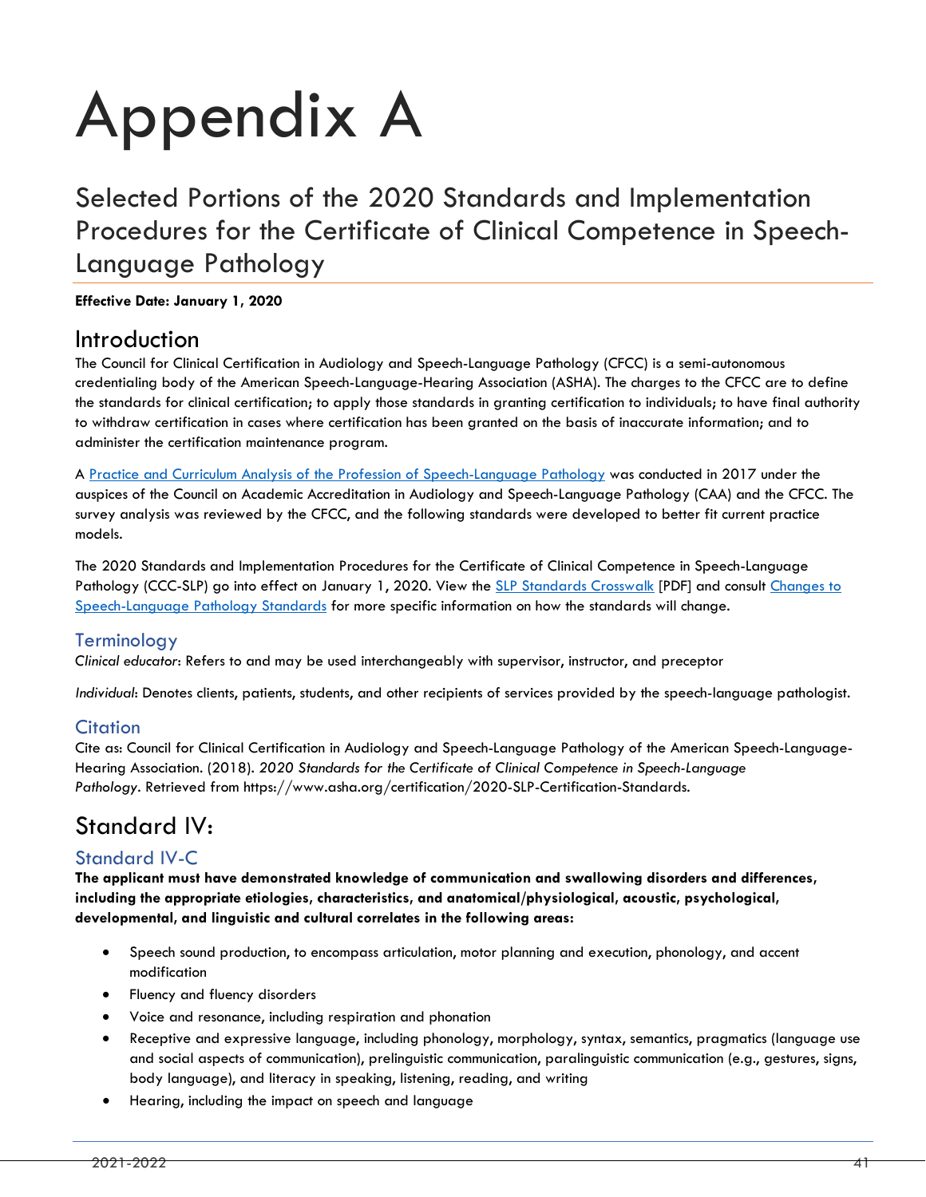# Appendix A

## Selected Portions of the 2020 Standards and Implementation Procedures for the Certificate of Clinical Competence in Speech-Language Pathology

**Effective Date: January 1, 2020**

## Introduction

The Council for Clinical Certification in Audiology and Speech-Language Pathology (CFCC) is a semi-autonomous credentialing body of the American Speech-Language-Hearing Association (ASHA). The charges to the CFCC are to define the standards for clinical certification; to apply those standards in granting certification to individuals; to have final authority to withdraw certification in cases where certification has been granted on the basis of inaccurate information; and to administer the certification maintenance program.

A [Practice and Curriculum Analysis of the Profession of Speech-Language Pathology](#) was conducted in 2017 under the auspices of the Council on Academic Accreditation in Audiology and Speech-Language Pathology (CAA) and the CFCC. The survey analysis was reviewed by the CFCC, and the following standards were developed to better fit current practice models.

The 2020 Standards and Implementation Procedures for the Certificate of Clinical Competence in Speech-Language Pathology (CCC-SLP) go into effect on January 1, 2020. View the [SLP Standards Crosswalk](#) [PDF] and consult [Changes to Speech-Language Pathology Standards](#) for more specific information on how the standards will change.

### Terminology

*Clinical educator*: Refers to and may be used interchangeably with supervisor, instructor, and preceptor

*Individual*: Denotes clients, patients, students, and other recipients of services provided by the speech-language pathologist.

### Citation

Cite as: Council for Clinical Certification in Audiology and Speech-Language Pathology of the American Speech-Language-Hearing Association. (2018). *2020 Standards for the Certificate of Clinical Competence in Speech-Language Pathology*. Retrieved from https://www.asha.org/certification/2020-SLP-Certification-Standards.

## Standard IV:

### Standard IV-C

**The applicant must have demonstrated knowledge of communication and swallowing disorders and differences, including the appropriate etiologies, characteristics, and anatomical/physiological, acoustic, psychological, developmental, and linguistic and cultural correlates in the following areas:**

- Speech sound production, to encompass articulation, motor planning and execution, phonology, and accent modification
- Fluency and fluency disorders
- Voice and resonance, including respiration and phonation
- Receptive and expressive language, including phonology, morphology, syntax, semantics, pragmatics (language use and social aspects of communication), prelinguistic communication, paralinguistic communication (e.g., gestures, signs, body language), and literacy in speaking, listening, reading, and writing
- Hearing, including the impact on speech and language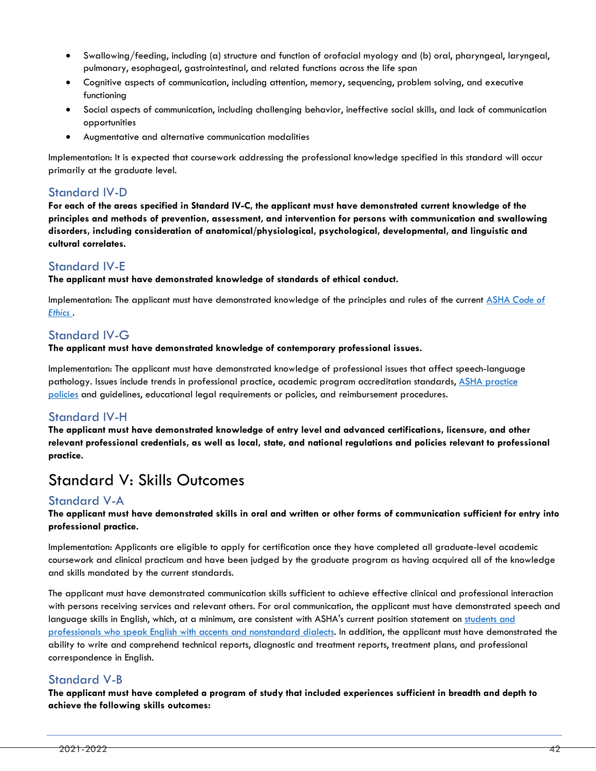- Swallowing/feeding, including (a) structure and function of orofacial myology and (b) oral, pharyngeal, laryngeal, pulmonary, esophageal, gastrointestinal, and related functions across the life span
- Cognitive aspects of communication, including attention, memory, sequencing, problem solving, and executive functioning
- Social aspects of communication, including challenging behavior, ineffective social skills, and lack of communication opportunities
- Augmentative and alternative communication modalities

Implementation: It is expected that coursework addressing the professional knowledge specified in this standard will occur primarily at the graduate level.

### Standard IV-D

**For each of the areas specified in Standard IV-C, the applicant must have demonstrated current knowledge of the principles and methods of prevention, assessment, and intervention for persons with communication and swallowing disorders, including consideration of anatomical/physiological, psychological, developmental, and linguistic and cultural correlates.**

### Standard IV-E

**The applicant must have demonstrated knowledge of standards of ethical conduct.**

Implementation: The applicant must have demonstrated knowledge of the principles and rules of the current [ASHA *Code of Ethics*](). 

### Standard IV-G

**The applicant must have demonstrated knowledge of contemporary professional issues.**

Implementation: The applicant must have demonstrated knowledge of professional issues that affect speech-language pathology. Issues include trends in professional practice, academic program accreditation standards, [ASHA practice policies]() and guidelines, educational legal requirements or policies, and reimbursement procedures.

### Standard IV-H

**The applicant must have demonstrated knowledge of entry level and advanced certifications, licensure, and other relevant professional credentials, as well as local, state, and national regulations and policies relevant to professional practice.**

## Standard V: Skills Outcomes

### Standard V-A

**The applicant must have demonstrated skills in oral and written or other forms of communication sufficient for entry into professional practice.**

Implementation: Applicants are eligible to apply for certification once they have completed all graduate-level academic coursework and clinical practicum and have been judged by the graduate program as having acquired all of the knowledge and skills mandated by the current standards.

The applicant must have demonstrated communication skills sufficient to achieve effective clinical and professional interaction with persons receiving services and relevant others. For oral communication, the applicant must have demonstrated speech and language skills in English, which, at a minimum, are consistent with ASHA's current position statement on [students and professionals who speak English with accents and nonstandard dialects](). In addition, the applicant must have demonstrated the ability to write and comprehend technical reports, diagnostic and treatment reports, treatment plans, and professional correspondence in English.

### Standard V-B

**The applicant must have completed a program of study that included experiences sufficient in breadth and depth to achieve the following skills outcomes:**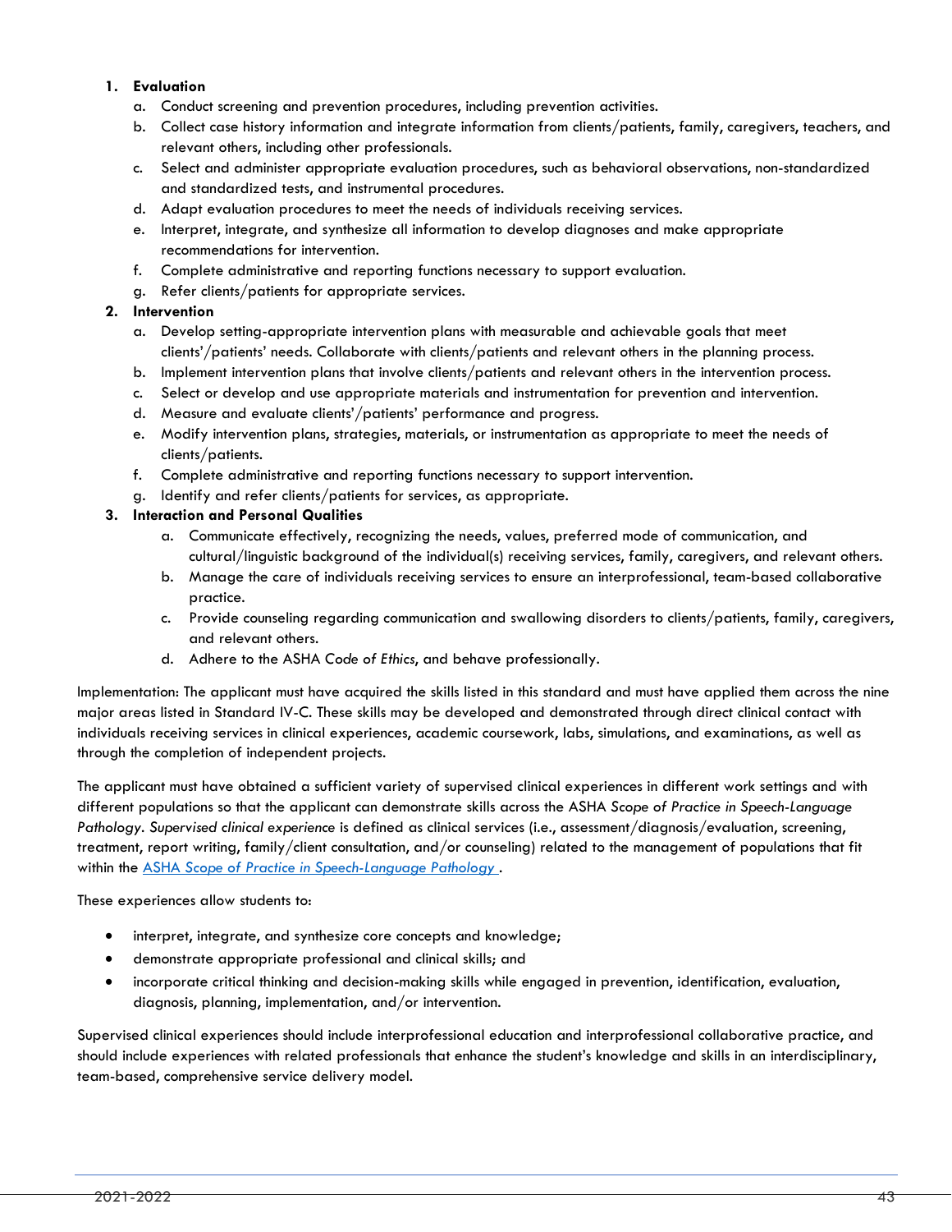1. **Evaluation**
   a. Conduct screening and prevention procedures, including prevention activities.
   b. Collect case history information and integrate information from clients/patients, family, caregivers, teachers, and relevant others, including other professionals.
   c. Select and administer appropriate evaluation procedures, such as behavioral observations, non-standardized and standardized tests, and instrumental procedures.
   d. Adapt evaluation procedures to meet the needs of individuals receiving services.
   e. Interpret, integrate, and synthesize all information to develop diagnoses and make appropriate recommendations for intervention.
   f. Complete administrative and reporting functions necessary to support evaluation.
   g. Refer clients/patients for appropriate services.
2. **Intervention**
   a. Develop setting-appropriate intervention plans with measurable and achievable goals that meet clients'/patients' needs. Collaborate with clients/patients and relevant others in the planning process.
   b. Implement intervention plans that involve clients/patients and relevant others in the intervention process.
   c. Select or develop and use appropriate materials and instrumentation for prevention and intervention.
   d. Measure and evaluate clients'/patients' performance and progress.
   e. Modify intervention plans, strategies, materials, or instrumentation as appropriate to meet the needs of clients/patients.
   f. Complete administrative and reporting functions necessary to support intervention.
   g. Identify and refer clients/patients for services, as appropriate.
3. **Interaction and Personal Qualities**
   a. Communicate effectively, recognizing the needs, values, preferred mode of communication, and cultural/linguistic background of the individual(s) receiving services, family, caregivers, and relevant others.
   b. Manage the care of individuals receiving services to ensure an interprofessional, team-based collaborative practice.
   c. Provide counseling regarding communication and swallowing disorders to clients/patients, family, caregivers, and relevant others.
   d. Adhere to the ASHA *Code of Ethics*, and behave professionally.

Implementation: The applicant must have acquired the skills listed in this standard and must have applied them across the nine major areas listed in Standard IV-C. These skills may be developed and demonstrated through direct clinical contact with individuals receiving services in clinical experiences, academic coursework, labs, simulations, and examinations, as well as through the completion of independent projects.

The applicant must have obtained a sufficient variety of supervised clinical experiences in different work settings and with different populations so that the applicant can demonstrate skills across the ASHA *Scope of Practice in Speech-Language Pathology*. *Supervised clinical experience* is defined as clinical services (i.e., assessment/diagnosis/evaluation, screening, treatment, report writing, family/client consultation, and/or counseling) related to the management of populations that fit within the ASHA *Scope of Practice in Speech-Language Pathology* .

These experiences allow students to:

- interpret, integrate, and synthesize core concepts and knowledge;
- demonstrate appropriate professional and clinical skills; and
- incorporate critical thinking and decision-making skills while engaged in prevention, identification, evaluation, diagnosis, planning, implementation, and/or intervention.

Supervised clinical experiences should include interprofessional education and interprofessional collaborative practice, and should include experiences with related professionals that enhance the student's knowledge and skills in an interdisciplinary, team-based, comprehensive service delivery model.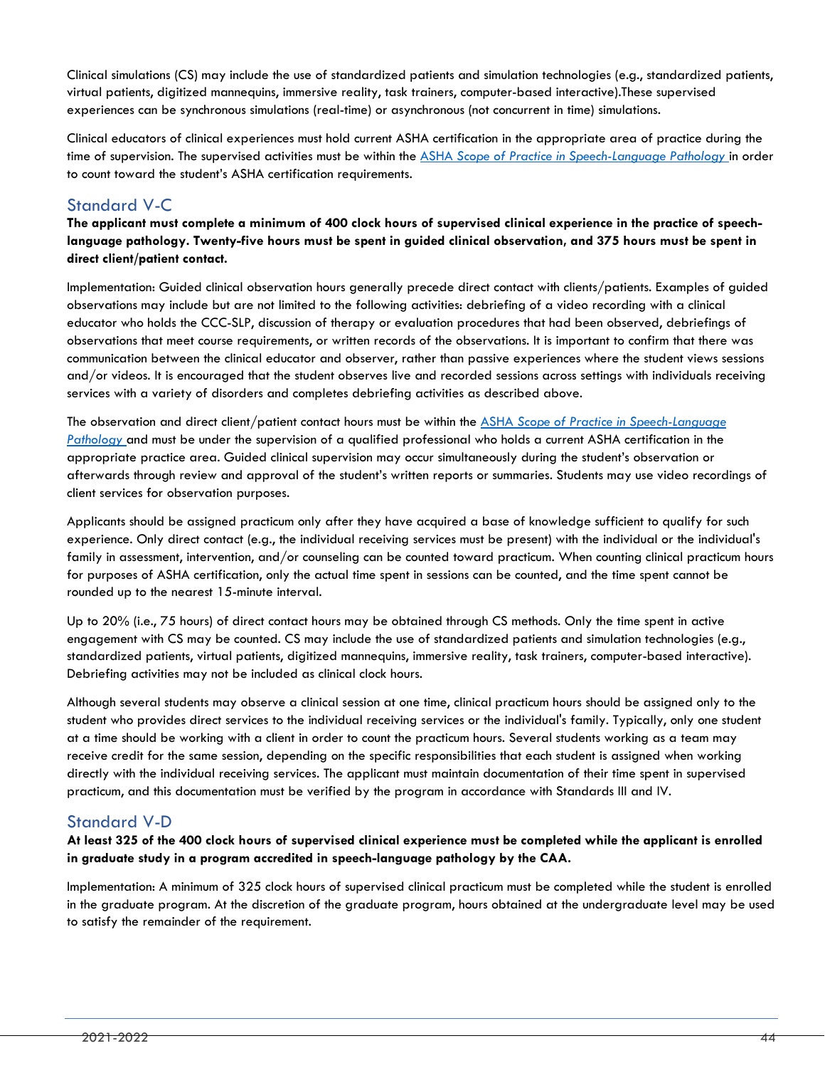Clinical simulations (CS) may include the use of standardized patients and simulation technologies (e.g., standardized patients, virtual patients, digitized mannequins, immersive reality, task trainers, computer-based interactive).These supervised experiences can be synchronous simulations (real-time) or asynchronous (not concurrent in time) simulations.

Clinical educators of clinical experiences must hold current ASHA certification in the appropriate area of practice during the time of supervision. The supervised activities must be within the [ASHA *Scope of Practice in Speech-Language Pathology*](#) in order to count toward the student's ASHA certification requirements.

## Standard V-C

**The applicant must complete a minimum of 400 clock hours of supervised clinical experience in the practice of speech-language pathology. Twenty-five hours must be spent in guided clinical observation, and 375 hours must be spent in direct client/patient contact.**

Implementation: Guided clinical observation hours generally precede direct contact with clients/patients. Examples of guided observations may include but are not limited to the following activities: debriefing of a video recording with a clinical educator who holds the CCC-SLP, discussion of therapy or evaluation procedures that had been observed, debriefings of observations that meet course requirements, or written records of the observations. It is important to confirm that there was communication between the clinical educator and observer, rather than passive experiences where the student views sessions and/or videos. It is encouraged that the student observes live and recorded sessions across settings with individuals receiving services with a variety of disorders and completes debriefing activities as described above.

The observation and direct client/patient contact hours must be within the [ASHA *Scope of Practice in Speech-Language Pathology*](#) and must be under the supervision of a qualified professional who holds a current ASHA certification in the appropriate practice area. Guided clinical supervision may occur simultaneously during the student's observation or afterwards through review and approval of the student's written reports or summaries. Students may use video recordings of client services for observation purposes.

Applicants should be assigned practicum only after they have acquired a base of knowledge sufficient to qualify for such experience. Only direct contact (e.g., the individual receiving services must be present) with the individual or the individual's family in assessment, intervention, and/or counseling can be counted toward practicum. When counting clinical practicum hours for purposes of ASHA certification, only the actual time spent in sessions can be counted, and the time spent cannot be rounded up to the nearest 15-minute interval.

Up to 20% (i.e., 75 hours) of direct contact hours may be obtained through CS methods. Only the time spent in active engagement with CS may be counted. CS may include the use of standardized patients and simulation technologies (e.g., standardized patients, virtual patients, digitized mannequins, immersive reality, task trainers, computer-based interactive). Debriefing activities may not be included as clinical clock hours.

Although several students may observe a clinical session at one time, clinical practicum hours should be assigned only to the student who provides direct services to the individual receiving services or the individual's family. Typically, only one student at a time should be working with a client in order to count the practicum hours. Several students working as a team may receive credit for the same session, depending on the specific responsibilities that each student is assigned when working directly with the individual receiving services. The applicant must maintain documentation of their time spent in supervised practicum, and this documentation must be verified by the program in accordance with Standards III and IV.

## Standard V-D

**At least 325 of the 400 clock hours of supervised clinical experience must be completed while the applicant is enrolled in graduate study in a program accredited in speech-language pathology by the CAA.**

Implementation: A minimum of 325 clock hours of supervised clinical practicum must be completed while the student is enrolled in the graduate program. At the discretion of the graduate program, hours obtained at the undergraduate level may be used to satisfy the remainder of the requirement.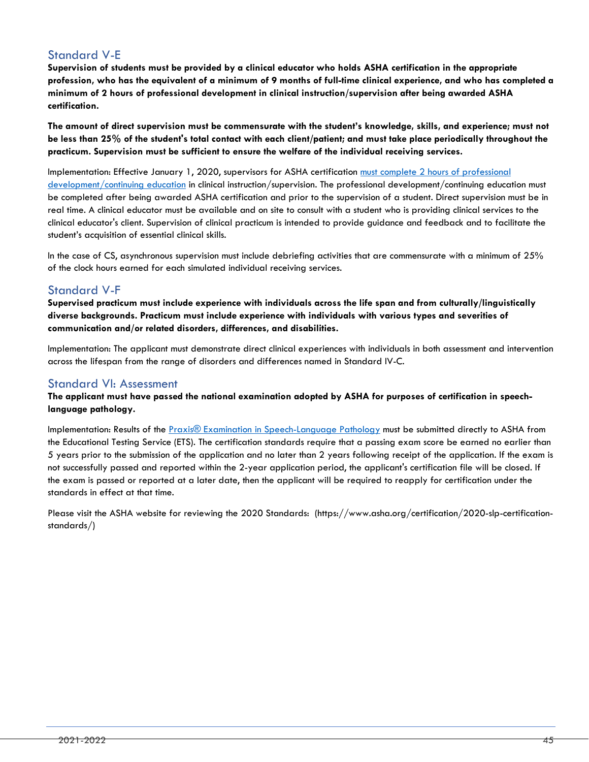## Standard V-E

**Supervision of students must be provided by a clinical educator who holds ASHA certification in the appropriate profession, who has the equivalent of a minimum of 9 months of full-time clinical experience, and who has completed a minimum of 2 hours of professional development in clinical instruction/supervision after being awarded ASHA certification.**

**The amount of direct supervision must be commensurate with the student's knowledge, skills, and experience; must not be less than 25% of the student's total contact with each client/patient; and must take place periodically throughout the practicum. Supervision must be sufficient to ensure the welfare of the individual receiving services.**

Implementation: Effective January 1, 2020, supervisors for ASHA certification must complete 2 hours of professional development/continuing education in clinical instruction/supervision. The professional development/continuing education must be completed after being awarded ASHA certification and prior to the supervision of a student. Direct supervision must be in real time. A clinical educator must be available and on site to consult with a student who is providing clinical services to the clinical educator's client. Supervision of clinical practicum is intended to provide guidance and feedback and to facilitate the student's acquisition of essential clinical skills.

In the case of CS, asynchronous supervision must include debriefing activities that are commensurate with a minimum of 25% of the clock hours earned for each simulated individual receiving services.

## Standard V-F

**Supervised practicum must include experience with individuals across the life span and from culturally/linguistically diverse backgrounds. Practicum must include experience with individuals with various types and severities of communication and/or related disorders, differences, and disabilities.**

Implementation: The applicant must demonstrate direct clinical experiences with individuals in both assessment and intervention across the lifespan from the range of disorders and differences named in Standard IV-C.

## Standard VI: Assessment

**The applicant must have passed the national examination adopted by ASHA for purposes of certification in speech-language pathology.**

Implementation: Results of the Praxis® Examination in Speech-Language Pathology must be submitted directly to ASHA from the Educational Testing Service (ETS). The certification standards require that a passing exam score be earned no earlier than 5 years prior to the submission of the application and no later than 2 years following receipt of the application. If the exam is not successfully passed and reported within the 2-year application period, the applicant's certification file will be closed. If the exam is passed or reported at a later date, then the applicant will be required to reapply for certification under the standards in effect at that time.

Please visit the ASHA website for reviewing the 2020 Standards: (https://www.asha.org/certification/2020-slp-certification-standards/)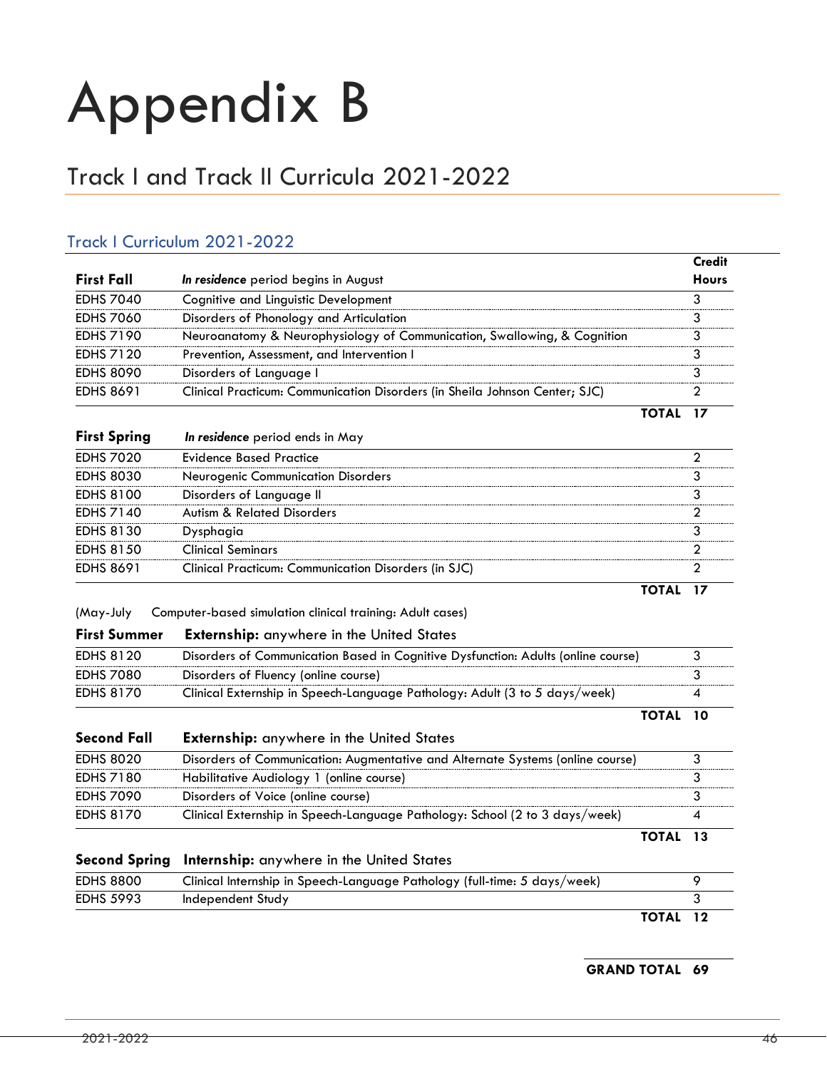# Appendix B

## Track I and Track II Curricula 2021-2022

### Track I Curriculum 2021-2022

| **First Fall** | ***In residence*** **period begins in August** | **Credit Hours** |
|---|---|---|
| EDHS 7040 | Cognitive and Linguistic Development | 3 |
| EDHS 7060 | Disorders of Phonology and Articulation | 3 |
| EDHS 7190 | Neuroanatomy & Neurophysiology of Communication, Swallowing, & Cognition | 3 |
| EDHS 7120 | Prevention, Assessment, and Intervention I | 3 |
| EDHS 8090 | Disorders of Language I | 3 |
| EDHS 8691 | Clinical Practicum: Communication Disorders (in Sheila Johnson Center; SJC) | 2 |
| | **TOTAL** | **17** |
| **First Spring** | ***In residence*** period ends in May | |
| EDHS 7020 | Evidence Based Practice | 2 |
| EDHS 8030 | Neurogenic Communication Disorders | 3 |
| EDHS 8100 | Disorders of Language II | 3 |
| EDHS 7140 | Autism & Related Disorders | 2 |
| EDHS 8130 | Dysphagia | 3 |
| EDHS 8150 | Clinical Seminars | 2 |
| EDHS 8691 | Clinical Practicum: Communication Disorders (in SJC) | 2 |
| | **TOTAL** | **17** |
| (May-July | Computer-based simulation clinical training: Adult cases) | |
| **First Summer** | **Externship:** anywhere in the United States | |
| EDHS 8120 | Disorders of Communication Based in Cognitive Dysfunction: Adults (online course) | 3 |
| EDHS 7080 | Disorders of Fluency (online course) | 3 |
| EDHS 8170 | Clinical Externship in Speech-Language Pathology: Adult (3 to 5 days/week) | 4 |
| | **TOTAL** | **10** |
| **Second Fall** | **Externship:** anywhere in the United States | |
| EDHS 8020 | Disorders of Communication: Augmentative and Alternate Systems (online course) | 3 |
| EDHS 7180 | Habilitative Audiology 1 (online course) | 3 |
| EDHS 7090 | Disorders of Voice (online course) | 3 |
| EDHS 8170 | Clinical Externship in Speech-Language Pathology: School (2 to 3 days/week) | 4 |
| | **TOTAL** | **13** |
| **Second Spring** | **Internship:** anywhere in the United States | |
| EDHS 8800 | Clinical Internship in Speech-Language Pathology (full-time: 5 days/week) | 9 |
| EDHS 5993 | Independent Study | 3 |
| | **TOTAL** | **12** |

**GRAND TOTAL 69**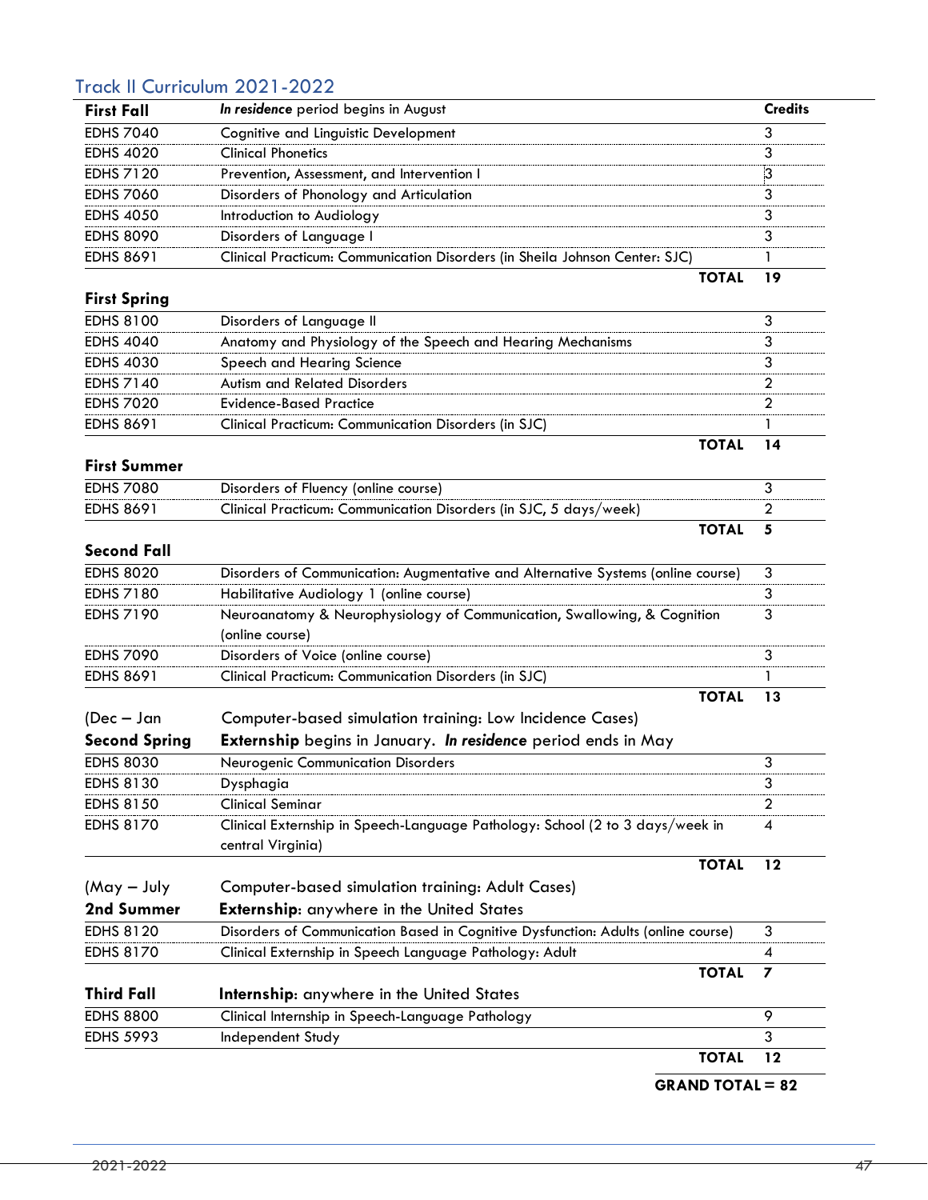## Track II Curriculum 2021-2022

| **First Fall** | ***In residence*** period begins in August | **Credits** |
|---|---|---|
| EDHS 7040 | Cognitive and Linguistic Development | 3 |
| EDHS 4020 | Clinical Phonetics | 3 |
| EDHS 7120 | Prevention, Assessment, and Intervention I | 3 |
| EDHS 7060 | Disorders of Phonology and Articulation | 3 |
| EDHS 4050 | Introduction to Audiology | 3 |
| EDHS 8090 | Disorders of Language I | 3 |
| EDHS 8691 | Clinical Practicum: Communication Disorders (in Sheila Johnson Center: SJC) | 1 |
| | **TOTAL** | **19** |
| **First Spring** | | |
| EDHS 8100 | Disorders of Language II | 3 |
| EDHS 4040 | Anatomy and Physiology of the Speech and Hearing Mechanisms | 3 |
| EDHS 4030 | Speech and Hearing Science | 3 |
| EDHS 7140 | Autism and Related Disorders | 2 |
| EDHS 7020 | Evidence-Based Practice | 2 |
| EDHS 8691 | Clinical Practicum: Communication Disorders (in SJC) | 1 |
| | **TOTAL** | **14** |
| **First Summer** | | |
| EDHS 7080 | Disorders of Fluency (online course) | 3 |
| EDHS 8691 | Clinical Practicum: Communication Disorders (in SJC, 5 days/week) | 2 |
| | **TOTAL** | **5** |
| **Second Fall** | | |
| EDHS 8020 | Disorders of Communication: Augmentative and Alternative Systems (online course) | 3 |
| EDHS 7180 | Habilitative Audiology 1 (online course) | 3 |
| EDHS 7190 | Neuroanatomy & Neurophysiology of Communication, Swallowing, & Cognition (online course) | 3 |
| EDHS 7090 | Disorders of Voice (online course) | 3 |
| EDHS 8691 | Clinical Practicum: Communication Disorders (in SJC) | 1 |
| | **TOTAL** | **13** |
| (Dec – Jan | Computer-based simulation training: Low Incidence Cases) | |
| **Second Spring** | **Externship** begins in January. ***In residence*** period ends in May | |
| EDHS 8030 | Neurogenic Communication Disorders | 3 |
| EDHS 8130 | Dysphagia | 3 |
| EDHS 8150 | Clinical Seminar | 2 |
| EDHS 8170 | Clinical Externship in Speech-Language Pathology: School (2 to 3 days/week in central Virginia) | 4 |
| | **TOTAL** | **12** |
| (May – July | Computer-based simulation training: Adult Cases) | |
| **2nd Summer** | **Externship**: anywhere in the United States | |
| EDHS 8120 | Disorders of Communication Based in Cognitive Dysfunction: Adults (online course) | 3 |
| EDHS 8170 | Clinical Externship in Speech Language Pathology: Adult | 4 |
| | **TOTAL** | **7** |
| **Third Fall** | **Internship**: anywhere in the United States | |
| EDHS 8800 | Clinical Internship in Speech-Language Pathology | 9 |
| EDHS 5993 | Independent Study | 3 |
| | **TOTAL** | **12** |

**GRAND TOTAL = 82**